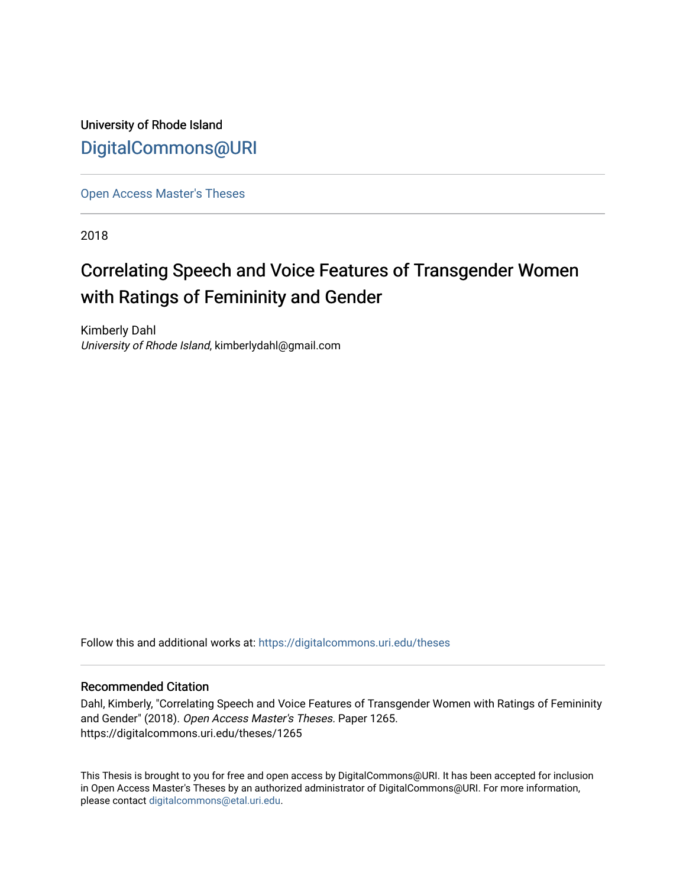University of Rhode Island

DigitalCommons@URI

Open Access Master's Theses

2018

# Correlating Speech and Voice Features of Transgender Women with Ratings of Femininity and Gender

Kimberly Dahl
*University of Rhode Island*, kimberlydahl@gmail.com

Follow this and additional works at: https://digitalcommons.uri.edu/theses

## Recommended Citation

Dahl, Kimberly, "Correlating Speech and Voice Features of Transgender Women with Ratings of Femininity and Gender" (2018). *Open Access Master's Theses.* Paper 1265.
https://digitalcommons.uri.edu/theses/1265

This Thesis is brought to you for free and open access by DigitalCommons@URI. It has been accepted for inclusion in Open Access Master's Theses by an authorized administrator of DigitalCommons@URI. For more information, please contact digitalcommons@etal.uri.edu.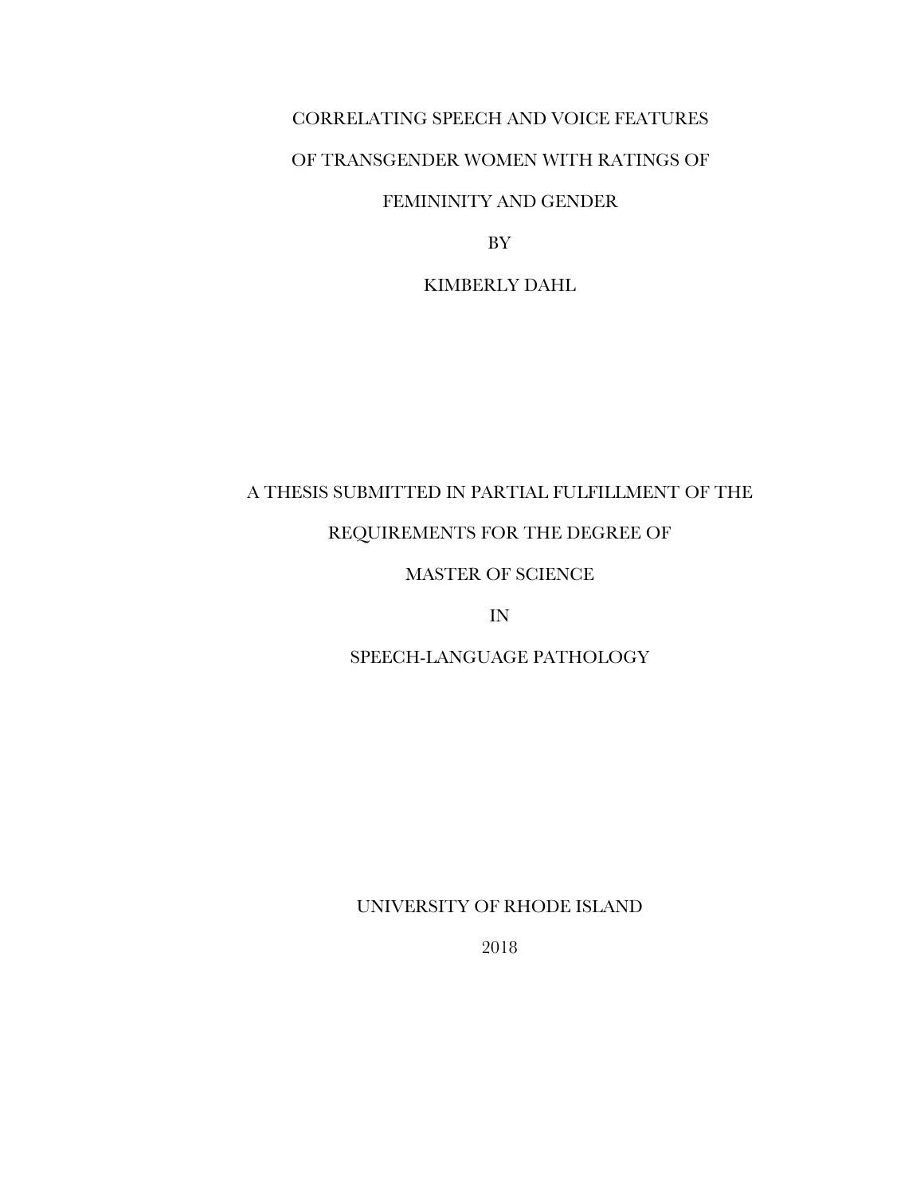# CORRELATING SPEECH AND VOICE FEATURES OF TRANSGENDER WOMEN WITH RATINGS OF FEMININITY AND GENDER

BY

KIMBERLY DAHL

A THESIS SUBMITTED IN PARTIAL FULFILLMENT OF THE

REQUIREMENTS FOR THE DEGREE OF

MASTER OF SCIENCE

IN

SPEECH-LANGUAGE PATHOLOGY

UNIVERSITY OF RHODE ISLAND

2018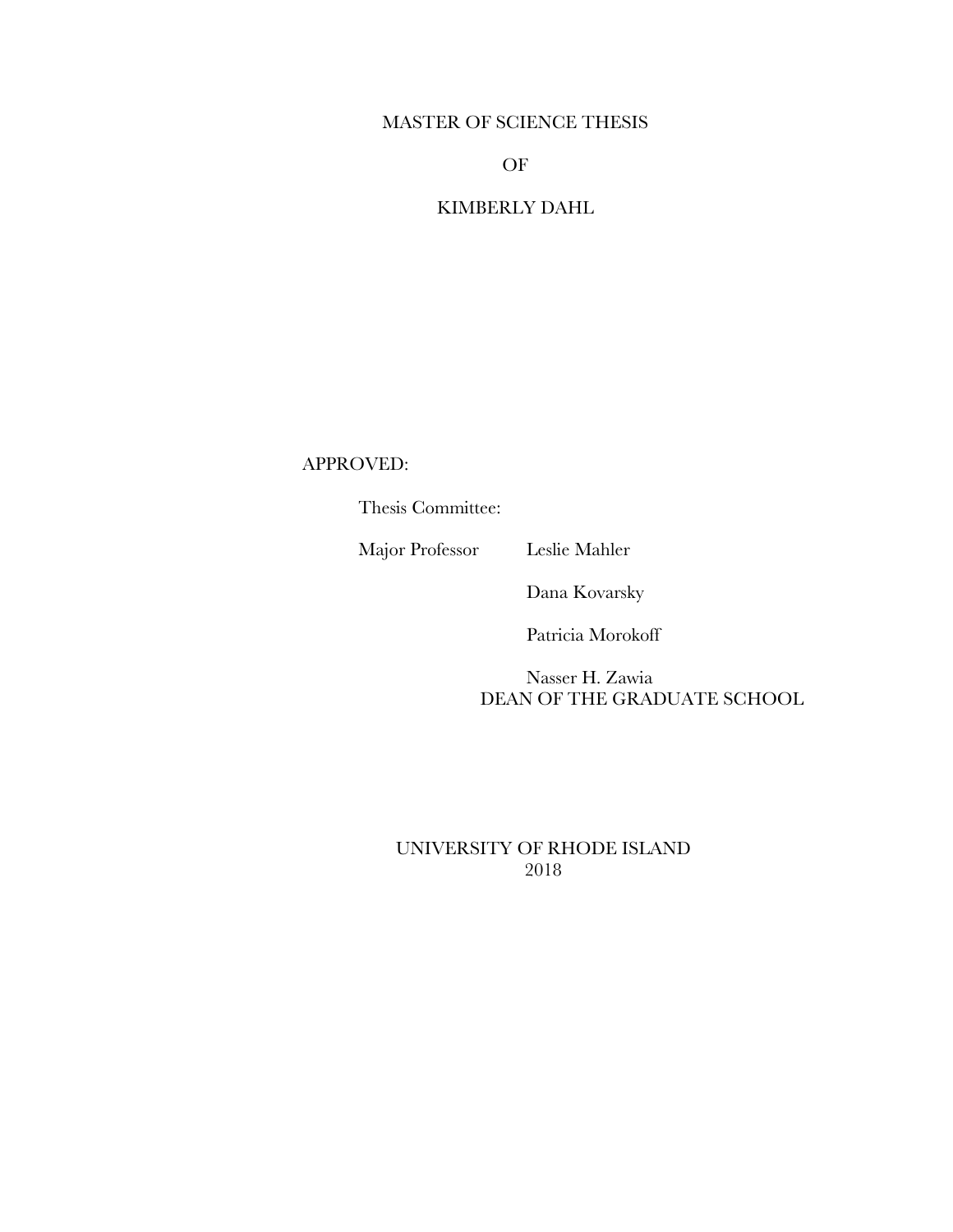MASTER OF SCIENCE THESIS

OF

KIMBERLY DAHL

APPROVED:

Thesis Committee:

Major Professor Leslie Mahler

Dana Kovarsky

Patricia Morokoff

Nasser H. Zawia
DEAN OF THE GRADUATE SCHOOL

UNIVERSITY OF RHODE ISLAND
2018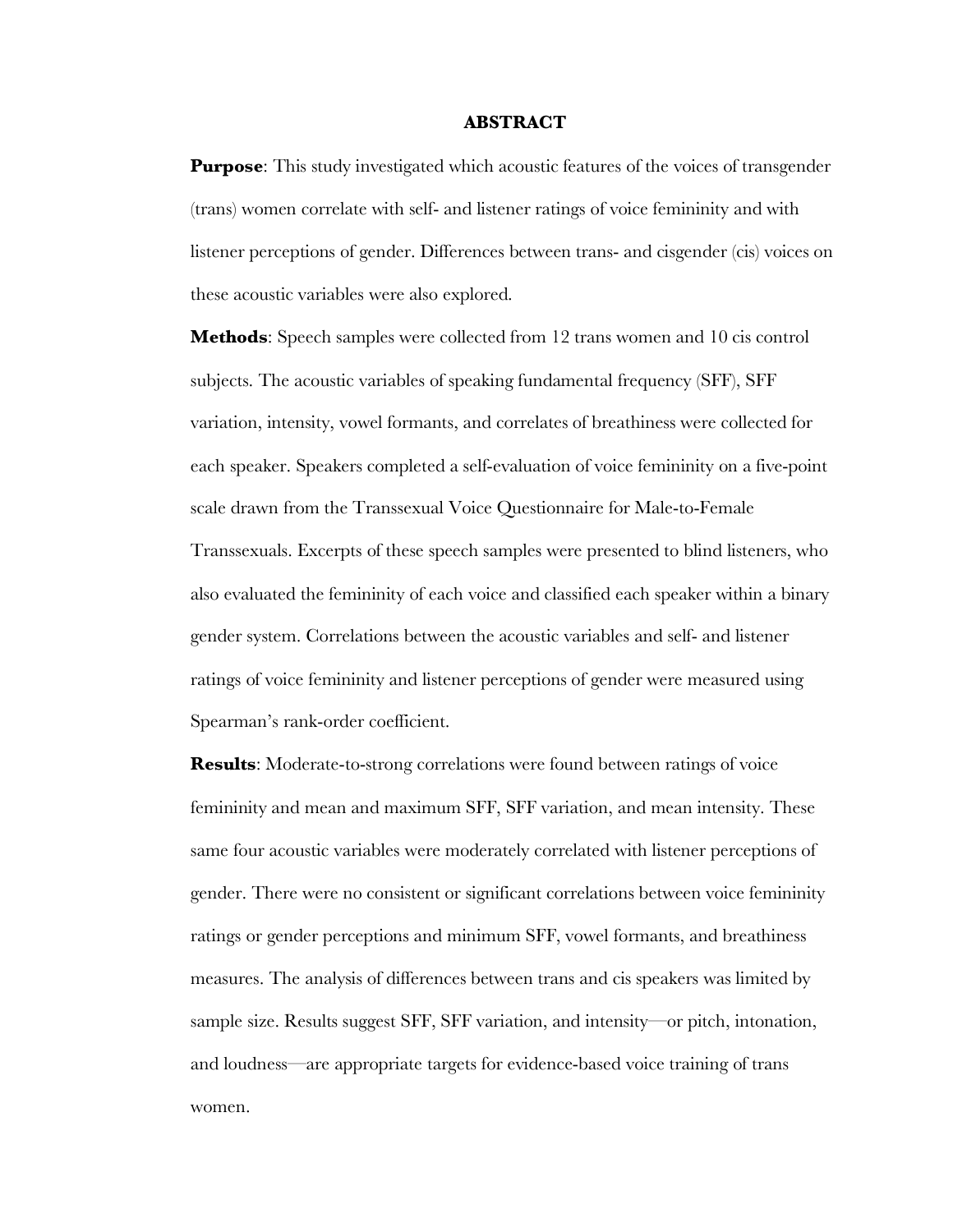# ABSTRACT

**Purpose**: This study investigated which acoustic features of the voices of transgender (trans) women correlate with self- and listener ratings of voice femininity and with listener perceptions of gender. Differences between trans- and cisgender (cis) voices on these acoustic variables were also explored.

**Methods**: Speech samples were collected from 12 trans women and 10 cis control subjects. The acoustic variables of speaking fundamental frequency (SFF), SFF variation, intensity, vowel formants, and correlates of breathiness were collected for each speaker. Speakers completed a self-evaluation of voice femininity on a five-point scale drawn from the Transsexual Voice Questionnaire for Male-to-Female Transsexuals. Excerpts of these speech samples were presented to blind listeners, who also evaluated the femininity of each voice and classified each speaker within a binary gender system. Correlations between the acoustic variables and self- and listener ratings of voice femininity and listener perceptions of gender were measured using Spearman's rank-order coefficient.

**Results**: Moderate-to-strong correlations were found between ratings of voice femininity and mean and maximum SFF, SFF variation, and mean intensity. These same four acoustic variables were moderately correlated with listener perceptions of gender. There were no consistent or significant correlations between voice femininity ratings or gender perceptions and minimum SFF, vowel formants, and breathiness measures. The analysis of differences between trans and cis speakers was limited by sample size. Results suggest SFF, SFF variation, and intensity—or pitch, intonation, and loudness—are appropriate targets for evidence-based voice training of trans women.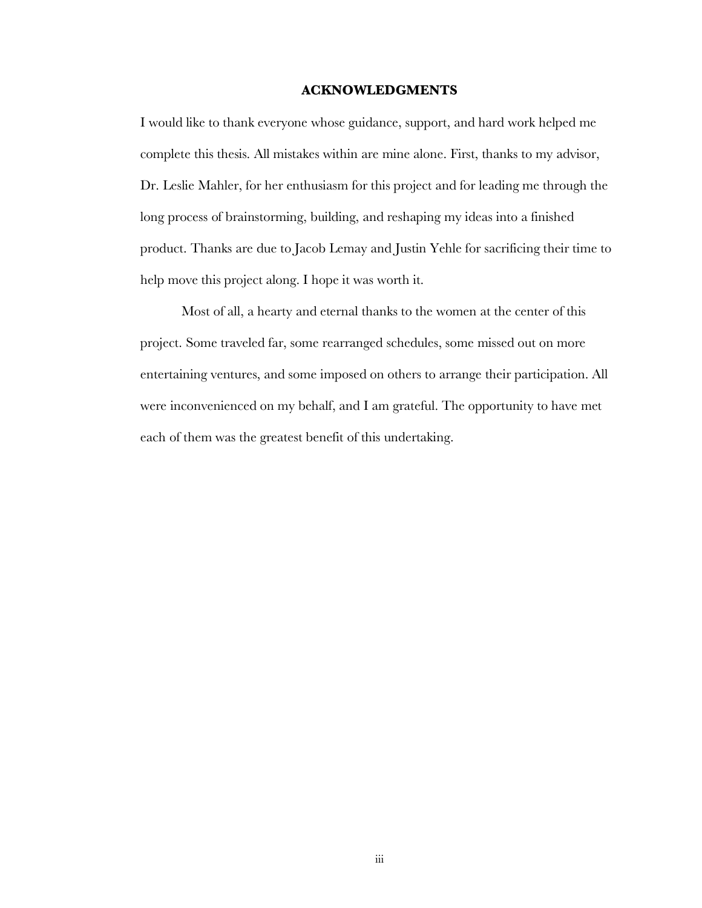## ACKNOWLEDGMENTS

I would like to thank everyone whose guidance, support, and hard work helped me complete this thesis. All mistakes within are mine alone. First, thanks to my advisor, Dr. Leslie Mahler, for her enthusiasm for this project and for leading me through the long process of brainstorming, building, and reshaping my ideas into a finished product. Thanks are due to Jacob Lemay and Justin Yehle for sacrificing their time to help move this project along. I hope it was worth it.

Most of all, a hearty and eternal thanks to the women at the center of this project. Some traveled far, some rearranged schedules, some missed out on more entertaining ventures, and some imposed on others to arrange their participation. All were inconvenienced on my behalf, and I am grateful. The opportunity to have met each of them was the greatest benefit of this undertaking.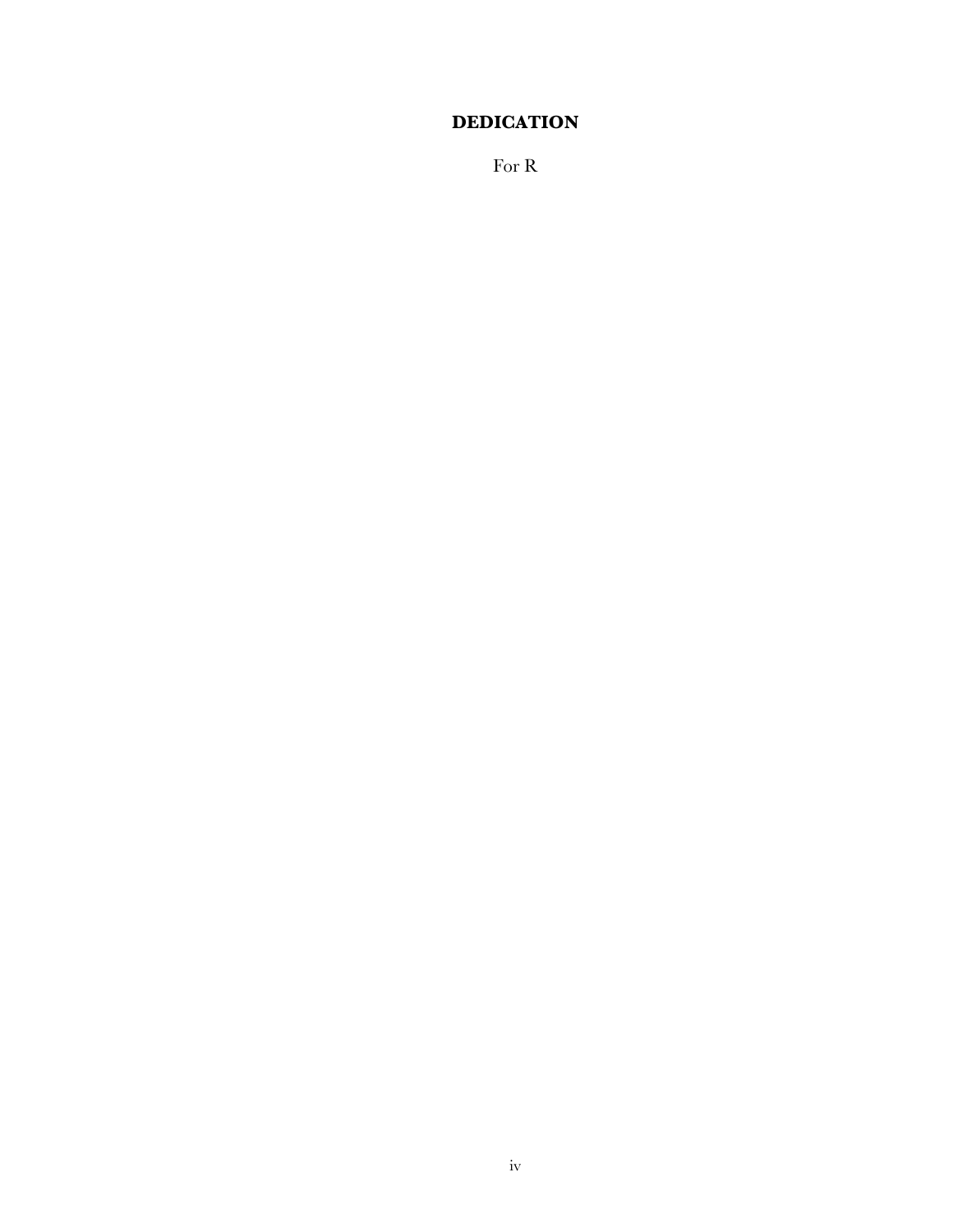# DEDICATION

For R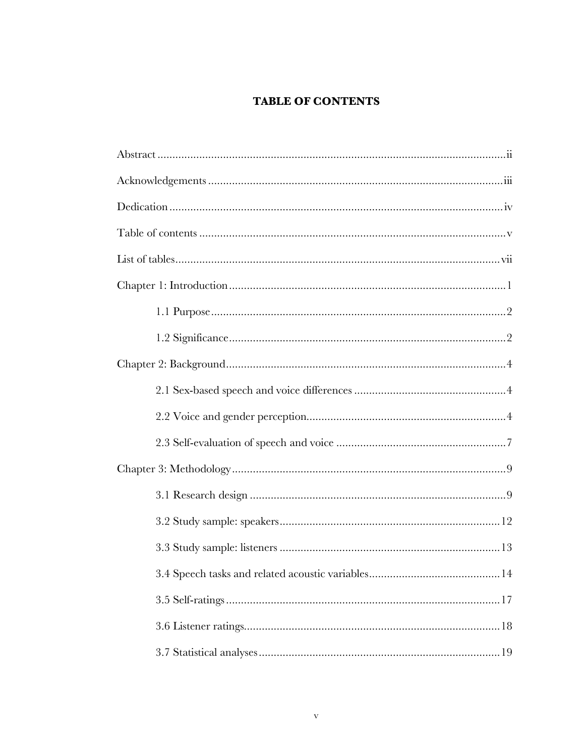# TABLE OF CONTENTS

Abstract .................................................................................................................ii

Acknowledgements ..................................................................................................iii

Dedication ..............................................................................................................iv

Table of contents ......................................................................................................v

List of tables ..........................................................................................................vii

Chapter 1: Introduction ...........................................................................................1

- 1.1 Purpose ...................................................................................................2
- 1.2 Significance .............................................................................................2

Chapter 2: Background ............................................................................................4

- 2.1 Sex-based speech and voice differences ...................................................4
- 2.2 Voice and gender perception ...................................................................4
- 2.3 Self-evaluation of speech and voice .........................................................7

Chapter 3: Methodology ...........................................................................................9

- 3.1 Research design .......................................................................................9
- 3.2 Study sample: speakers ..........................................................................12
- 3.3 Study sample: listeners ..........................................................................13
- 3.4 Speech tasks and related acoustic variables ............................................14
- 3.5 Self-ratings ............................................................................................17
- 3.6 Listener ratings ......................................................................................18
- 3.7 Statistical analyses .................................................................................19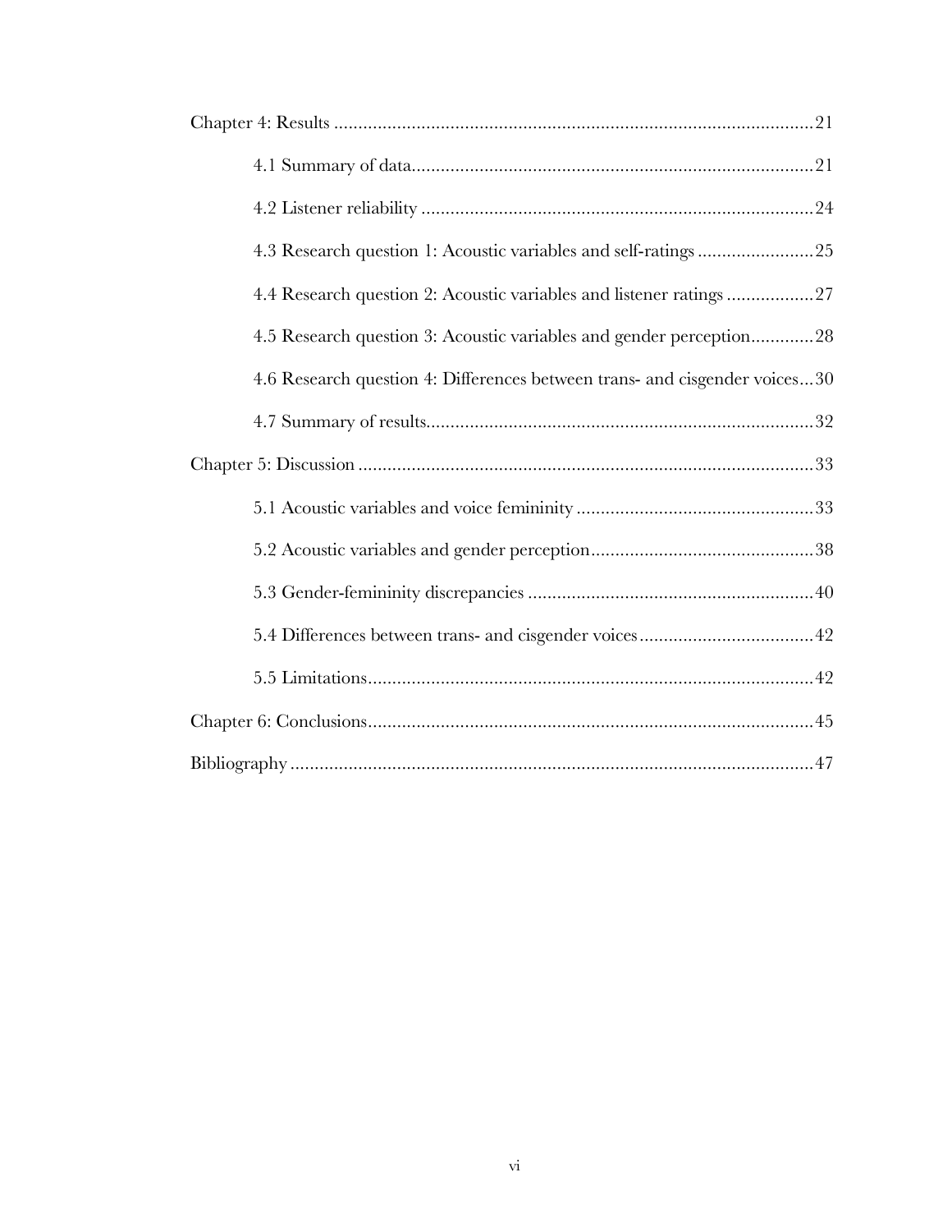Chapter 4: Results ....................................................................................................21

4.1 Summary of data....................................................................................21

4.2 Listener reliability ..................................................................................24

4.3 Research question 1: Acoustic variables and self-ratings ........................25

4.4 Research question 2: Acoustic variables and listener ratings ..................27

4.5 Research question 3: Acoustic variables and gender perception.............28

4.6 Research question 4: Differences between trans- and cisgender voices...30

4.7 Summary of results.................................................................................32

Chapter 5: Discussion ...............................................................................................33

5.1 Acoustic variables and voice femininity .................................................33

5.2 Acoustic variables and gender perception..............................................38

5.3 Gender-femininity discrepancies ...........................................................40

5.4 Differences between trans- and cisgender voices....................................42

5.5 Limitations.............................................................................................42

Chapter 6: Conclusions.............................................................................................45

Bibliography .............................................................................................................47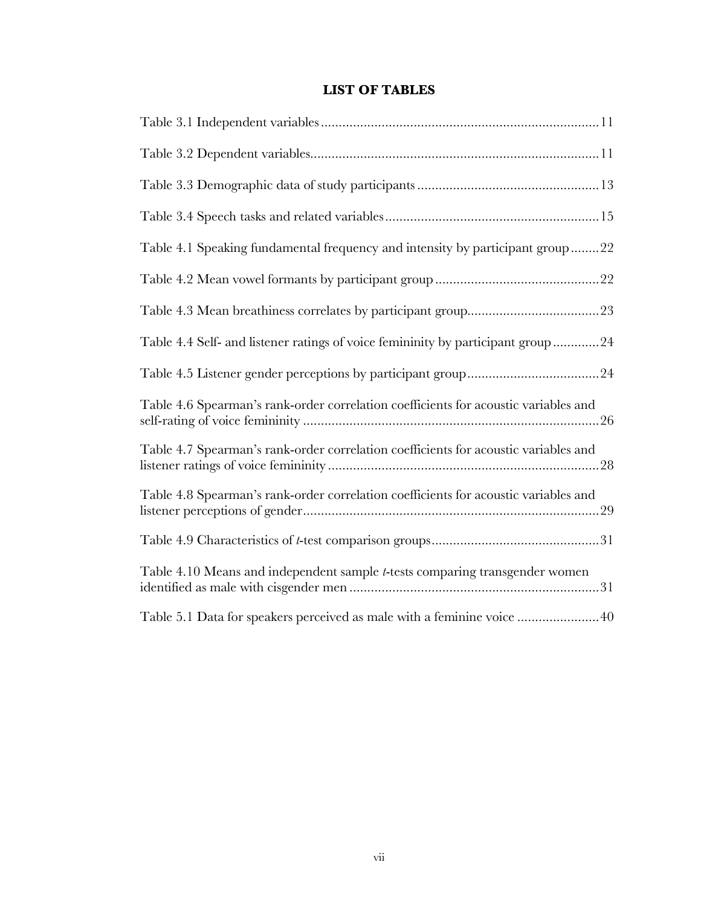## LIST OF TABLES

Table 3.1 Independent variables.............................................................................11

Table 3.2 Dependent variables.................................................................................11

Table 3.3 Demographic data of study participants..................................................13

Table 3.4 Speech tasks and related variables...........................................................15

Table 4.1 Speaking fundamental frequency and intensity by participant group........22

Table 4.2 Mean vowel formants by participant group.............................................22

Table 4.3 Mean breathiness correlates by participant group....................................23

Table 4.4 Self- and listener ratings of voice femininity by participant group............24

Table 4.5 Listener gender perceptions by participant group....................................24

Table 4.6 Spearman's rank-order correlation coefficients for acoustic variables and self-rating of voice femininity.................................................................................26

Table 4.7 Spearman's rank-order correlation coefficients for acoustic variables and listener ratings of voice femininity..........................................................................28

Table 4.8 Spearman's rank-order correlation coefficients for acoustic variables and listener perceptions of gender..................................................................................29

Table 4.9 Characteristics of *t*-test comparison groups..............................................31

Table 4.10 Means and independent sample *t*-tests comparing transgender women identified as male with cisgender men.....................................................................31

Table 5.1 Data for speakers perceived as male with a feminine voice.......................40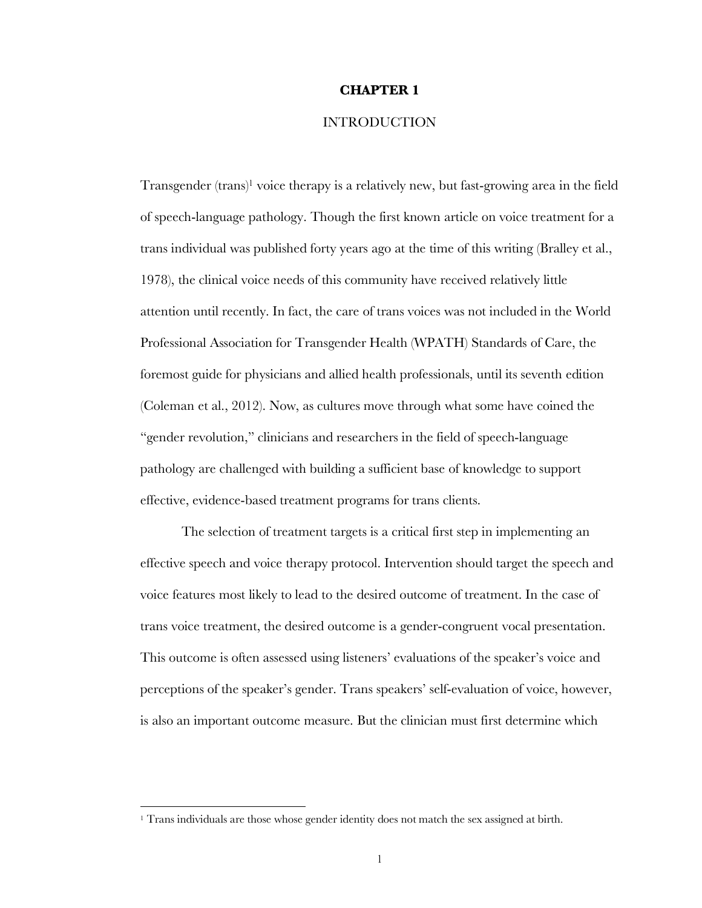# CHAPTER 1

## INTRODUCTION

Transgender (trans)[1] voice therapy is a relatively new, but fast-growing area in the field of speech-language pathology. Though the first known article on voice treatment for a trans individual was published forty years ago at the time of this writing (Bralley et al., 1978), the clinical voice needs of this community have received relatively little attention until recently. In fact, the care of trans voices was not included in the World Professional Association for Transgender Health (WPATH) Standards of Care, the foremost guide for physicians and allied health professionals, until its seventh edition (Coleman et al., 2012). Now, as cultures move through what some have coined the "gender revolution," clinicians and researchers in the field of speech-language pathology are challenged with building a sufficient base of knowledge to support effective, evidence-based treatment programs for trans clients.

The selection of treatment targets is a critical first step in implementing an effective speech and voice therapy protocol. Intervention should target the speech and voice features most likely to lead to the desired outcome of treatment. In the case of trans voice treatment, the desired outcome is a gender-congruent vocal presentation. This outcome is often assessed using listeners' evaluations of the speaker's voice and perceptions of the speaker's gender. Trans speakers' self-evaluation of voice, however, is also an important outcome measure. But the clinician must first determine which

[1] Trans individuals are those whose gender identity does not match the sex assigned at birth.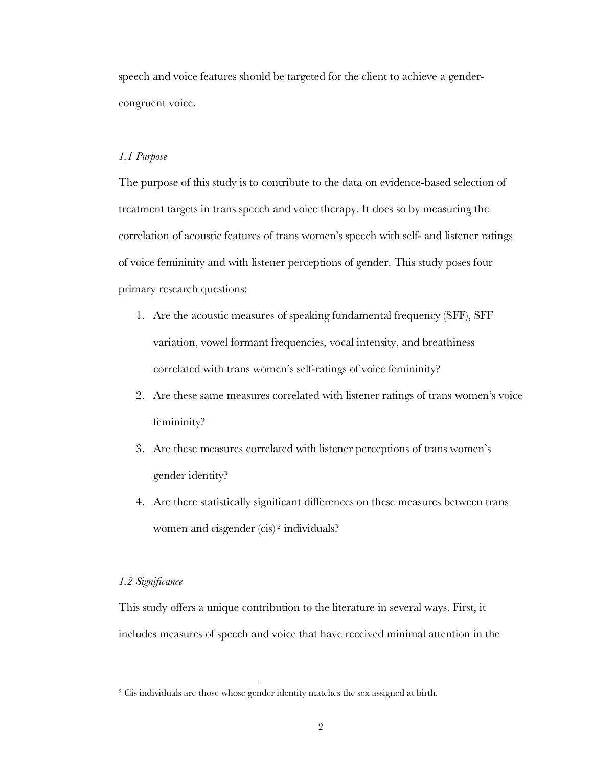speech and voice features should be targeted for the client to achieve a gender-congruent voice.

### *1.1 Purpose*

The purpose of this study is to contribute to the data on evidence-based selection of treatment targets in trans speech and voice therapy. It does so by measuring the correlation of acoustic features of trans women's speech with self- and listener ratings of voice femininity and with listener perceptions of gender. This study poses four primary research questions:

1. Are the acoustic measures of speaking fundamental frequency (SFF), SFF variation, vowel formant frequencies, vocal intensity, and breathiness correlated with trans women's self-ratings of voice femininity?
2. Are these same measures correlated with listener ratings of trans women's voice femininity?
3. Are these measures correlated with listener perceptions of trans women's gender identity?
4. Are there statistically significant differences on these measures between trans women and cisgender (cis)[2] individuals?

### *1.2 Significance*

This study offers a unique contribution to the literature in several ways. First, it includes measures of speech and voice that have received minimal attention in the

---

[2] Cis individuals are those whose gender identity matches the sex assigned at birth.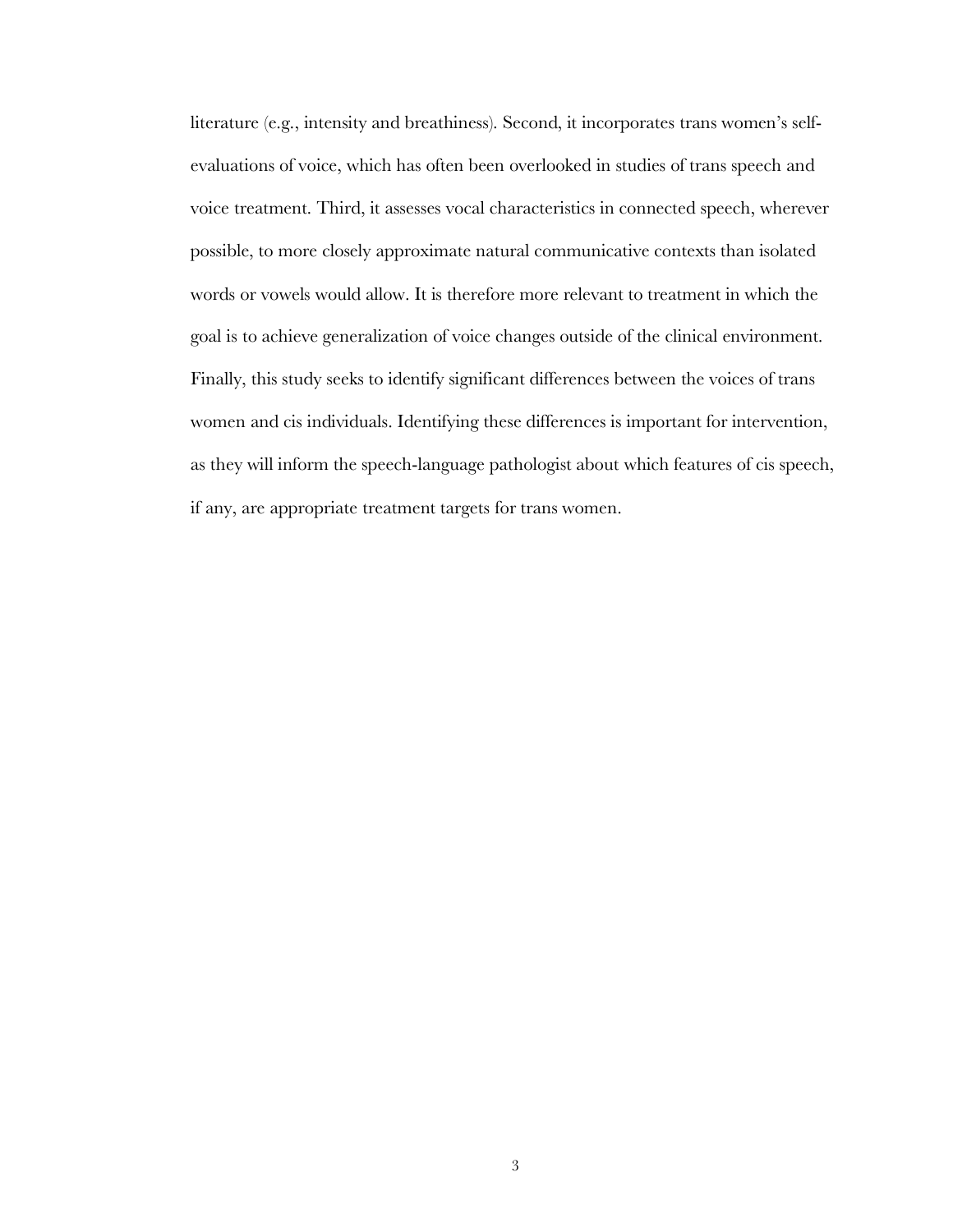literature (e.g., intensity and breathiness). Second, it incorporates trans women's self-evaluations of voice, which has often been overlooked in studies of trans speech and voice treatment. Third, it assesses vocal characteristics in connected speech, wherever possible, to more closely approximate natural communicative contexts than isolated words or vowels would allow. It is therefore more relevant to treatment in which the goal is to achieve generalization of voice changes outside of the clinical environment. Finally, this study seeks to identify significant differences between the voices of trans women and cis individuals. Identifying these differences is important for intervention, as they will inform the speech-language pathologist about which features of cis speech, if any, are appropriate treatment targets for trans women.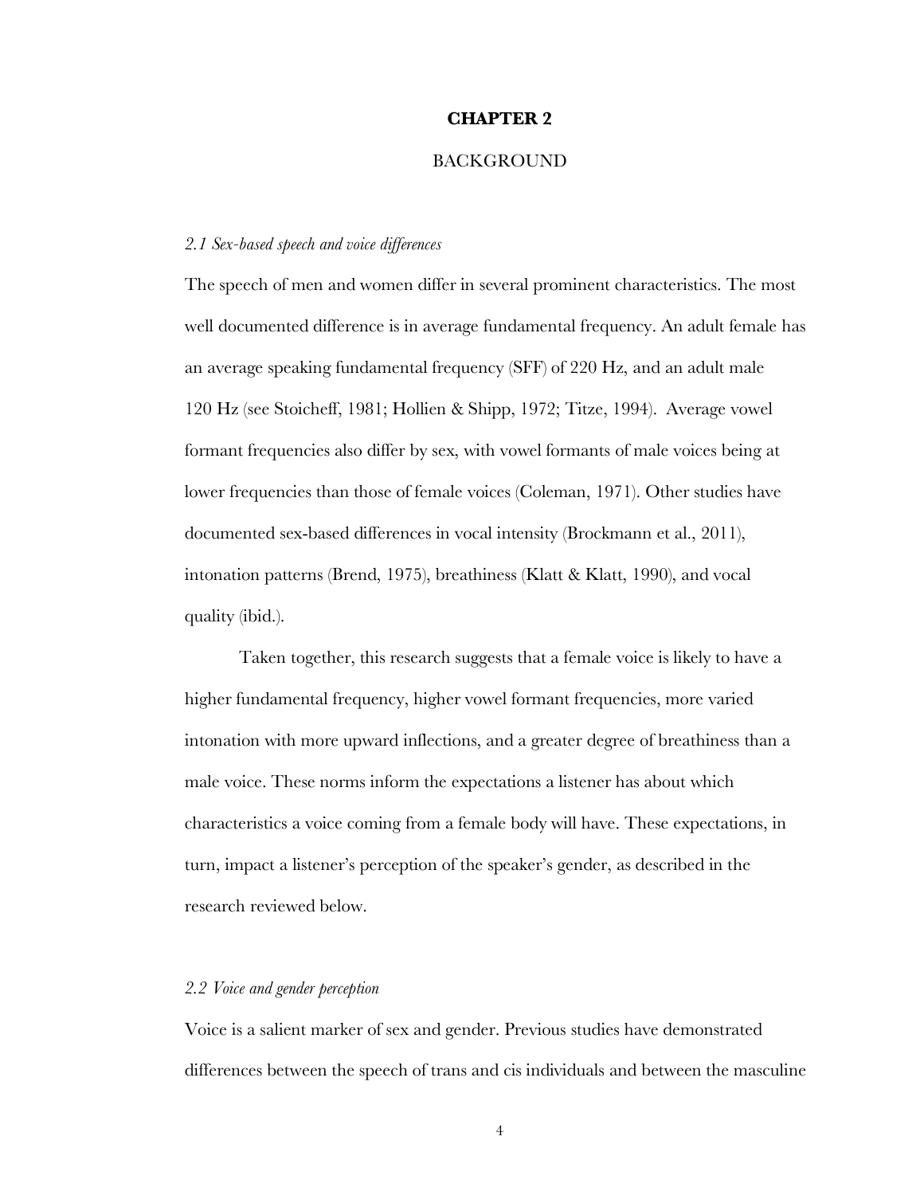# CHAPTER 2

## BACKGROUND

### *2.1 Sex-based speech and voice differences*

The speech of men and women differ in several prominent characteristics. The most well documented difference is in average fundamental frequency. An adult female has an average speaking fundamental frequency (SFF) of 220 Hz, and an adult male 120 Hz (see Stoicheff, 1981; Hollien & Shipp, 1972; Titze, 1994). Average vowel formant frequencies also differ by sex, with vowel formants of male voices being at lower frequencies than those of female voices (Coleman, 1971). Other studies have documented sex-based differences in vocal intensity (Brockmann et al., 2011), intonation patterns (Brend, 1975), breathiness (Klatt & Klatt, 1990), and vocal quality (ibid.).

Taken together, this research suggests that a female voice is likely to have a higher fundamental frequency, higher vowel formant frequencies, more varied intonation with more upward inflections, and a greater degree of breathiness than a male voice. These norms inform the expectations a listener has about which characteristics a voice coming from a female body will have. These expectations, in turn, impact a listener's perception of the speaker's gender, as described in the research reviewed below.

### *2.2 Voice and gender perception*

Voice is a salient marker of sex and gender. Previous studies have demonstrated differences between the speech of trans and cis individuals and between the masculine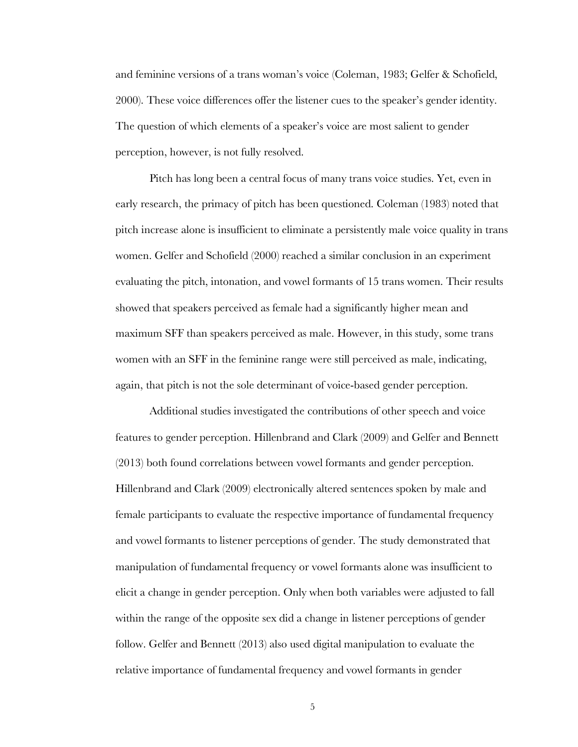and feminine versions of a trans woman's voice (Coleman, 1983; Gelfer & Schofield, 2000). These voice differences offer the listener cues to the speaker's gender identity. The question of which elements of a speaker's voice are most salient to gender perception, however, is not fully resolved.

Pitch has long been a central focus of many trans voice studies. Yet, even in early research, the primacy of pitch has been questioned. Coleman (1983) noted that pitch increase alone is insufficient to eliminate a persistently male voice quality in trans women. Gelfer and Schofield (2000) reached a similar conclusion in an experiment evaluating the pitch, intonation, and vowel formants of 15 trans women. Their results showed that speakers perceived as female had a significantly higher mean and maximum SFF than speakers perceived as male. However, in this study, some trans women with an SFF in the feminine range were still perceived as male, indicating, again, that pitch is not the sole determinant of voice-based gender perception.

Additional studies investigated the contributions of other speech and voice features to gender perception. Hillenbrand and Clark (2009) and Gelfer and Bennett (2013) both found correlations between vowel formants and gender perception. Hillenbrand and Clark (2009) electronically altered sentences spoken by male and female participants to evaluate the respective importance of fundamental frequency and vowel formants to listener perceptions of gender. The study demonstrated that manipulation of fundamental frequency or vowel formants alone was insufficient to elicit a change in gender perception. Only when both variables were adjusted to fall within the range of the opposite sex did a change in listener perceptions of gender follow. Gelfer and Bennett (2013) also used digital manipulation to evaluate the relative importance of fundamental frequency and vowel formants in gender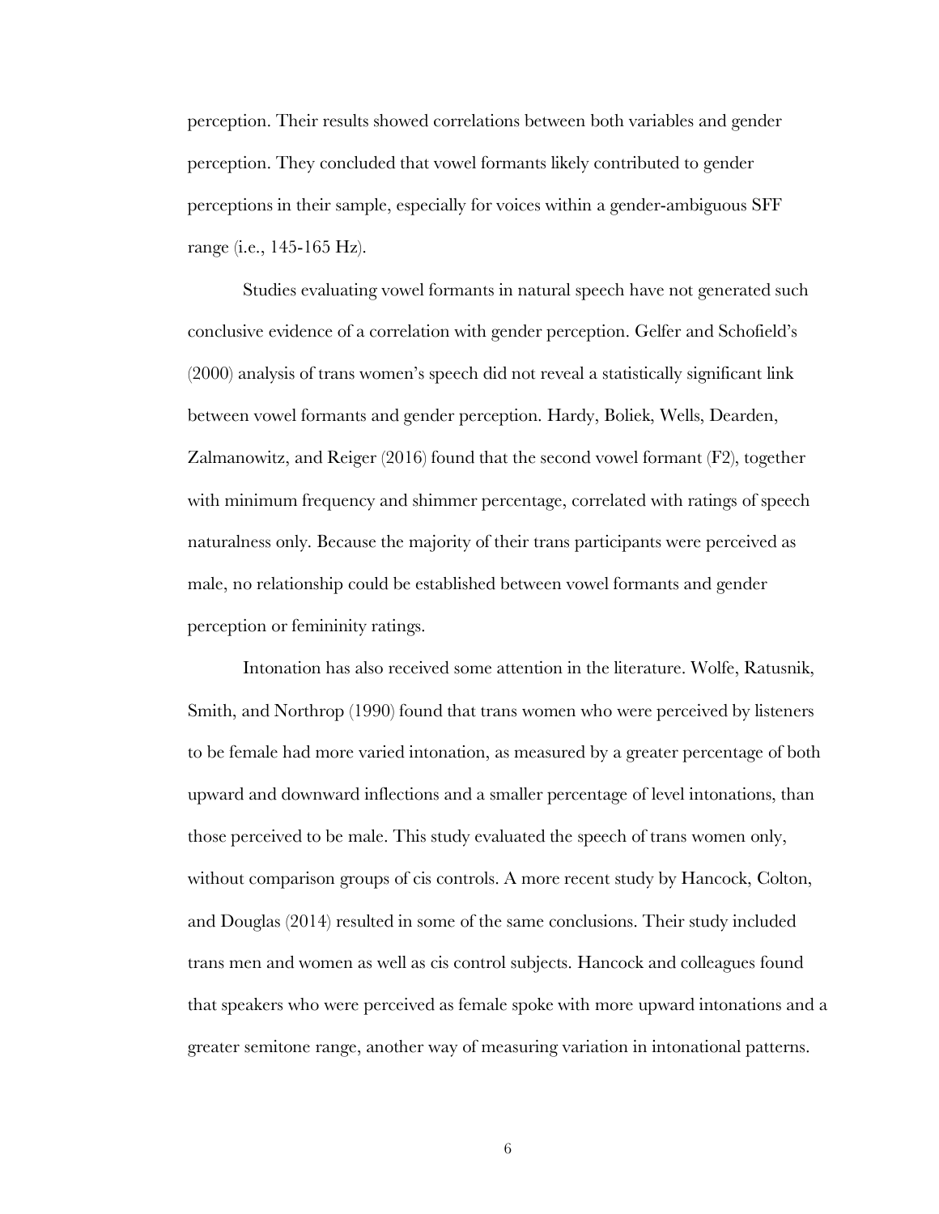perception. Their results showed correlations between both variables and gender perception. They concluded that vowel formants likely contributed to gender perceptions in their sample, especially for voices within a gender-ambiguous SFF range (i.e., 145-165 Hz).

Studies evaluating vowel formants in natural speech have not generated such conclusive evidence of a correlation with gender perception. Gelfer and Schofield's (2000) analysis of trans women's speech did not reveal a statistically significant link between vowel formants and gender perception. Hardy, Boliek, Wells, Dearden, Zalmanowitz, and Reiger (2016) found that the second vowel formant (F2), together with minimum frequency and shimmer percentage, correlated with ratings of speech naturalness only. Because the majority of their trans participants were perceived as male, no relationship could be established between vowel formants and gender perception or femininity ratings.

Intonation has also received some attention in the literature. Wolfe, Ratusnik, Smith, and Northrop (1990) found that trans women who were perceived by listeners to be female had more varied intonation, as measured by a greater percentage of both upward and downward inflections and a smaller percentage of level intonations, than those perceived to be male. This study evaluated the speech of trans women only, without comparison groups of cis controls. A more recent study by Hancock, Colton, and Douglas (2014) resulted in some of the same conclusions. Their study included trans men and women as well as cis control subjects. Hancock and colleagues found that speakers who were perceived as female spoke with more upward intonations and a greater semitone range, another way of measuring variation in intonational patterns.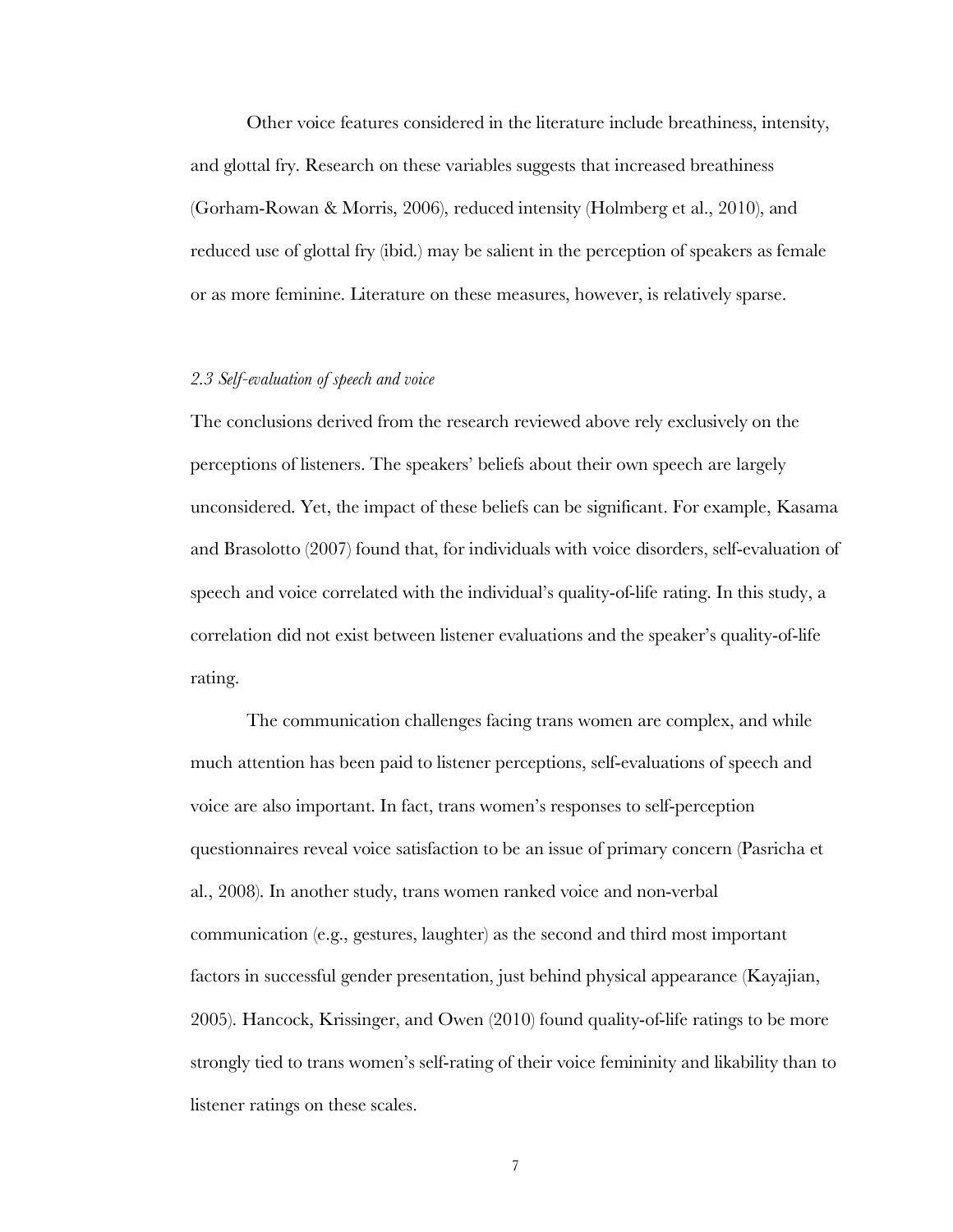Other voice features considered in the literature include breathiness, intensity, and glottal fry. Research on these variables suggests that increased breathiness (Gorham-Rowan & Morris, 2006), reduced intensity (Holmberg et al., 2010), and reduced use of glottal fry (ibid.) may be salient in the perception of speakers as female or as more feminine. Literature on these measures, however, is relatively sparse.

### *2.3 Self-evaluation of speech and voice*

The conclusions derived from the research reviewed above rely exclusively on the perceptions of listeners. The speakers' beliefs about their own speech are largely unconsidered. Yet, the impact of these beliefs can be significant. For example, Kasama and Brasolotto (2007) found that, for individuals with voice disorders, self-evaluation of speech and voice correlated with the individual's quality-of-life rating. In this study, a correlation did not exist between listener evaluations and the speaker's quality-of-life rating.

The communication challenges facing trans women are complex, and while much attention has been paid to listener perceptions, self-evaluations of speech and voice are also important. In fact, trans women's responses to self-perception questionnaires reveal voice satisfaction to be an issue of primary concern (Pasricha et al., 2008). In another study, trans women ranked voice and non-verbal communication (e.g., gestures, laughter) as the second and third most important factors in successful gender presentation, just behind physical appearance (Kayajian, 2005). Hancock, Krissinger, and Owen (2010) found quality-of-life ratings to be more strongly tied to trans women's self-rating of their voice femininity and likability than to listener ratings on these scales.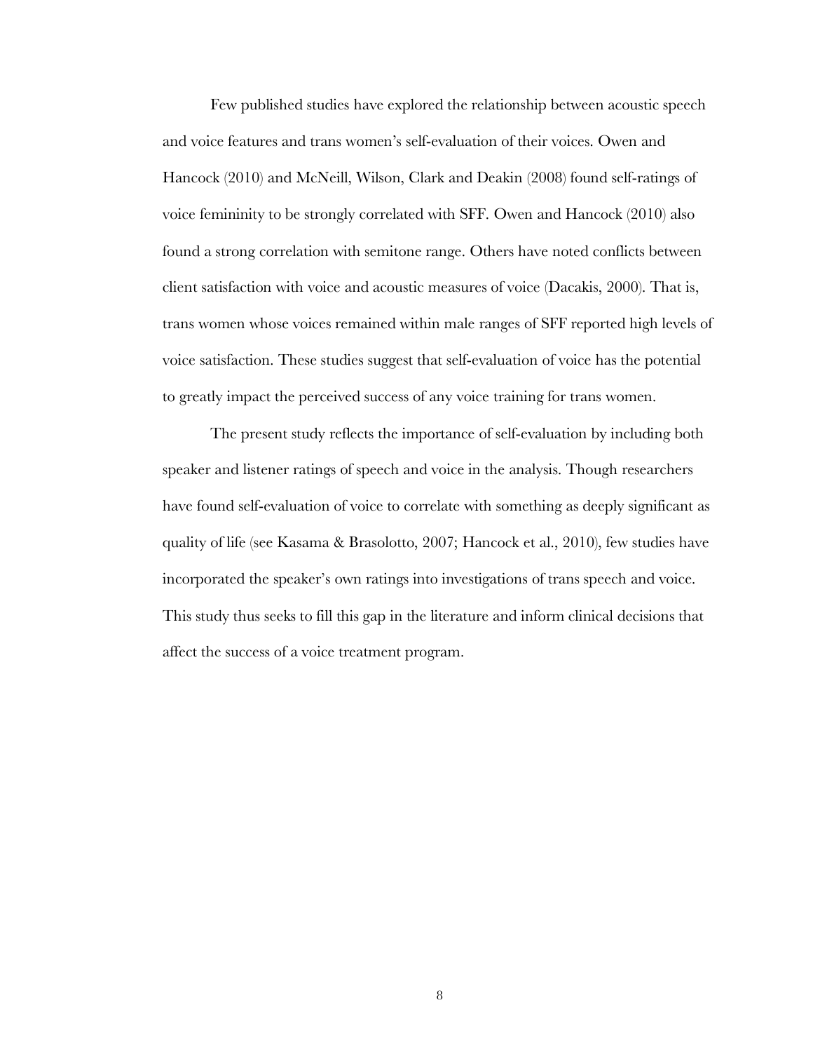Few published studies have explored the relationship between acoustic speech and voice features and trans women's self-evaluation of their voices. Owen and Hancock (2010) and McNeill, Wilson, Clark and Deakin (2008) found self-ratings of voice femininity to be strongly correlated with SFF. Owen and Hancock (2010) also found a strong correlation with semitone range. Others have noted conflicts between client satisfaction with voice and acoustic measures of voice (Dacakis, 2000). That is, trans women whose voices remained within male ranges of SFF reported high levels of voice satisfaction. These studies suggest that self-evaluation of voice has the potential to greatly impact the perceived success of any voice training for trans women.

The present study reflects the importance of self-evaluation by including both speaker and listener ratings of speech and voice in the analysis. Though researchers have found self-evaluation of voice to correlate with something as deeply significant as quality of life (see Kasama & Brasolotto, 2007; Hancock et al., 2010), few studies have incorporated the speaker's own ratings into investigations of trans speech and voice. This study thus seeks to fill this gap in the literature and inform clinical decisions that affect the success of a voice treatment program.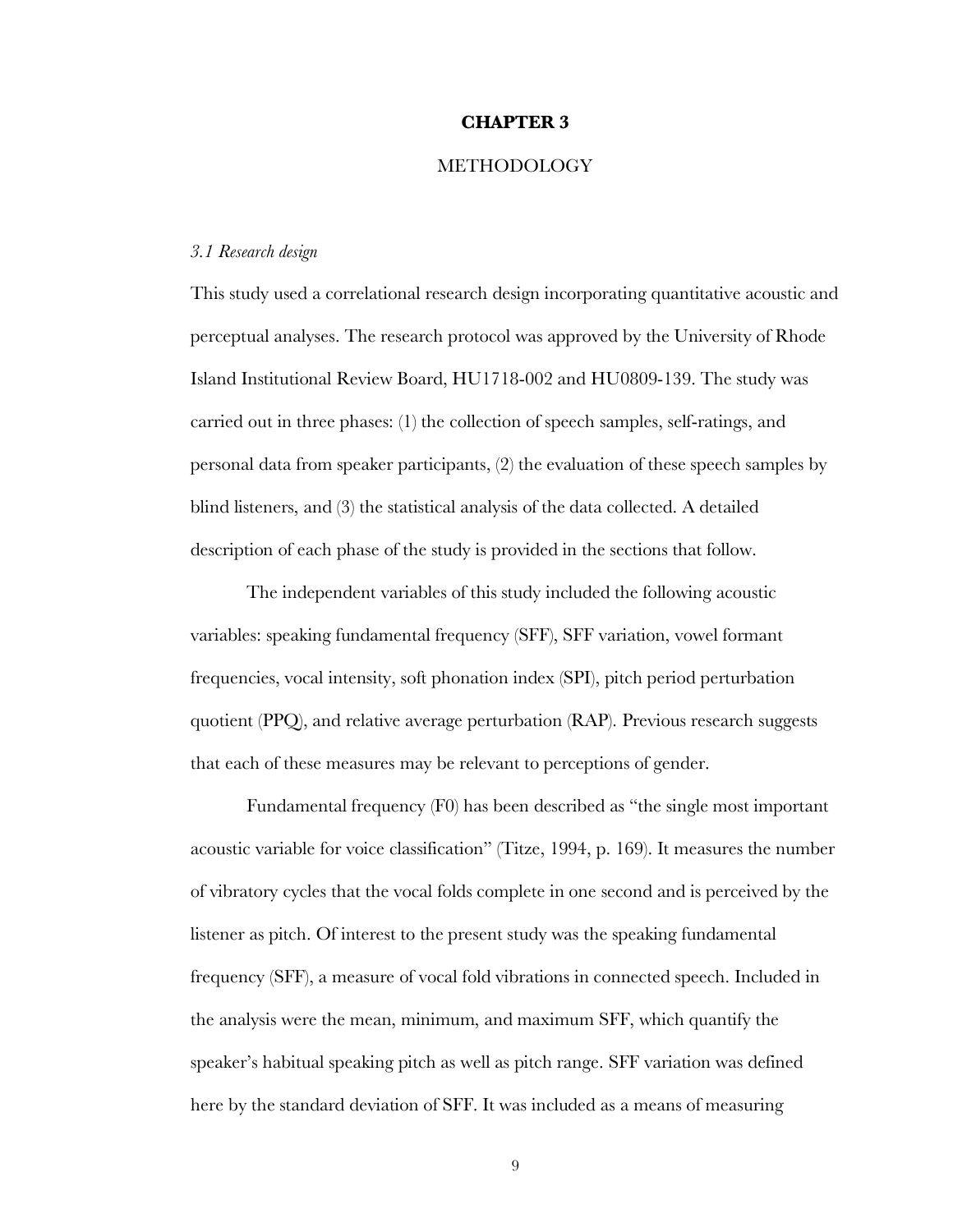# CHAPTER 3

## METHODOLOGY

### *3.1 Research design*

This study used a correlational research design incorporating quantitative acoustic and perceptual analyses. The research protocol was approved by the University of Rhode Island Institutional Review Board, HU1718-002 and HU0809-139. The study was carried out in three phases: (1) the collection of speech samples, self-ratings, and personal data from speaker participants, (2) the evaluation of these speech samples by blind listeners, and (3) the statistical analysis of the data collected. A detailed description of each phase of the study is provided in the sections that follow.

The independent variables of this study included the following acoustic variables: speaking fundamental frequency (SFF), SFF variation, vowel formant frequencies, vocal intensity, soft phonation index (SPI), pitch period perturbation quotient (PPQ), and relative average perturbation (RAP). Previous research suggests that each of these measures may be relevant to perceptions of gender.

Fundamental frequency (F0) has been described as "the single most important acoustic variable for voice classification" (Titze, 1994, p. 169). It measures the number of vibratory cycles that the vocal folds complete in one second and is perceived by the listener as pitch. Of interest to the present study was the speaking fundamental frequency (SFF), a measure of vocal fold vibrations in connected speech. Included in the analysis were the mean, minimum, and maximum SFF, which quantify the speaker's habitual speaking pitch as well as pitch range. SFF variation was defined here by the standard deviation of SFF. It was included as a means of measuring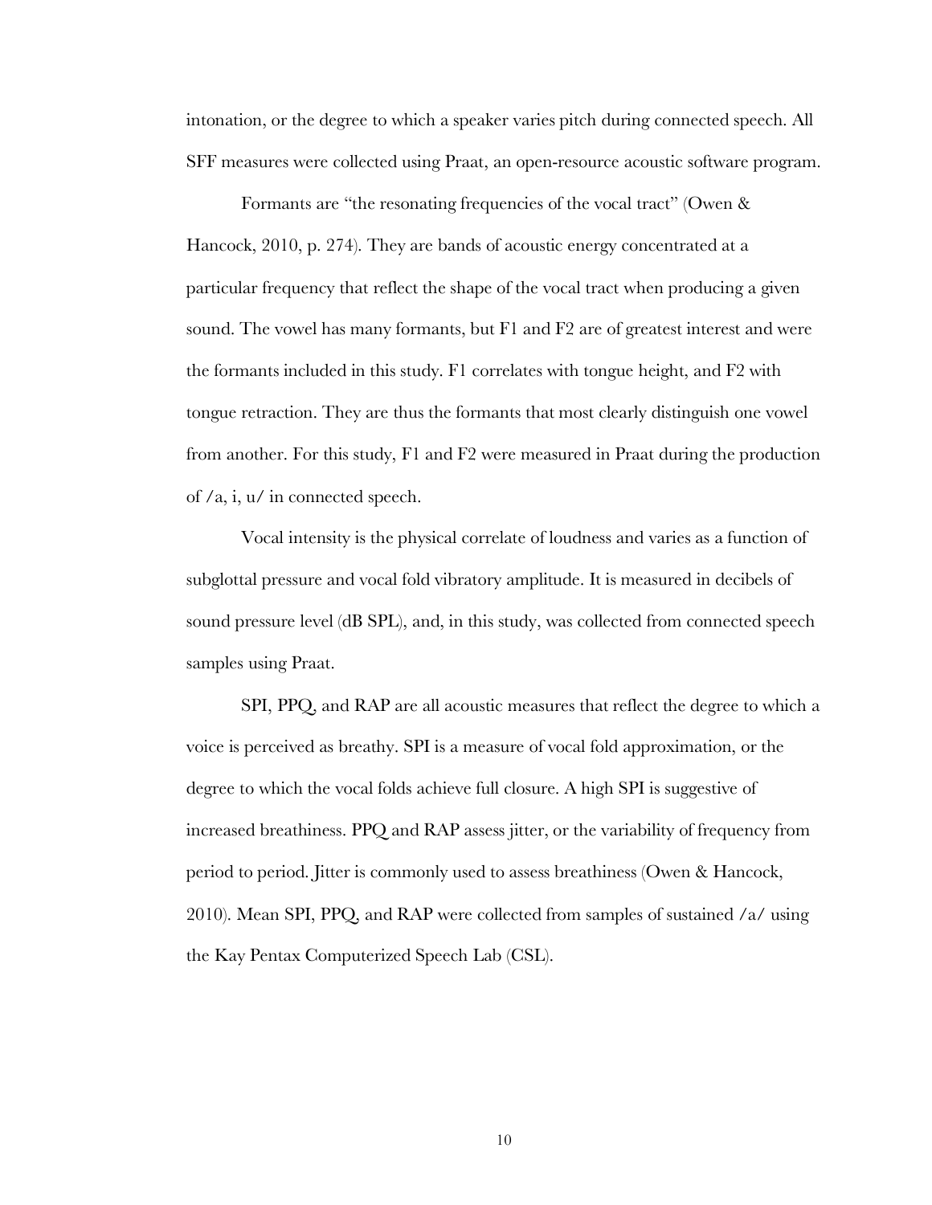intonation, or the degree to which a speaker varies pitch during connected speech. All SFF measures were collected using Praat, an open-resource acoustic software program.

Formants are "the resonating frequencies of the vocal tract" (Owen & Hancock, 2010, p. 274). They are bands of acoustic energy concentrated at a particular frequency that reflect the shape of the vocal tract when producing a given sound. The vowel has many formants, but F1 and F2 are of greatest interest and were the formants included in this study. F1 correlates with tongue height, and F2 with tongue retraction. They are thus the formants that most clearly distinguish one vowel from another. For this study, F1 and F2 were measured in Praat during the production of /a, i, u/ in connected speech.

Vocal intensity is the physical correlate of loudness and varies as a function of subglottal pressure and vocal fold vibratory amplitude. It is measured in decibels of sound pressure level (dB SPL), and, in this study, was collected from connected speech samples using Praat.

SPI, PPQ, and RAP are all acoustic measures that reflect the degree to which a voice is perceived as breathy. SPI is a measure of vocal fold approximation, or the degree to which the vocal folds achieve full closure. A high SPI is suggestive of increased breathiness. PPQ and RAP assess jitter, or the variability of frequency from period to period. Jitter is commonly used to assess breathiness (Owen & Hancock, 2010). Mean SPI, PPQ, and RAP were collected from samples of sustained /a/ using the Kay Pentax Computerized Speech Lab (CSL).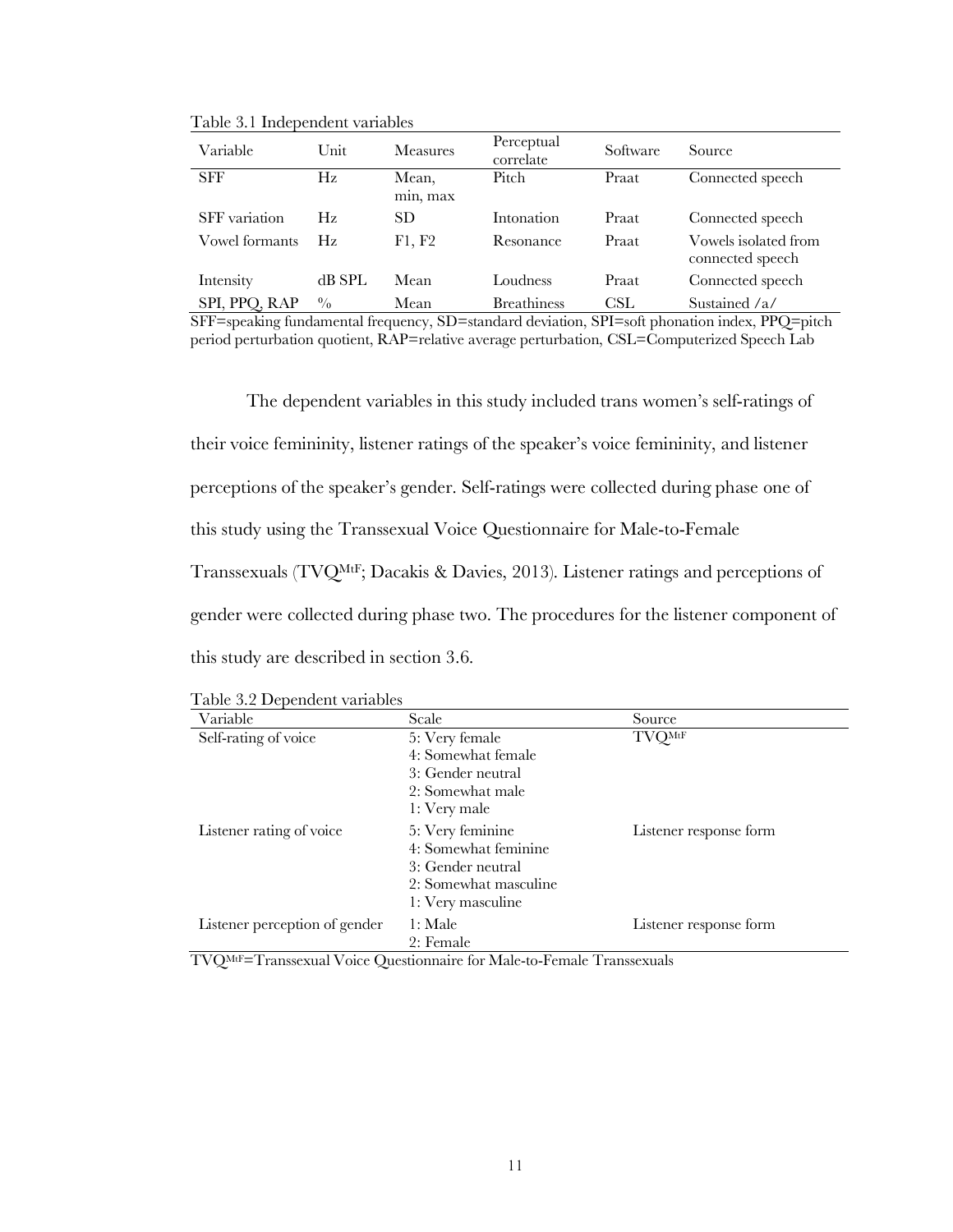Table 3.1 Independent variables

| Variable | Unit | Measures | Perceptual correlate | Software | Source |
|---|---|---|---|---|---|
| SFF | Hz | Mean, min, max | Pitch | Praat | Connected speech |
| SFF variation | Hz | SD | Intonation | Praat | Connected speech |
| Vowel formants | Hz | F1, F2 | Resonance | Praat | Vowels isolated from connected speech |
| Intensity | dB SPL | Mean | Loudness | Praat | Connected speech |
| SPI, PPQ, RAP | % | Mean | Breathiness | CSL | Sustained /a/ |

SFF=speaking fundamental frequency, SD=standard deviation, SPI=soft phonation index, PPQ=pitch period perturbation quotient, RAP=relative average perturbation, CSL=Computerized Speech Lab

The dependent variables in this study included trans women's self-ratings of their voice femininity, listener ratings of the speaker's voice femininity, and listener perceptions of the speaker's gender. Self-ratings were collected during phase one of this study using the Transsexual Voice Questionnaire for Male-to-Female Transsexuals (TVQ$^{MtF}$; Dacakis & Davies, 2013). Listener ratings and perceptions of gender were collected during phase two. The procedures for the listener component of this study are described in section 3.6.

Table 3.2 Dependent variables

| Variable | Scale | Source |
|---|---|---|
| Self-rating of voice | 5: Very female<br>4: Somewhat female<br>3: Gender neutral<br>2: Somewhat male<br>1: Very male | TVQ$^{MtF}$ |
| Listener rating of voice | 5: Very feminine<br>4: Somewhat feminine<br>3: Gender neutral<br>2: Somewhat masculine<br>1: Very masculine | Listener response form |
| Listener perception of gender | 1: Male<br>2: Female | Listener response form |

TVQ$^{MtF}$=Transsexual Voice Questionnaire for Male-to-Female Transsexuals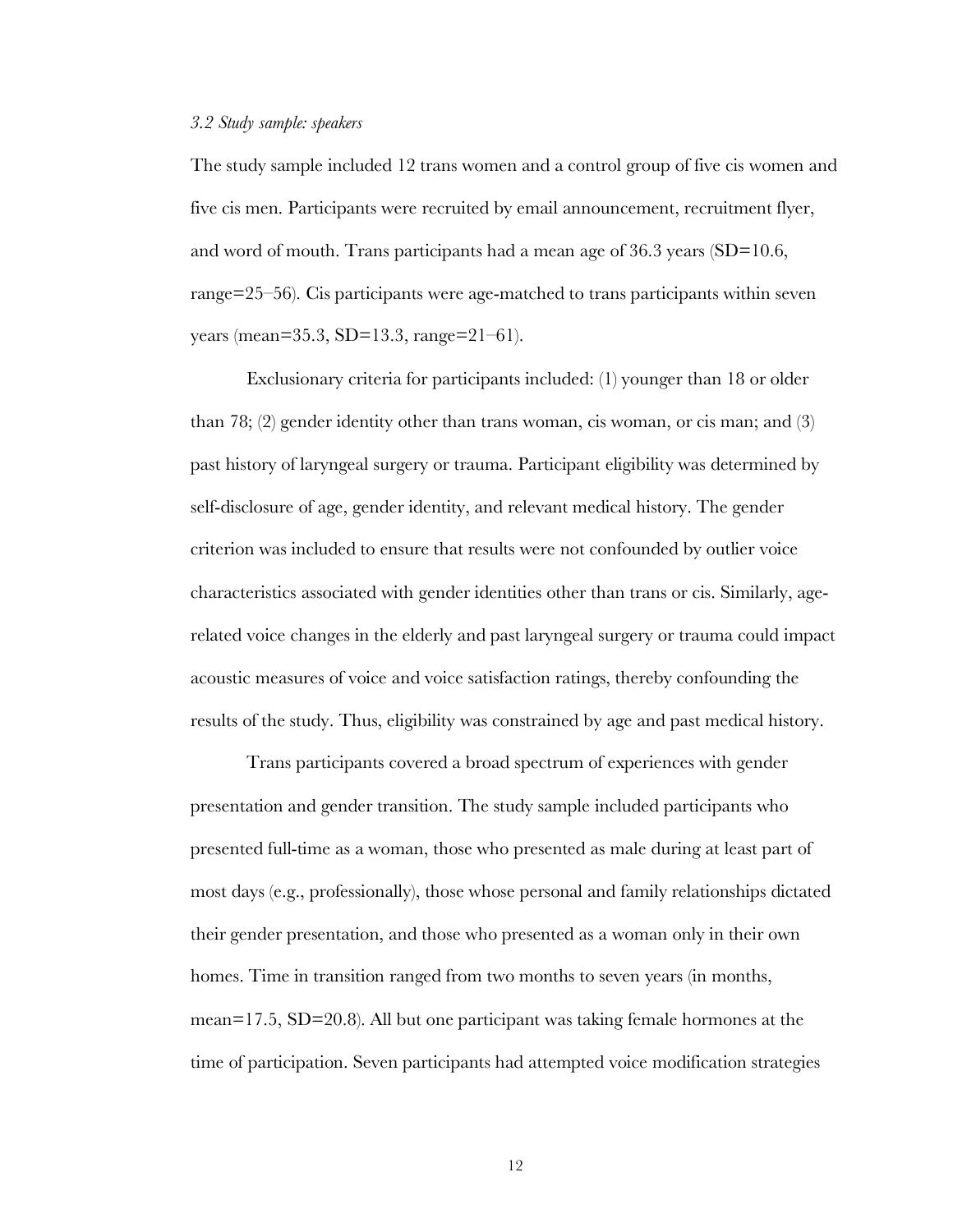*3.2 Study sample: speakers*

The study sample included 12 trans women and a control group of five cis women and five cis men. Participants were recruited by email announcement, recruitment flyer, and word of mouth. Trans participants had a mean age of 36.3 years (SD=10.6, range=25–56). Cis participants were age-matched to trans participants within seven years (mean=35.3, SD=13.3, range=21–61).

Exclusionary criteria for participants included: (1) younger than 18 or older than 78; (2) gender identity other than trans woman, cis woman, or cis man; and (3) past history of laryngeal surgery or trauma. Participant eligibility was determined by self-disclosure of age, gender identity, and relevant medical history. The gender criterion was included to ensure that results were not confounded by outlier voice characteristics associated with gender identities other than trans or cis. Similarly, age-related voice changes in the elderly and past laryngeal surgery or trauma could impact acoustic measures of voice and voice satisfaction ratings, thereby confounding the results of the study. Thus, eligibility was constrained by age and past medical history.

Trans participants covered a broad spectrum of experiences with gender presentation and gender transition. The study sample included participants who presented full-time as a woman, those who presented as male during at least part of most days (e.g., professionally), those whose personal and family relationships dictated their gender presentation, and those who presented as a woman only in their own homes. Time in transition ranged from two months to seven years (in months, mean=17.5, SD=20.8). All but one participant was taking female hormones at the time of participation. Seven participants had attempted voice modification strategies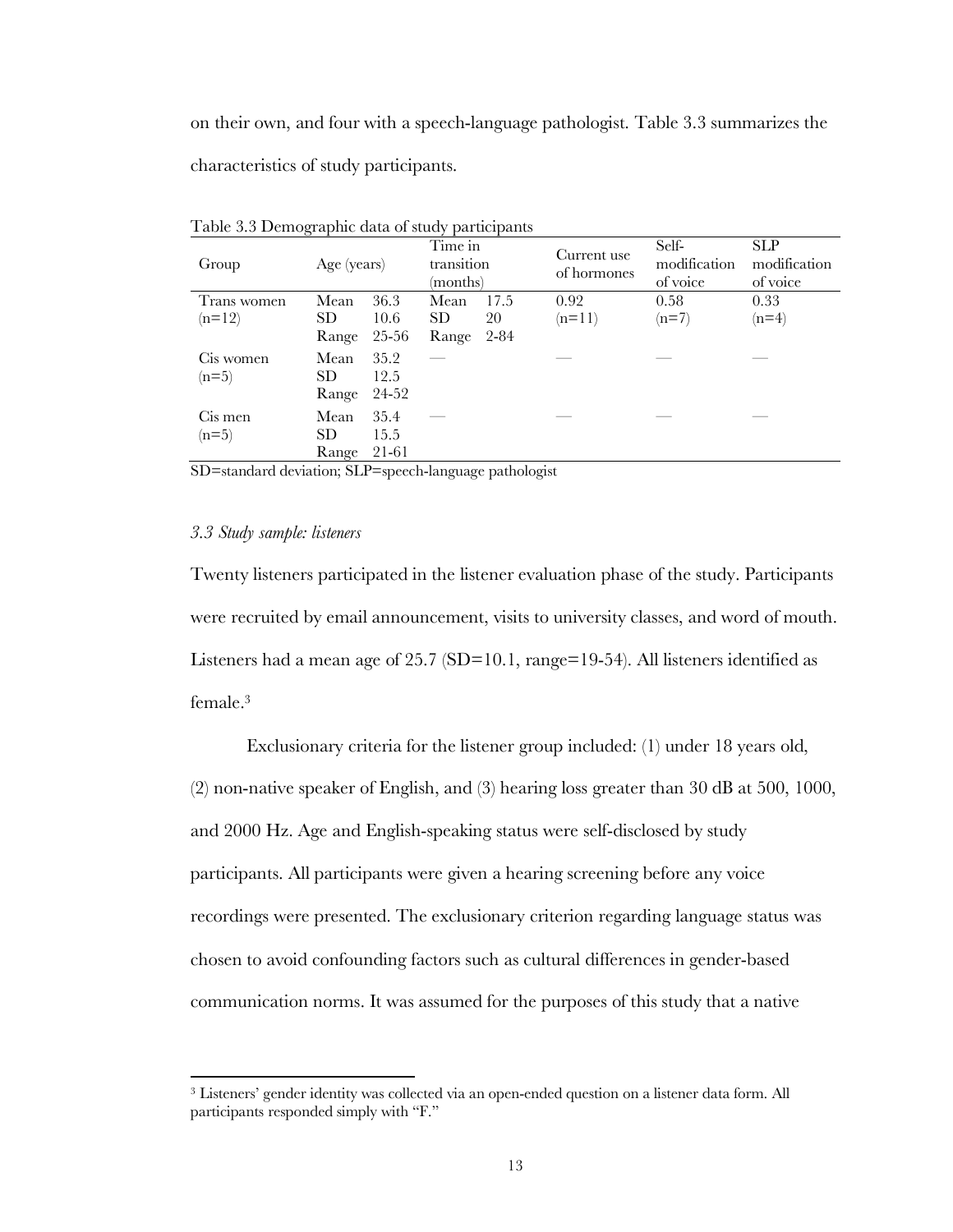on their own, and four with a speech-language pathologist. Table 3.3 summarizes the characteristics of study participants.

Table 3.3 Demographic data of study participants

| Group | Age (years) | | Time in transition (months) | | Current use of hormones | Self-modification of voice | SLP modification of voice |
|---|---|---|---|---|---|---|---|
| Trans women (n=12) | Mean | 36.3 | Mean | 17.5 | 0.92 (n=11) | 0.58 (n=7) | 0.33 (n=4) |
| | SD | 10.6 | SD | 20 | | | |
| | Range | 25-56 | Range | 2-84 | | | |
| Cis women (n=5) | Mean | 35.2 | — | | — | — | — |
| | SD | 12.5 | | | | | |
| | Range | 24-52 | | | | | |
| Cis men (n=5) | Mean | 35.4 | — | | — | — | — |
| | SD | 15.5 | | | | | |
| | Range | 21-61 | | | | | |

SD=standard deviation; SLP=speech-language pathologist

### *3.3 Study sample: listeners*

Twenty listeners participated in the listener evaluation phase of the study. Participants were recruited by email announcement, visits to university classes, and word of mouth. Listeners had a mean age of 25.7 (SD=10.1, range=19-54). All listeners identified as female.[3]

Exclusionary criteria for the listener group included: (1) under 18 years old, (2) non-native speaker of English, and (3) hearing loss greater than 30 dB at 500, 1000, and 2000 Hz. Age and English-speaking status were self-disclosed by study participants. All participants were given a hearing screening before any voice recordings were presented. The exclusionary criterion regarding language status was chosen to avoid confounding factors such as cultural differences in gender-based communication norms. It was assumed for the purposes of this study that a native

[3] Listeners' gender identity was collected via an open-ended question on a listener data form. All participants responded simply with "F."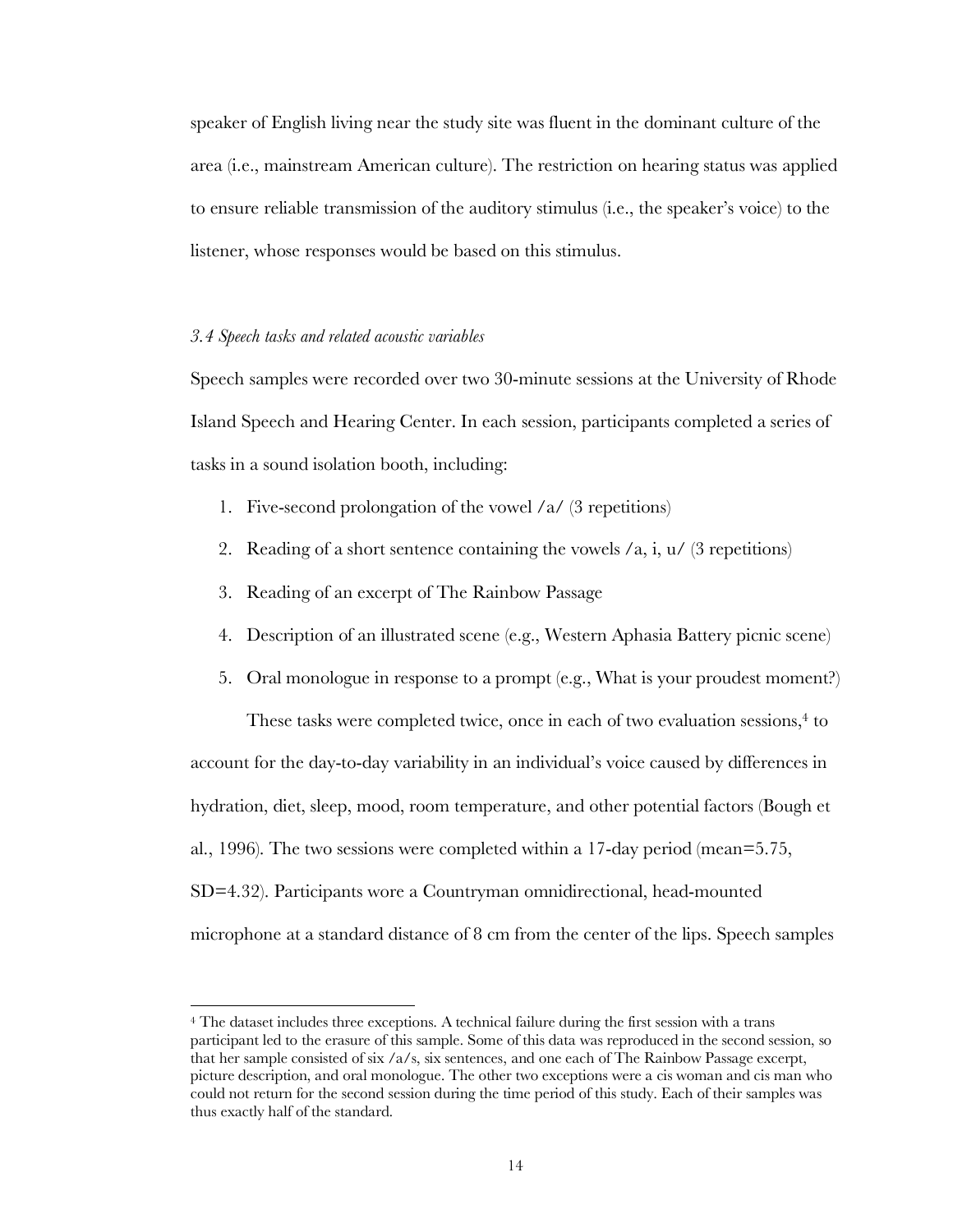speaker of English living near the study site was fluent in the dominant culture of the area (i.e., mainstream American culture). The restriction on hearing status was applied to ensure reliable transmission of the auditory stimulus (i.e., the speaker's voice) to the listener, whose responses would be based on this stimulus.

### *3.4 Speech tasks and related acoustic variables*

Speech samples were recorded over two 30-minute sessions at the University of Rhode Island Speech and Hearing Center. In each session, participants completed a series of tasks in a sound isolation booth, including:

1. Five-second prolongation of the vowel /a/ (3 repetitions)
2. Reading of a short sentence containing the vowels /a, i, u/ (3 repetitions)
3. Reading of an excerpt of The Rainbow Passage
4. Description of an illustrated scene (e.g., Western Aphasia Battery picnic scene)
5. Oral monologue in response to a prompt (e.g., What is your proudest moment?)

These tasks were completed twice, once in each of two evaluation sessions,[4] to account for the day-to-day variability in an individual's voice caused by differences in hydration, diet, sleep, mood, room temperature, and other potential factors (Bough et al., 1996). The two sessions were completed within a 17-day period (mean=5.75, SD=4.32). Participants wore a Countryman omnidirectional, head-mounted microphone at a standard distance of 8 cm from the center of the lips. Speech samples

[4] The dataset includes three exceptions. A technical failure during the first session with a trans participant led to the erasure of this sample. Some of this data was reproduced in the second session, so that her sample consisted of six /a/s, six sentences, and one each of The Rainbow Passage excerpt, picture description, and oral monologue. The other two exceptions were a cis woman and cis man who could not return for the second session during the time period of this study. Each of their samples was thus exactly half of the standard.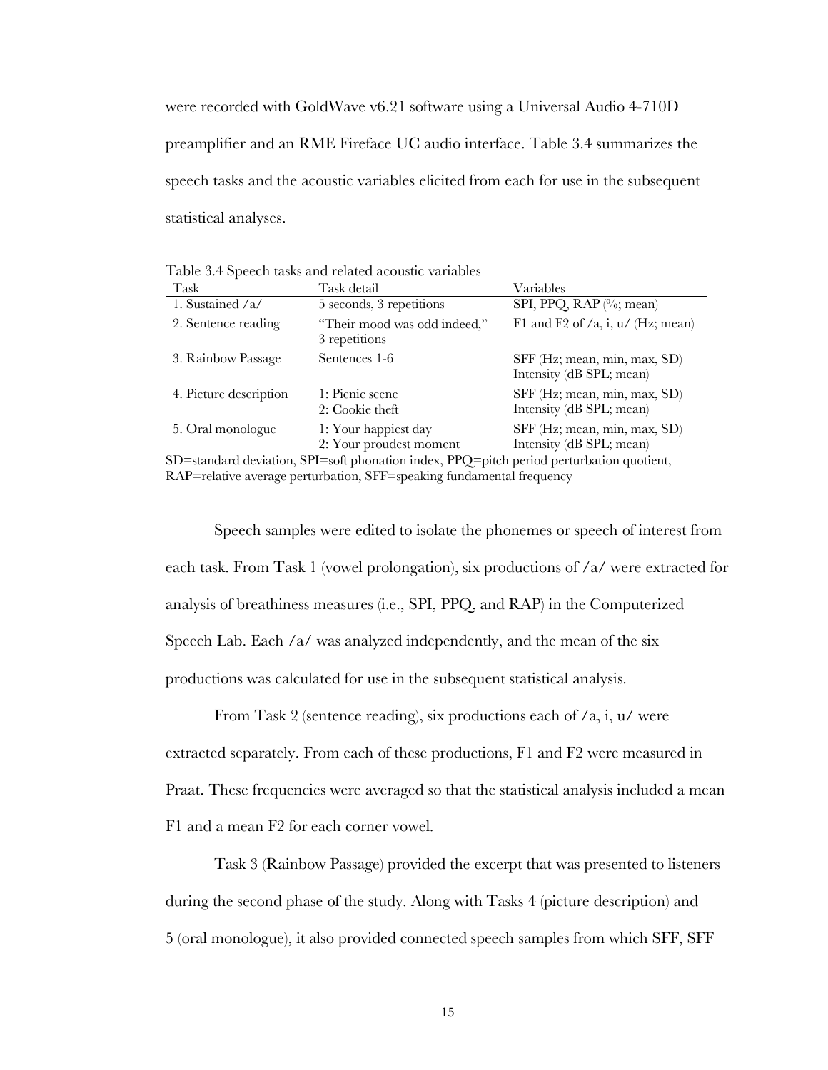were recorded with GoldWave v6.21 software using a Universal Audio 4-710D preamplifier and an RME Fireface UC audio interface. Table 3.4 summarizes the speech tasks and the acoustic variables elicited from each for use in the subsequent statistical analyses.

Table 3.4 Speech tasks and related acoustic variables

| Task | Task detail | Variables |
|---|---|---|
| 1. Sustained /a/ | 5 seconds, 3 repetitions | SPI, PPQ, RAP (%; mean) |
| 2. Sentence reading | "Their mood was odd indeed," 3 repetitions | F1 and F2 of /a, i, u/ (Hz; mean) |
| 3. Rainbow Passage | Sentences 1-6 | SFF (Hz; mean, min, max, SD) Intensity (dB SPL; mean) |
| 4. Picture description | 1: Picnic scene 2: Cookie theft | SFF (Hz; mean, min, max, SD) Intensity (dB SPL; mean) |
| 5. Oral monologue | 1: Your happiest day 2: Your proudest moment | SFF (Hz; mean, min, max, SD) Intensity (dB SPL; mean) |

SD=standard deviation, SPI=soft phonation index, PPQ=pitch period perturbation quotient, RAP=relative average perturbation, SFF=speaking fundamental frequency

Speech samples were edited to isolate the phonemes or speech of interest from each task. From Task 1 (vowel prolongation), six productions of /a/ were extracted for analysis of breathiness measures (i.e., SPI, PPQ, and RAP) in the Computerized Speech Lab. Each /a/ was analyzed independently, and the mean of the six productions was calculated for use in the subsequent statistical analysis.

From Task 2 (sentence reading), six productions each of /a, i, u/ were extracted separately. From each of these productions, F1 and F2 were measured in Praat. These frequencies were averaged so that the statistical analysis included a mean F1 and a mean F2 for each corner vowel.

Task 3 (Rainbow Passage) provided the excerpt that was presented to listeners during the second phase of the study. Along with Tasks 4 (picture description) and 5 (oral monologue), it also provided connected speech samples from which SFF, SFF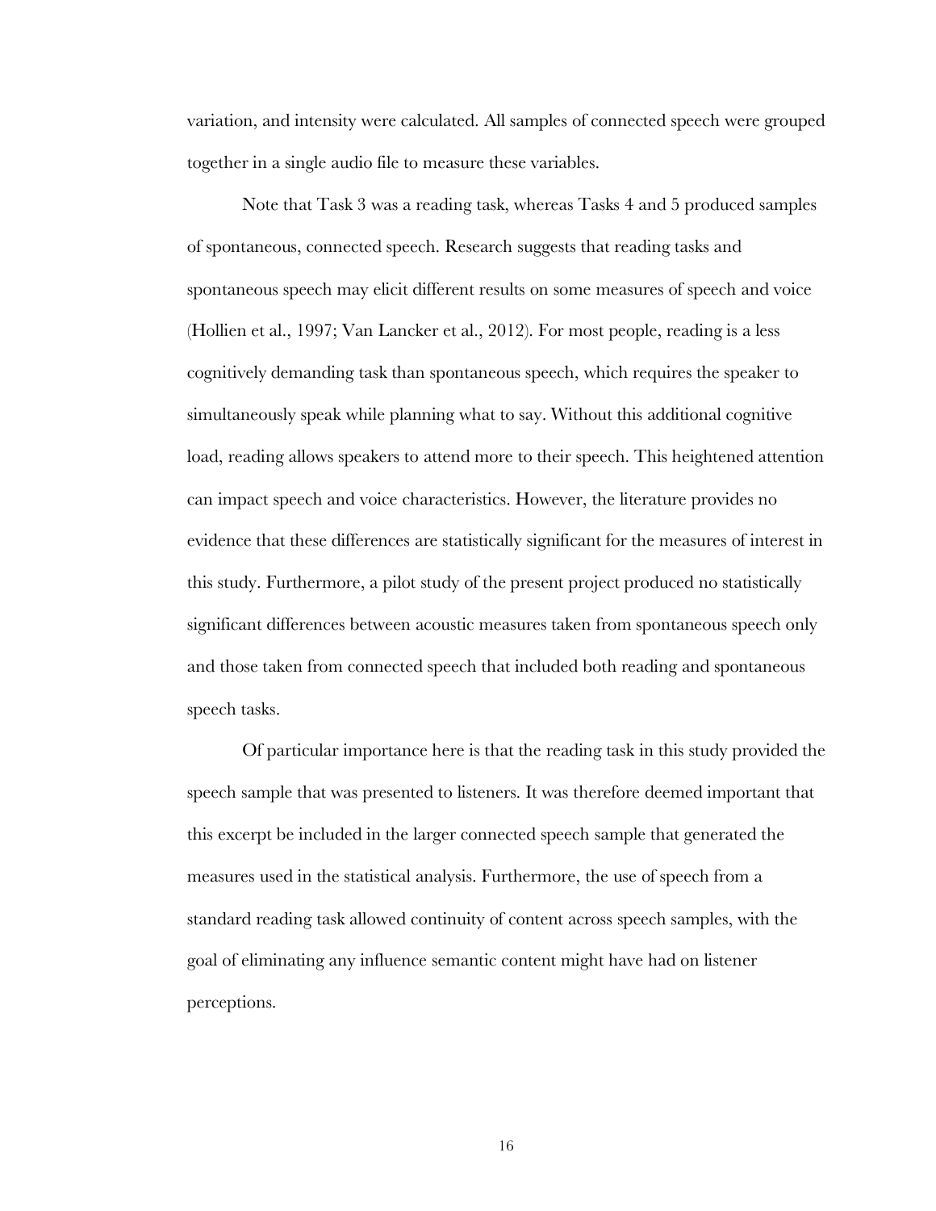variation, and intensity were calculated. All samples of connected speech were grouped together in a single audio file to measure these variables.

Note that Task 3 was a reading task, whereas Tasks 4 and 5 produced samples of spontaneous, connected speech. Research suggests that reading tasks and spontaneous speech may elicit different results on some measures of speech and voice (Hollien et al., 1997; Van Lancker et al., 2012). For most people, reading is a less cognitively demanding task than spontaneous speech, which requires the speaker to simultaneously speak while planning what to say. Without this additional cognitive load, reading allows speakers to attend more to their speech. This heightened attention can impact speech and voice characteristics. However, the literature provides no evidence that these differences are statistically significant for the measures of interest in this study. Furthermore, a pilot study of the present project produced no statistically significant differences between acoustic measures taken from spontaneous speech only and those taken from connected speech that included both reading and spontaneous speech tasks.

Of particular importance here is that the reading task in this study provided the speech sample that was presented to listeners. It was therefore deemed important that this excerpt be included in the larger connected speech sample that generated the measures used in the statistical analysis. Furthermore, the use of speech from a standard reading task allowed continuity of content across speech samples, with the goal of eliminating any influence semantic content might have had on listener perceptions.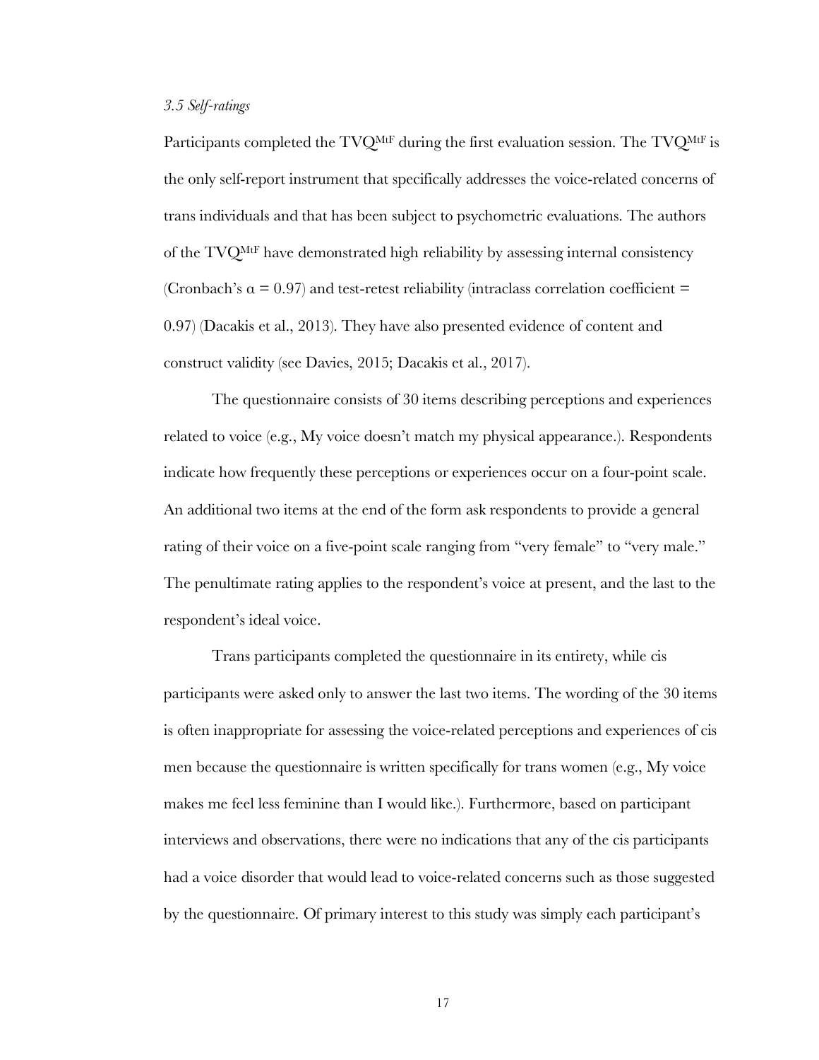*3.5 Self-ratings*

Participants completed the TVQ$^{MtF}$ during the first evaluation session. The TVQ$^{MtF}$ is the only self-report instrument that specifically addresses the voice-related concerns of trans individuals and that has been subject to psychometric evaluations. The authors of the TVQ$^{MtF}$ have demonstrated high reliability by assessing internal consistency (Cronbach's $\alpha = 0.97$) and test-retest reliability (intraclass correlation coefficient = 0.97) (Dacakis et al., 2013). They have also presented evidence of content and construct validity (see Davies, 2015; Dacakis et al., 2017).

The questionnaire consists of 30 items describing perceptions and experiences related to voice (e.g., My voice doesn't match my physical appearance.). Respondents indicate how frequently these perceptions or experiences occur on a four-point scale. An additional two items at the end of the form ask respondents to provide a general rating of their voice on a five-point scale ranging from "very female" to "very male." The penultimate rating applies to the respondent's voice at present, and the last to the respondent's ideal voice.

Trans participants completed the questionnaire in its entirety, while cis participants were asked only to answer the last two items. The wording of the 30 items is often inappropriate for assessing the voice-related perceptions and experiences of cis men because the questionnaire is written specifically for trans women (e.g., My voice makes me feel less feminine than I would like.). Furthermore, based on participant interviews and observations, there were no indications that any of the cis participants had a voice disorder that would lead to voice-related concerns such as those suggested by the questionnaire. Of primary interest to this study was simply each participant's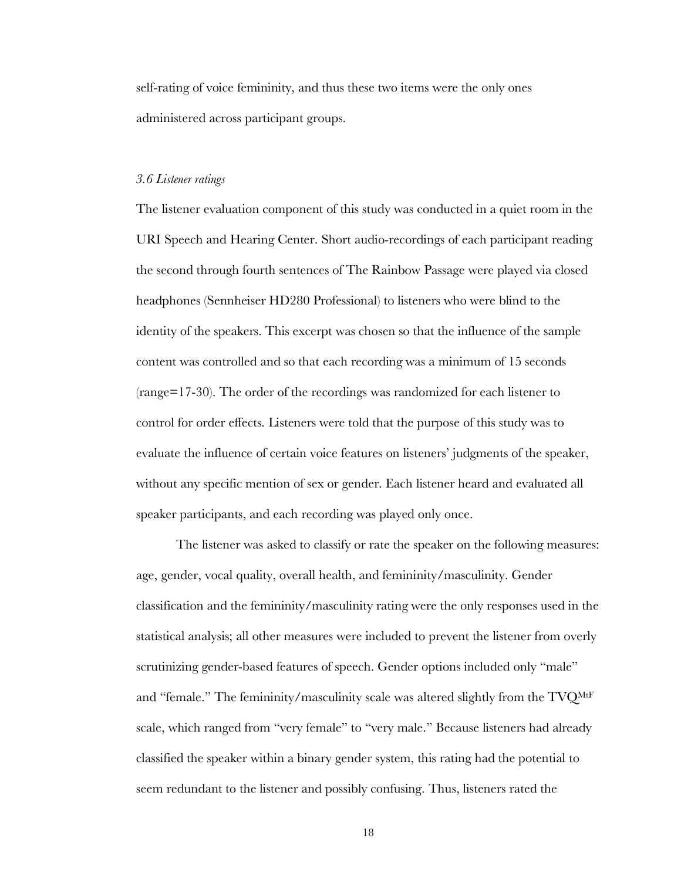self-rating of voice femininity, and thus these two items were the only ones administered across participant groups.

*3.6 Listener ratings*

The listener evaluation component of this study was conducted in a quiet room in the URI Speech and Hearing Center. Short audio-recordings of each participant reading the second through fourth sentences of The Rainbow Passage were played via closed headphones (Sennheiser HD280 Professional) to listeners who were blind to the identity of the speakers. This excerpt was chosen so that the influence of the sample content was controlled and so that each recording was a minimum of 15 seconds (range=17-30). The order of the recordings was randomized for each listener to control for order effects. Listeners were told that the purpose of this study was to evaluate the influence of certain voice features on listeners' judgments of the speaker, without any specific mention of sex or gender. Each listener heard and evaluated all speaker participants, and each recording was played only once.

The listener was asked to classify or rate the speaker on the following measures: age, gender, vocal quality, overall health, and femininity/masculinity. Gender classification and the femininity/masculinity rating were the only responses used in the statistical analysis; all other measures were included to prevent the listener from overly scrutinizing gender-based features of speech. Gender options included only "male" and "female." The femininity/masculinity scale was altered slightly from the $TVQ^{MtF}$ scale, which ranged from "very female" to "very male." Because listeners had already classified the speaker within a binary gender system, this rating had the potential to seem redundant to the listener and possibly confusing. Thus, listeners rated the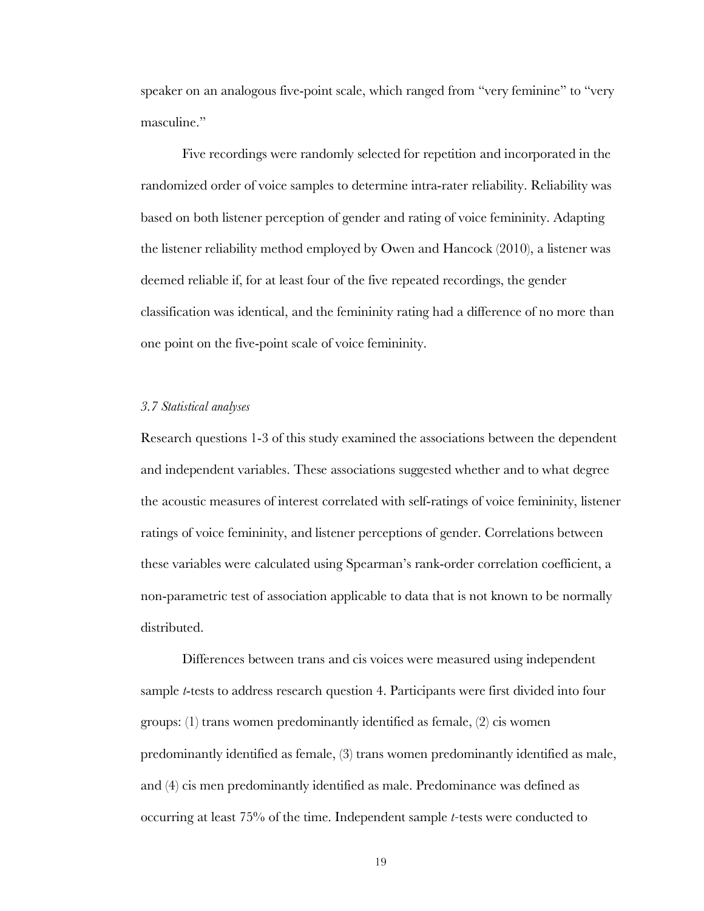speaker on an analogous five-point scale, which ranged from "very feminine" to "very masculine."

Five recordings were randomly selected for repetition and incorporated in the randomized order of voice samples to determine intra-rater reliability. Reliability was based on both listener perception of gender and rating of voice femininity. Adapting the listener reliability method employed by Owen and Hancock (2010), a listener was deemed reliable if, for at least four of the five repeated recordings, the gender classification was identical, and the femininity rating had a difference of no more than one point on the five-point scale of voice femininity.

### *3.7 Statistical analyses*

Research questions 1-3 of this study examined the associations between the dependent and independent variables. These associations suggested whether and to what degree the acoustic measures of interest correlated with self-ratings of voice femininity, listener ratings of voice femininity, and listener perceptions of gender. Correlations between these variables were calculated using Spearman's rank-order correlation coefficient, a non-parametric test of association applicable to data that is not known to be normally distributed.

Differences between trans and cis voices were measured using independent sample *t*-tests to address research question 4. Participants were first divided into four groups: (1) trans women predominantly identified as female, (2) cis women predominantly identified as female, (3) trans women predominantly identified as male, and (4) cis men predominantly identified as male. Predominance was defined as occurring at least 75% of the time. Independent sample *t*-tests were conducted to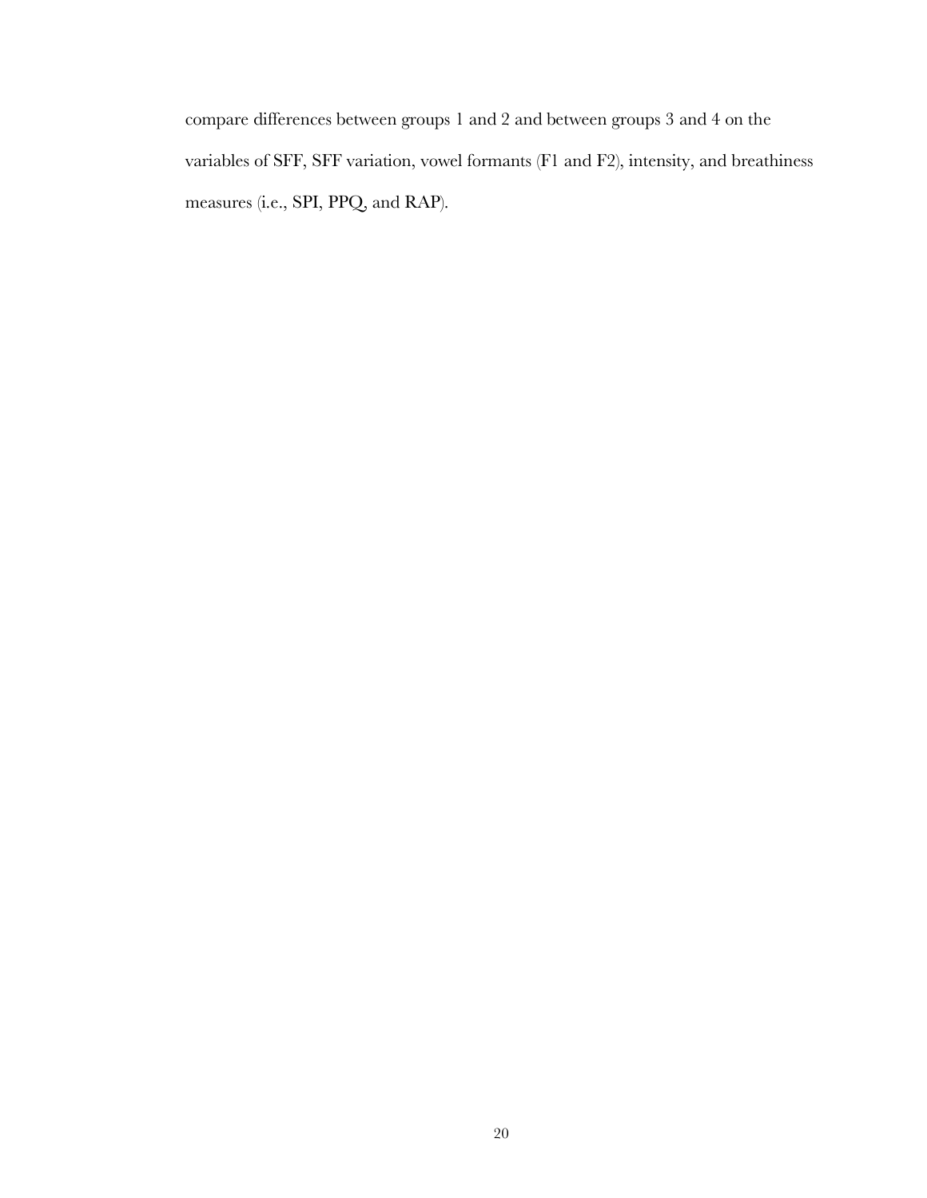compare differences between groups 1 and 2 and between groups 3 and 4 on the variables of SFF, SFF variation, vowel formants (F1 and F2), intensity, and breathiness measures (i.e., SPI, PPQ, and RAP).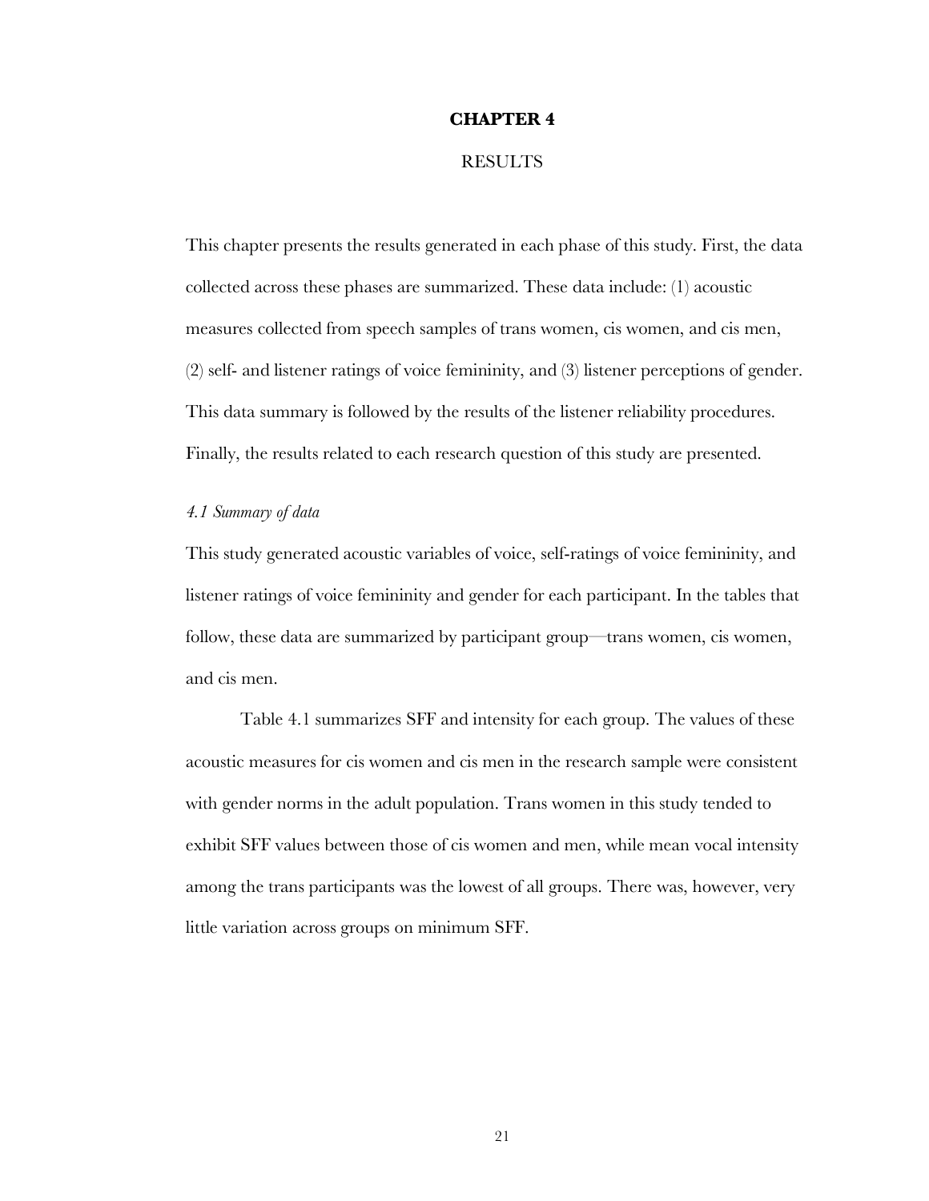# CHAPTER 4

## RESULTS

This chapter presents the results generated in each phase of this study. First, the data collected across these phases are summarized. These data include: (1) acoustic measures collected from speech samples of trans women, cis women, and cis men, (2) self- and listener ratings of voice femininity, and (3) listener perceptions of gender. This data summary is followed by the results of the listener reliability procedures. Finally, the results related to each research question of this study are presented.

### *4.1 Summary of data*

This study generated acoustic variables of voice, self-ratings of voice femininity, and listener ratings of voice femininity and gender for each participant. In the tables that follow, these data are summarized by participant group—trans women, cis women, and cis men.

Table 4.1 summarizes SFF and intensity for each group. The values of these acoustic measures for cis women and cis men in the research sample were consistent with gender norms in the adult population. Trans women in this study tended to exhibit SFF values between those of cis women and men, while mean vocal intensity among the trans participants was the lowest of all groups. There was, however, very little variation across groups on minimum SFF.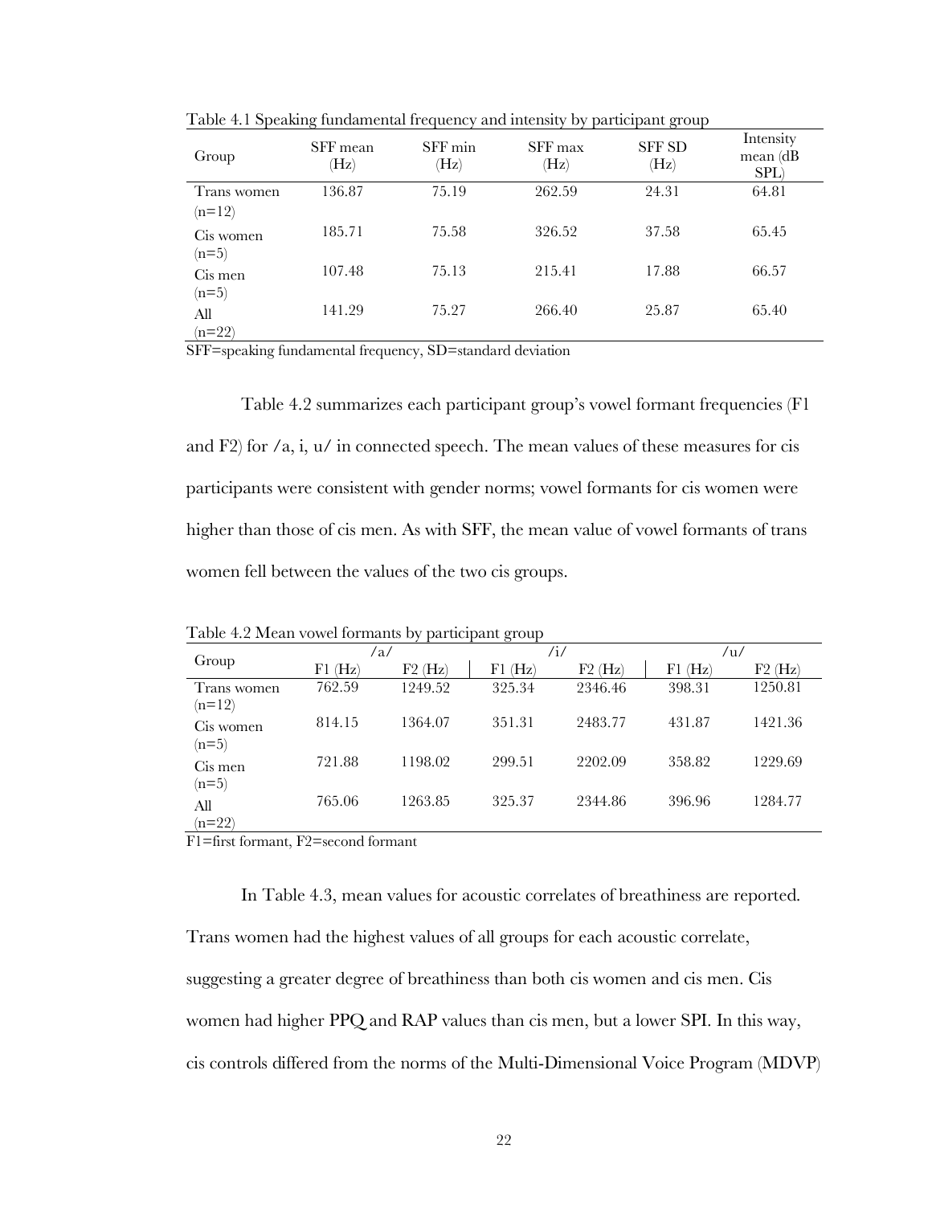Table 4.1 Speaking fundamental frequency and intensity by participant group

| Group | SFF mean (Hz) | SFF min (Hz) | SFF max (Hz) | SFF SD (Hz) | Intensity mean (dB SPL) |
|---|---|---|---|---|---|
| Trans women (n=12) | 136.87 | 75.19 | 262.59 | 24.31 | 64.81 |
| Cis women (n=5) | 185.71 | 75.58 | 326.52 | 37.58 | 65.45 |
| Cis men (n=5) | 107.48 | 75.13 | 215.41 | 17.88 | 66.57 |
| All (n=22) | 141.29 | 75.27 | 266.40 | 25.87 | 65.40 |

SFF=speaking fundamental frequency, SD=standard deviation

Table 4.2 summarizes each participant group's vowel formant frequencies (F1 and F2) for /a, i, u/ in connected speech. The mean values of these measures for cis participants were consistent with gender norms; vowel formants for cis women were higher than those of cis men. As with SFF, the mean value of vowel formants of trans women fell between the values of the two cis groups.

Table 4.2 Mean vowel formants by participant group

| Group | /a/ | | /i/ | | /u/ | |
|---|---|---|---|---|---|---|
| | F1 (Hz) | F2 (Hz) | F1 (Hz) | F2 (Hz) | F1 (Hz) | F2 (Hz) |
| Trans women (n=12) | 762.59 | 1249.52 | 325.34 | 2346.46 | 398.31 | 1250.81 |
| Cis women (n=5) | 814.15 | 1364.07 | 351.31 | 2483.77 | 431.87 | 1421.36 |
| Cis men (n=5) | 721.88 | 1198.02 | 299.51 | 2202.09 | 358.82 | 1229.69 |
| All (n=22) | 765.06 | 1263.85 | 325.37 | 2344.86 | 396.96 | 1284.77 |

F1=first formant, F2=second formant

In Table 4.3, mean values for acoustic correlates of breathiness are reported. Trans women had the highest values of all groups for each acoustic correlate, suggesting a greater degree of breathiness than both cis women and cis men. Cis women had higher PPQ and RAP values than cis men, but a lower SPI. In this way, cis controls differed from the norms of the Multi-Dimensional Voice Program (MDVP)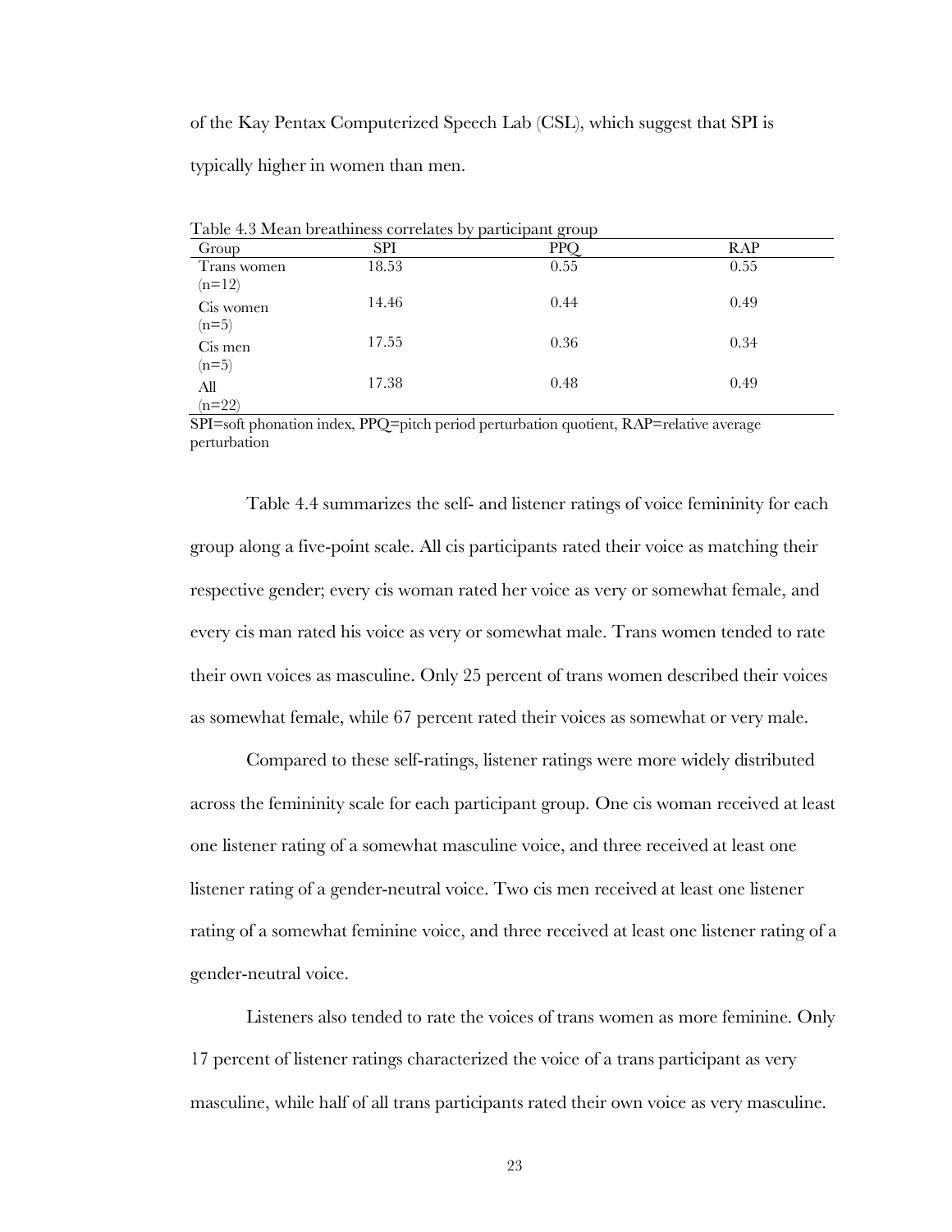of the Kay Pentax Computerized Speech Lab (CSL), which suggest that SPI is typically higher in women than men.

Table 4.3 Mean breathiness correlates by participant group

| Group | SPI | PPQ | RAP |
|---|---|---|---|
| Trans women (n=12) | 18.53 | 0.55 | 0.55 |
| Cis women (n=5) | 14.46 | 0.44 | 0.49 |
| Cis men (n=5) | 17.55 | 0.36 | 0.34 |
| All (n=22) | 17.38 | 0.48 | 0.49 |

SPI=soft phonation index, PPQ=pitch period perturbation quotient, RAP=relative average perturbation

Table 4.4 summarizes the self- and listener ratings of voice femininity for each group along a five-point scale. All cis participants rated their voice as matching their respective gender; every cis woman rated her voice as very or somewhat female, and every cis man rated his voice as very or somewhat male. Trans women tended to rate their own voices as masculine. Only 25 percent of trans women described their voices as somewhat female, while 67 percent rated their voices as somewhat or very male.

Compared to these self-ratings, listener ratings were more widely distributed across the femininity scale for each participant group. One cis woman received at least one listener rating of a somewhat masculine voice, and three received at least one listener rating of a gender-neutral voice. Two cis men received at least one listener rating of a somewhat feminine voice, and three received at least one listener rating of a gender-neutral voice.

Listeners also tended to rate the voices of trans women as more feminine. Only 17 percent of listener ratings characterized the voice of a trans participant as very masculine, while half of all trans participants rated their own voice as very masculine.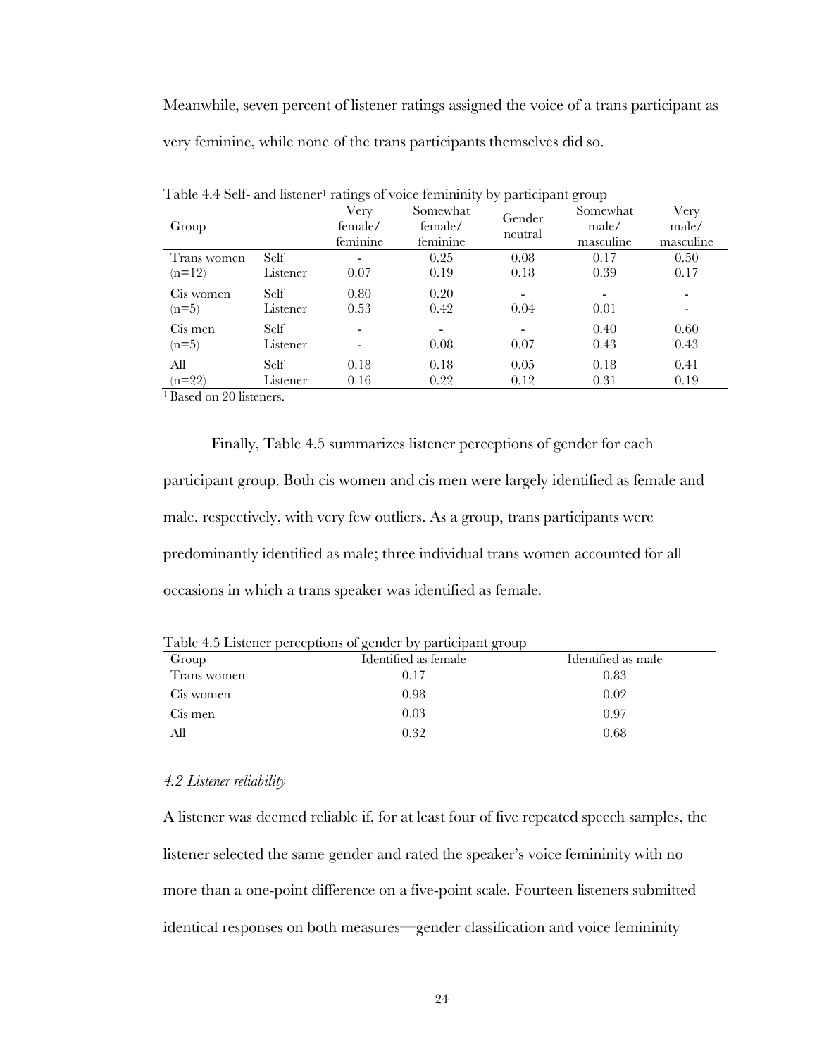Meanwhile, seven percent of listener ratings assigned the voice of a trans participant as very feminine, while none of the trans participants themselves did so.

Table 4.4 Self- and listener[1] ratings of voice femininity by participant group

| Group | | Very female/ feminine | Somewhat female/ feminine | Gender neutral | Somewhat male/ masculine | Very male/ masculine |
|---|---|---|---|---|---|---|
| Trans women | Self | - | 0.25 | 0.08 | 0.17 | 0.50 |
| (n=12) | Listener | 0.07 | 0.19 | 0.18 | 0.39 | 0.17 |
| Cis women | Self | 0.80 | 0.20 | - | - | - |
| (n=5) | Listener | 0.53 | 0.42 | 0.04 | 0.01 | - |
| Cis men | Self | - | - | - | 0.40 | 0.60 |
| (n=5) | Listener | - | 0.08 | 0.07 | 0.43 | 0.43 |
| All | Self | 0.18 | 0.18 | 0.05 | 0.18 | 0.41 |
| (n=22) | Listener | 0.16 | 0.22 | 0.12 | 0.31 | 0.19 |

[1] Based on 20 listeners.

Finally, Table 4.5 summarizes listener perceptions of gender for each participant group. Both cis women and cis men were largely identified as female and male, respectively, with very few outliers. As a group, trans participants were predominantly identified as male; three individual trans women accounted for all occasions in which a trans speaker was identified as female.

Table 4.5 Listener perceptions of gender by participant group

| Group | Identified as female | Identified as male |
|---|---|---|
| Trans women | 0.17 | 0.83 |
| Cis women | 0.98 | 0.02 |
| Cis men | 0.03 | 0.97 |
| All | 0.32 | 0.68 |

### *4.2 Listener reliability*

A listener was deemed reliable if, for at least four of five repeated speech samples, the listener selected the same gender and rated the speaker's voice femininity with no more than a one-point difference on a five-point scale. Fourteen listeners submitted identical responses on both measures—gender classification and voice femininity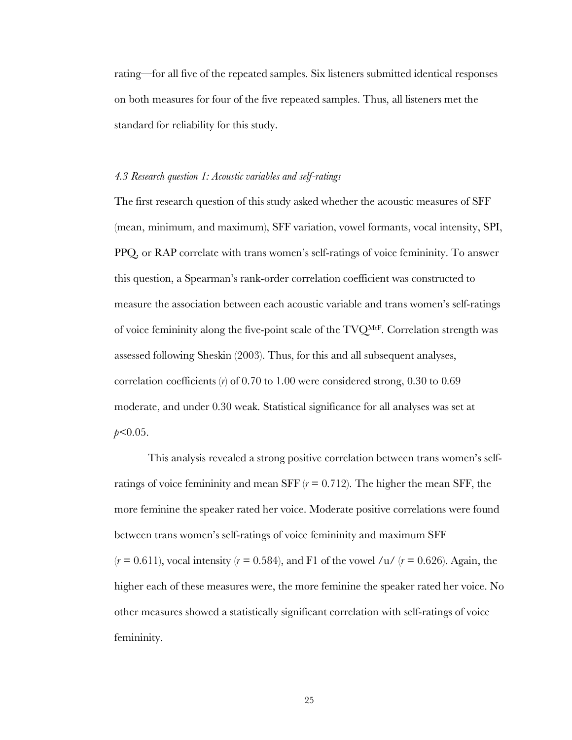rating—for all five of the repeated samples. Six listeners submitted identical responses on both measures for four of the five repeated samples. Thus, all listeners met the standard for reliability for this study.

### *4.3 Research question 1: Acoustic variables and self-ratings*

The first research question of this study asked whether the acoustic measures of SFF (mean, minimum, and maximum), SFF variation, vowel formants, vocal intensity, SPI, PPQ, or RAP correlate with trans women's self-ratings of voice femininity. To answer this question, a Spearman's rank-order correlation coefficient was constructed to measure the association between each acoustic variable and trans women's self-ratings of voice femininity along the five-point scale of the $TVQ^{MtF}$. Correlation strength was assessed following Sheskin (2003). Thus, for this and all subsequent analyses, correlation coefficients ($r$) of 0.70 to 1.00 were considered strong, 0.30 to 0.69 moderate, and under 0.30 weak. Statistical significance for all analyses was set at $p<0.05$.

This analysis revealed a strong positive correlation between trans women's self-ratings of voice femininity and mean SFF ($r = 0.712$). The higher the mean SFF, the more feminine the speaker rated her voice. Moderate positive correlations were found between trans women's self-ratings of voice femininity and maximum SFF ($r = 0.611$), vocal intensity ($r = 0.584$), and F1 of the vowel /u/ ($r = 0.626$). Again, the higher each of these measures were, the more feminine the speaker rated her voice. No other measures showed a statistically significant correlation with self-ratings of voice femininity.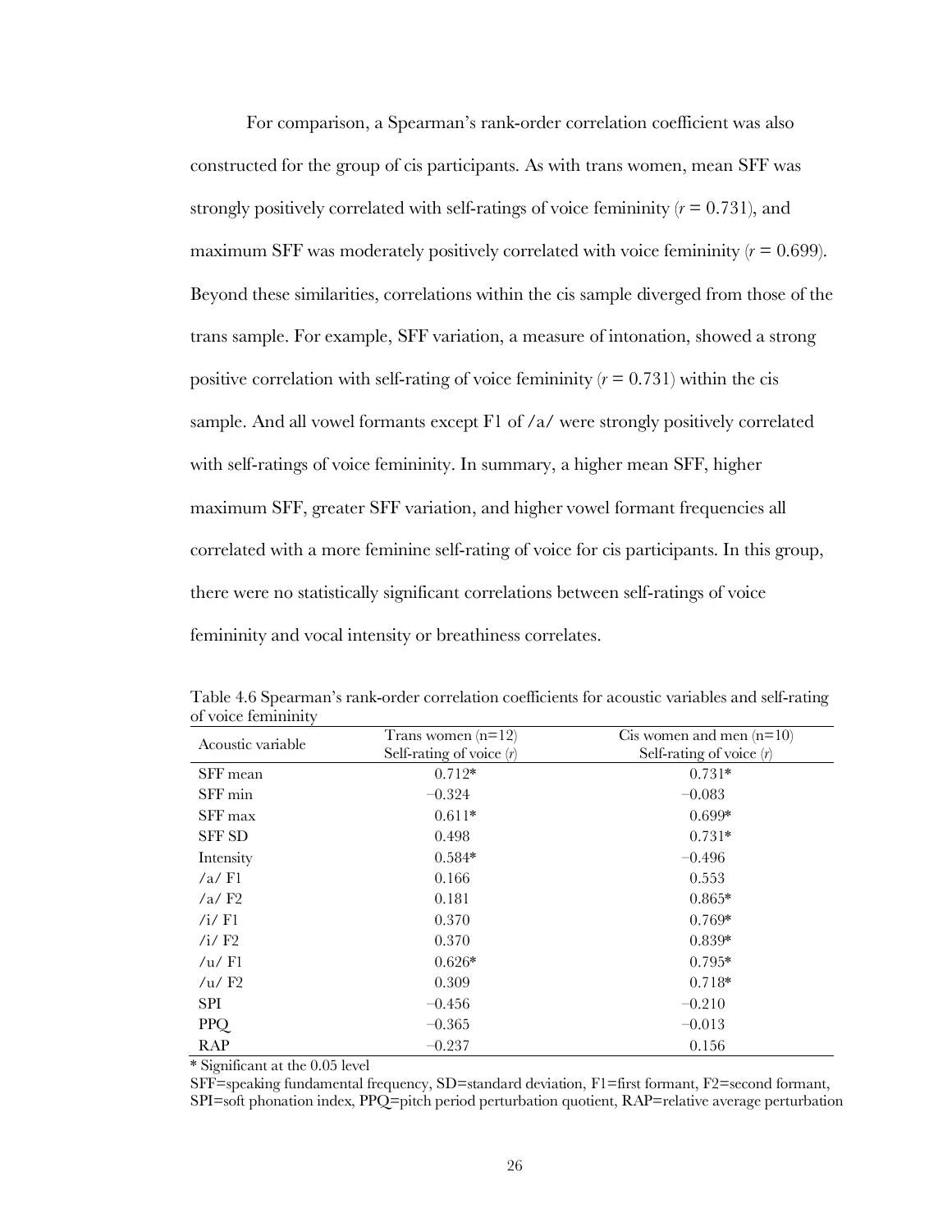For comparison, a Spearman's rank-order correlation coefficient was also constructed for the group of cis participants. As with trans women, mean SFF was strongly positively correlated with self-ratings of voice femininity ($r$ = 0.731), and maximum SFF was moderately positively correlated with voice femininity ($r$ = 0.699). Beyond these similarities, correlations within the cis sample diverged from those of the trans sample. For example, SFF variation, a measure of intonation, showed a strong positive correlation with self-rating of voice femininity ($r$ = 0.731) within the cis sample. And all vowel formants except F1 of /a/ were strongly positively correlated with self-ratings of voice femininity. In summary, a higher mean SFF, higher maximum SFF, greater SFF variation, and higher vowel formant frequencies all correlated with a more feminine self-rating of voice for cis participants. In this group, there were no statistically significant correlations between self-ratings of voice femininity and vocal intensity or breathiness correlates.

Table 4.6 Spearman's rank-order correlation coefficients for acoustic variables and self-rating of voice femininity

| Acoustic variable | Trans women (n=12)<br>Self-rating of voice ($r$) | Cis women and men (n=10)<br>Self-rating of voice ($r$) |
|---|---|---|
| SFF mean | 0.712* | 0.731* |
| SFF min | −0.324 | −0.083 |
| SFF max | 0.611* | 0.699* |
| SFF SD | 0.498 | 0.731* |
| Intensity | 0.584* | −0.496 |
| /a/ F1 | 0.166 | 0.553 |
| /a/ F2 | 0.181 | 0.865* |
| /i/ F1 | 0.370 | 0.769* |
| /i/ F2 | 0.370 | 0.839* |
| /u/ F1 | 0.626* | 0.795* |
| /u/ F2 | 0.309 | 0.718* |
| SPI | −0.456 | −0.210 |
| PPQ | −0.365 | −0.013 |
| RAP | −0.237 | 0.156 |

* Significant at the 0.05 level

SFF=speaking fundamental frequency, SD=standard deviation, F1=first formant, F2=second formant, SPI=soft phonation index, PPQ=pitch period perturbation quotient, RAP=relative average perturbation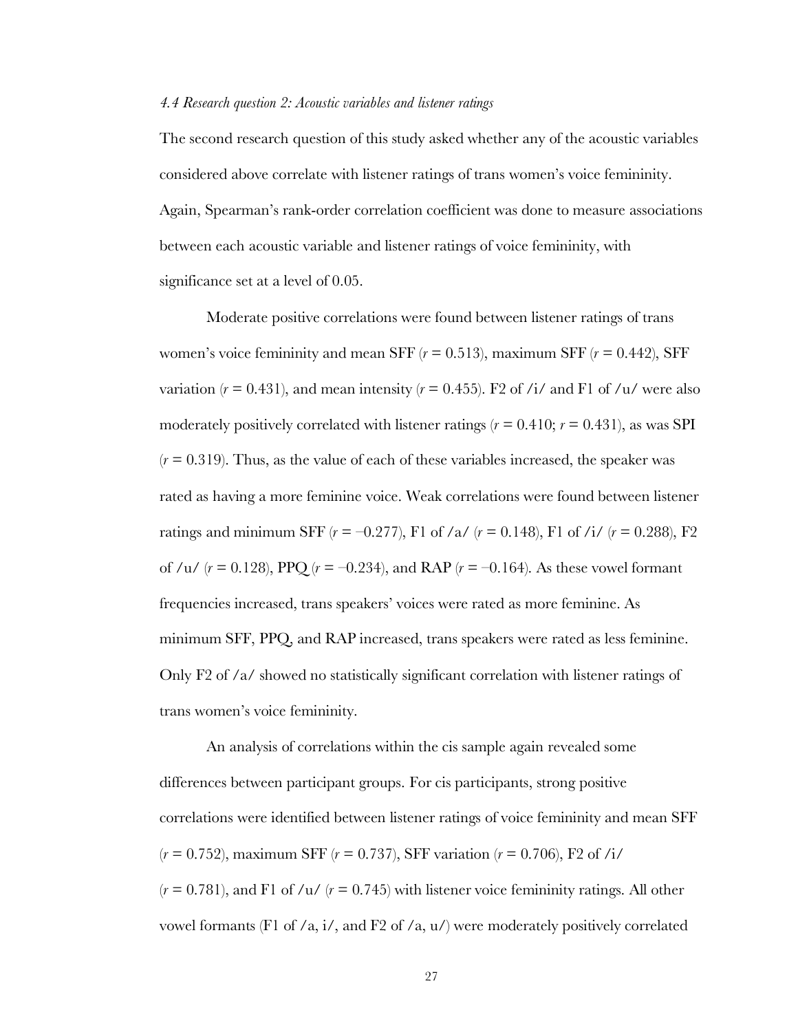*4.4 Research question 2: Acoustic variables and listener ratings*

The second research question of this study asked whether any of the acoustic variables considered above correlate with listener ratings of trans women's voice femininity. Again, Spearman's rank-order correlation coefficient was done to measure associations between each acoustic variable and listener ratings of voice femininity, with significance set at a level of 0.05.

Moderate positive correlations were found between listener ratings of trans women's voice femininity and mean SFF ($r = 0.513$), maximum SFF ($r = 0.442$), SFF variation ($r = 0.431$), and mean intensity ($r = 0.455$). F2 of /i/ and F1 of /u/ were also moderately positively correlated with listener ratings ($r = 0.410$; $r = 0.431$), as was SPI ($r = 0.319$). Thus, as the value of each of these variables increased, the speaker was rated as having a more feminine voice. Weak correlations were found between listener ratings and minimum SFF ($r = -0.277$), F1 of /a/ ($r = 0.148$), F1 of /i/ ($r = 0.288$), F2 of /u/ ($r = 0.128$), PPQ ($r = -0.234$), and RAP ($r = -0.164$). As these vowel formant frequencies increased, trans speakers' voices were rated as more feminine. As minimum SFF, PPQ, and RAP increased, trans speakers were rated as less feminine. Only F2 of /a/ showed no statistically significant correlation with listener ratings of trans women's voice femininity.

An analysis of correlations within the cis sample again revealed some differences between participant groups. For cis participants, strong positive correlations were identified between listener ratings of voice femininity and mean SFF ($r = 0.752$), maximum SFF ($r = 0.737$), SFF variation ($r = 0.706$), F2 of /i/ ($r = 0.781$), and F1 of /u/ ($r = 0.745$) with listener voice femininity ratings. All other vowel formants (F1 of /a, i/, and F2 of /a, u/) were moderately positively correlated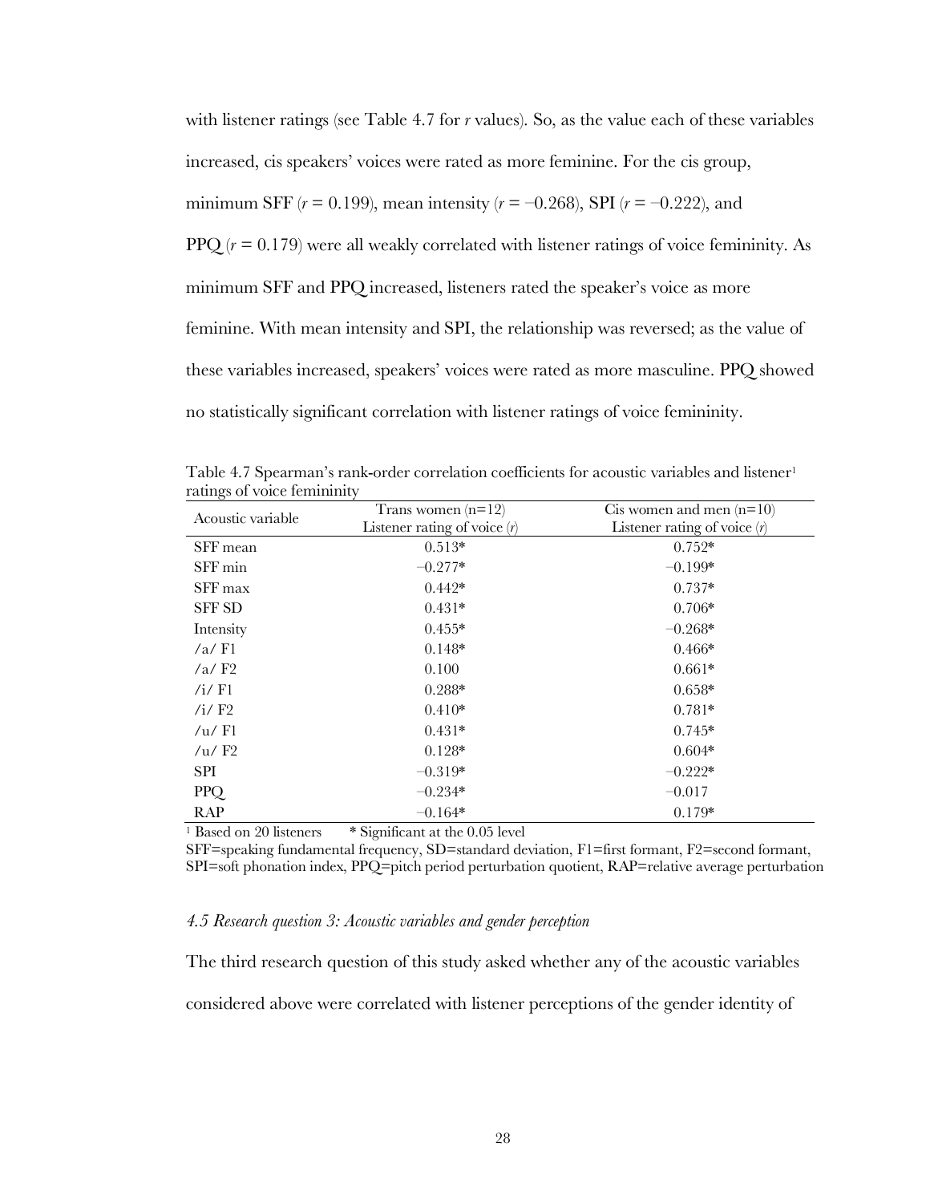with listener ratings (see Table 4.7 for *r* values). So, as the value each of these variables increased, cis speakers' voices were rated as more feminine. For the cis group, minimum SFF ($r = 0.199$), mean intensity ($r = -0.268$), SPI ($r = -0.222$), and PPQ ($r = 0.179$) were all weakly correlated with listener ratings of voice femininity. As minimum SFF and PPQ increased, listeners rated the speaker's voice as more feminine. With mean intensity and SPI, the relationship was reversed; as the value of these variables increased, speakers' voices were rated as more masculine. PPQ showed no statistically significant correlation with listener ratings of voice femininity.

Table 4.7 Spearman's rank-order correlation coefficients for acoustic variables and listener[1] ratings of voice femininity

| Acoustic variable | Trans women (n=12) Listener rating of voice (*r*) | Cis women and men (n=10) Listener rating of voice (*r*) |
|---|---|---|
| SFF mean | 0.513* | 0.752* |
| SFF min | −0.277* | −0.199* |
| SFF max | 0.442* | 0.737* |
| SFF SD | 0.431* | 0.706* |
| Intensity | 0.455* | −0.268* |
| /a/ F1 | 0.148* | 0.466* |
| /a/ F2 | 0.100 | 0.661* |
| /i/ F1 | 0.288* | 0.658* |
| /i/ F2 | 0.410* | 0.781* |
| /u/ F1 | 0.431* | 0.745* |
| /u/ F2 | 0.128* | 0.604* |
| SPI | −0.319* | −0.222* |
| PPQ | −0.234* | −0.017 |
| RAP | −0.164* | 0.179* |

[1] Based on 20 listeners  * Significant at the 0.05 level

SFF=speaking fundamental frequency, SD=standard deviation, F1=first formant, F2=second formant, SPI=soft phonation index, PPQ=pitch period perturbation quotient, RAP=relative average perturbation

### *4.5 Research question 3: Acoustic variables and gender perception*

The third research question of this study asked whether any of the acoustic variables considered above were correlated with listener perceptions of the gender identity of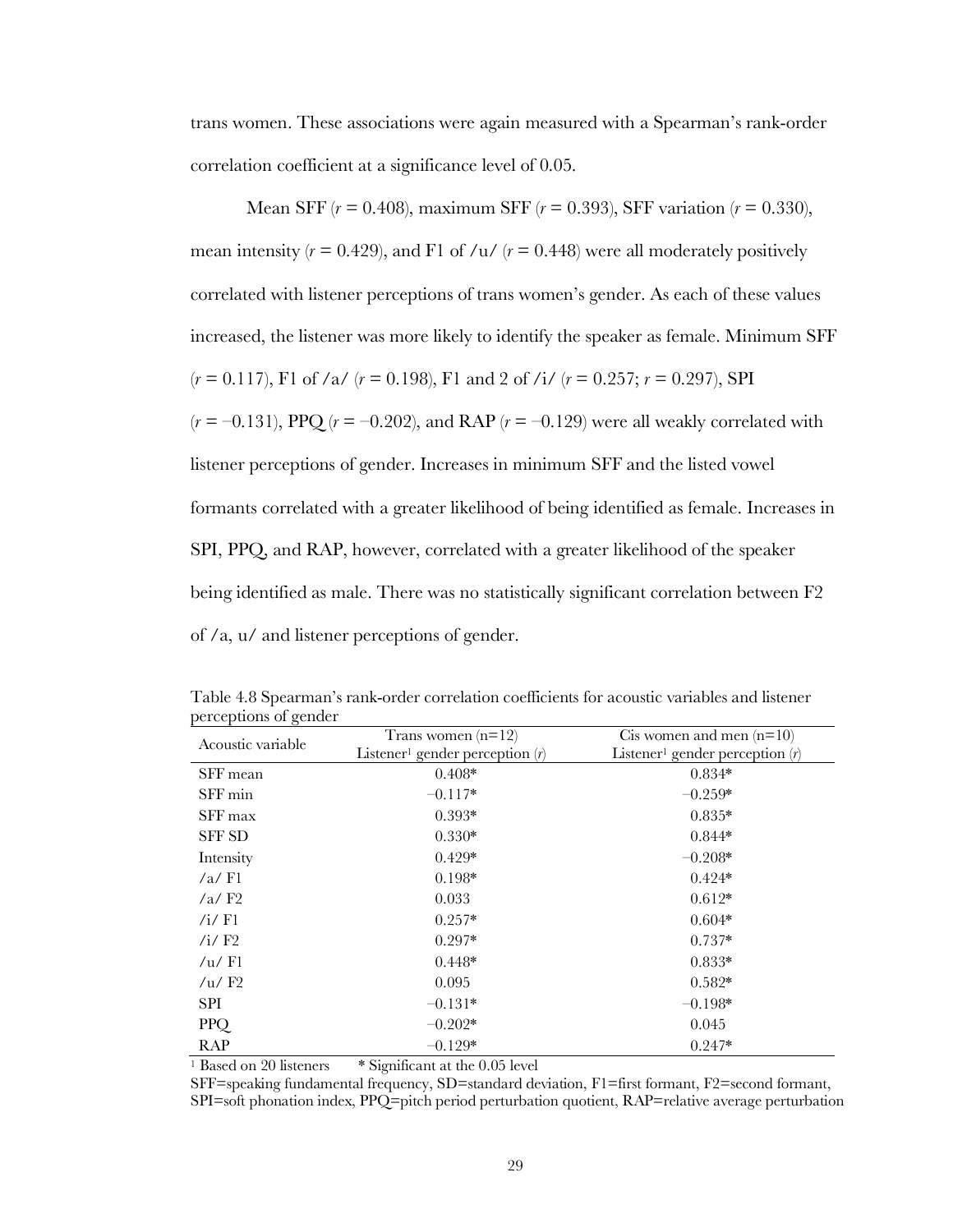trans women. These associations were again measured with a Spearman's rank-order correlation coefficient at a significance level of 0.05.

Mean SFF (*r* = 0.408), maximum SFF (*r* = 0.393), SFF variation (*r* = 0.330), mean intensity (*r* = 0.429), and F1 of /u/ (*r* = 0.448) were all moderately positively correlated with listener perceptions of trans women's gender. As each of these values increased, the listener was more likely to identify the speaker as female. Minimum SFF (*r* = 0.117), F1 of /a/ (*r* = 0.198), F1 and 2 of /i/ (*r* = 0.257; *r* = 0.297), SPI (*r* = −0.131), PPQ (*r* = −0.202), and RAP (*r* = −0.129) were all weakly correlated with listener perceptions of gender. Increases in minimum SFF and the listed vowel formants correlated with a greater likelihood of being identified as female. Increases in SPI, PPQ, and RAP, however, correlated with a greater likelihood of the speaker being identified as male. There was no statistically significant correlation between F2 of /a, u/ and listener perceptions of gender.

Table 4.8 Spearman's rank-order correlation coefficients for acoustic variables and listener perceptions of gender

| Acoustic variable | Trans women (n=12) Listener[1] gender perception (*r*) | Cis women and men (n=10) Listener[1] gender perception (*r*) |
|---|---|---|
| SFF mean | 0.408* | 0.834* |
| SFF min | −0.117* | −0.259* |
| SFF max | 0.393* | 0.835* |
| SFF SD | 0.330* | 0.844* |
| Intensity | 0.429* | −0.208* |
| /a/ F1 | 0.198* | 0.424* |
| /a/ F2 | 0.033 | 0.612* |
| /i/ F1 | 0.257* | 0.604* |
| /i/ F2 | 0.297* | 0.737* |
| /u/ F1 | 0.448* | 0.833* |
| /u/ F2 | 0.095 | 0.582* |
| SPI | −0.131* | −0.198* |
| PPQ | −0.202* | 0.045 |
| RAP | −0.129* | 0.247* |

[1] Based on 20 listeners   * Significant at the 0.05 level

SFF=speaking fundamental frequency, SD=standard deviation, F1=first formant, F2=second formant, SPI=soft phonation index, PPQ=pitch period perturbation quotient, RAP=relative average perturbation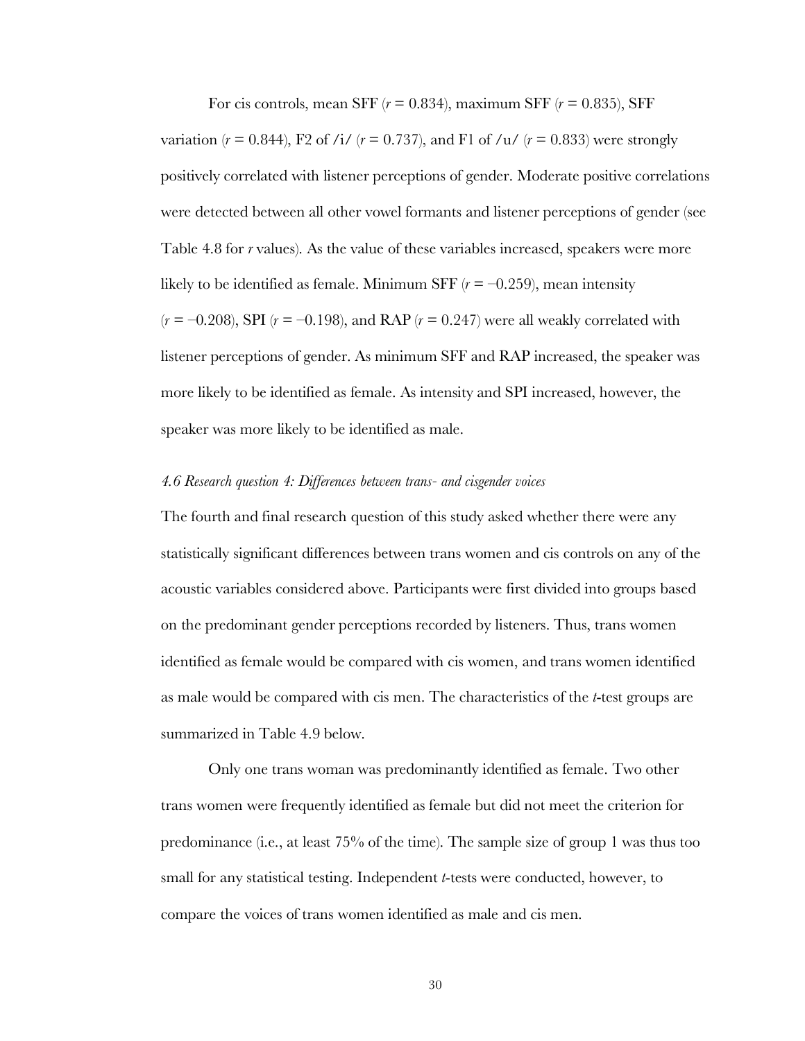For cis controls, mean SFF ($r = 0.834$), maximum SFF ($r = 0.835$), SFF variation ($r = 0.844$), F2 of /i/ ($r = 0.737$), and F1 of /u/ ($r = 0.833$) were strongly positively correlated with listener perceptions of gender. Moderate positive correlations were detected between all other vowel formants and listener perceptions of gender (see Table 4.8 for *r* values). As the value of these variables increased, speakers were more likely to be identified as female. Minimum SFF ($r = -0.259$), mean intensity ($r = -0.208$), SPI ($r = -0.198$), and RAP ($r = 0.247$) were all weakly correlated with listener perceptions of gender. As minimum SFF and RAP increased, the speaker was more likely to be identified as female. As intensity and SPI increased, however, the speaker was more likely to be identified as male.

### *4.6 Research question 4: Differences between trans- and cisgender voices*

The fourth and final research question of this study asked whether there were any statistically significant differences between trans women and cis controls on any of the acoustic variables considered above. Participants were first divided into groups based on the predominant gender perceptions recorded by listeners. Thus, trans women identified as female would be compared with cis women, and trans women identified as male would be compared with cis men. The characteristics of the *t*-test groups are summarized in Table 4.9 below.

Only one trans woman was predominantly identified as female. Two other trans women were frequently identified as female but did not meet the criterion for predominance (i.e., at least 75% of the time). The sample size of group 1 was thus too small for any statistical testing. Independent *t*-tests were conducted, however, to compare the voices of trans women identified as male and cis men.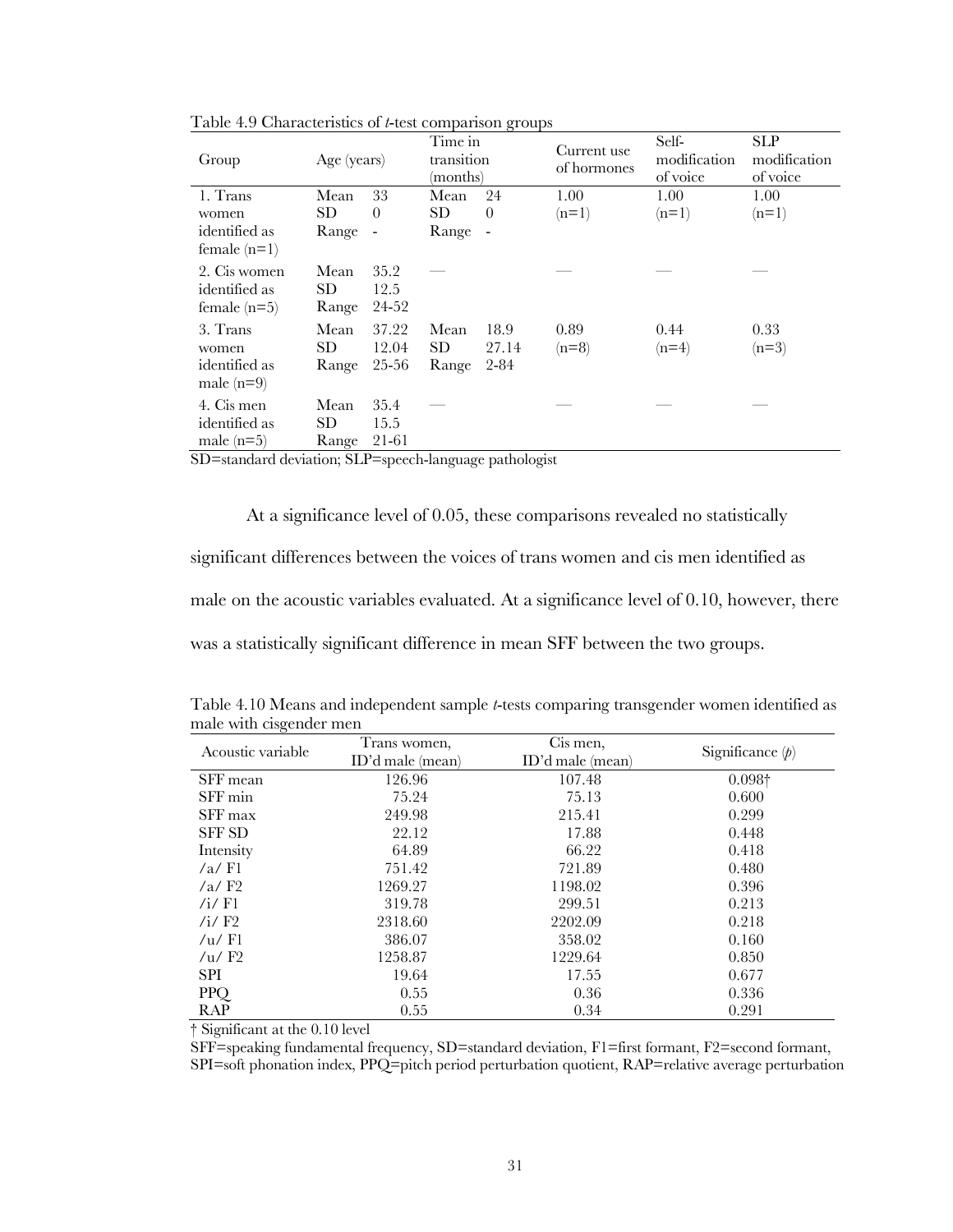Table 4.9 Characteristics of *t*-test comparison groups

| Group | Age (years) | | Time in transition (months) | | Current use of hormones | Self-modification of voice | SLP modification of voice |
|---|---|---|---|---|---|---|---|
| 1. Trans women identified as female (n=1) | Mean<br>SD<br>Range | 33<br>0<br>- | Mean<br>SD<br>Range | 24<br>0<br>- | 1.00<br>(n=1) | 1.00<br>(n=1) | 1.00<br>(n=1) |
| 2. Cis women identified as female (n=5) | Mean<br>SD<br>Range | 35.2<br>12.5<br>24-52 | — | | — | — | — |
| 3. Trans women identified as male (n=9) | Mean<br>SD<br>Range | 37.22<br>12.04<br>25-56 | Mean<br>SD<br>Range | 18.9<br>27.14<br>2-84 | 0.89<br>(n=8) | 0.44<br>(n=4) | 0.33<br>(n=3) |
| 4. Cis men identified as male (n=5) | Mean<br>SD<br>Range | 35.4<br>15.5<br>21-61 | — | | — | — | — |

SD=standard deviation; SLP=speech-language pathologist

At a significance level of 0.05, these comparisons revealed no statistically significant differences between the voices of trans women and cis men identified as male on the acoustic variables evaluated. At a significance level of 0.10, however, there was a statistically significant difference in mean SFF between the two groups.

Table 4.10 Means and independent sample *t*-tests comparing transgender women identified as male with cisgender men

| Acoustic variable | Trans women, ID'd male (mean) | Cis men, ID'd male (mean) | Significance ($p$) |
|---|---|---|---|
| SFF mean | 126.96 | 107.48 | 0.098† |
| SFF min | 75.24 | 75.13 | 0.600 |
| SFF max | 249.98 | 215.41 | 0.299 |
| SFF SD | 22.12 | 17.88 | 0.448 |
| Intensity | 64.89 | 66.22 | 0.418 |
| /a/ F1 | 751.42 | 721.89 | 0.480 |
| /a/ F2 | 1269.27 | 1198.02 | 0.396 |
| /i/ F1 | 319.78 | 299.51 | 0.213 |
| /i/ F2 | 2318.60 | 2202.09 | 0.218 |
| /u/ F1 | 386.07 | 358.02 | 0.160 |
| /u/ F2 | 1258.87 | 1229.64 | 0.850 |
| SPI | 19.64 | 17.55 | 0.677 |
| PPQ | 0.55 | 0.36 | 0.336 |
| RAP | 0.55 | 0.34 | 0.291 |

† Significant at the 0.10 level

SFF=speaking fundamental frequency, SD=standard deviation, F1=first formant, F2=second formant, SPI=soft phonation index, PPQ=pitch period perturbation quotient, RAP=relative average perturbation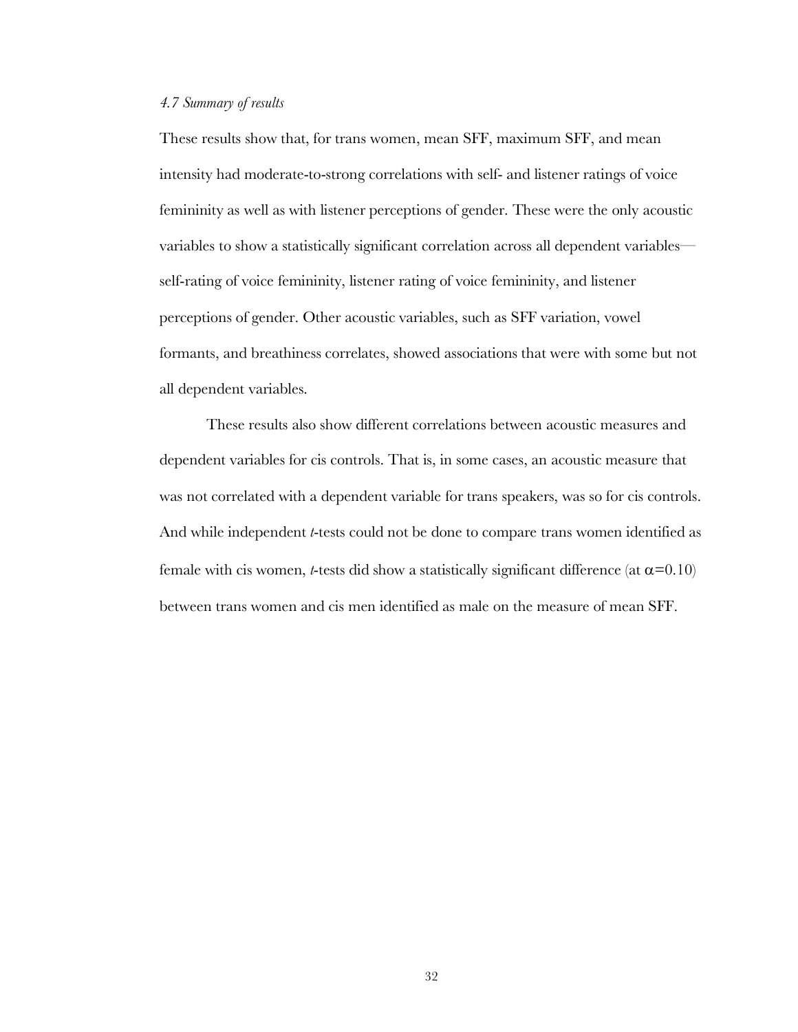### *4.7 Summary of results*

These results show that, for trans women, mean SFF, maximum SFF, and mean intensity had moderate-to-strong correlations with self- and listener ratings of voice femininity as well as with listener perceptions of gender. These were the only acoustic variables to show a statistically significant correlation across all dependent variables—self-rating of voice femininity, listener rating of voice femininity, and listener perceptions of gender. Other acoustic variables, such as SFF variation, vowel formants, and breathiness correlates, showed associations that were with some but not all dependent variables.

These results also show different correlations between acoustic measures and dependent variables for cis controls. That is, in some cases, an acoustic measure that was not correlated with a dependent variable for trans speakers, was so for cis controls. And while independent *t*-tests could not be done to compare trans women identified as female with cis women, *t*-tests did show a statistically significant difference (at $\alpha=0.10$) between trans women and cis men identified as male on the measure of mean SFF.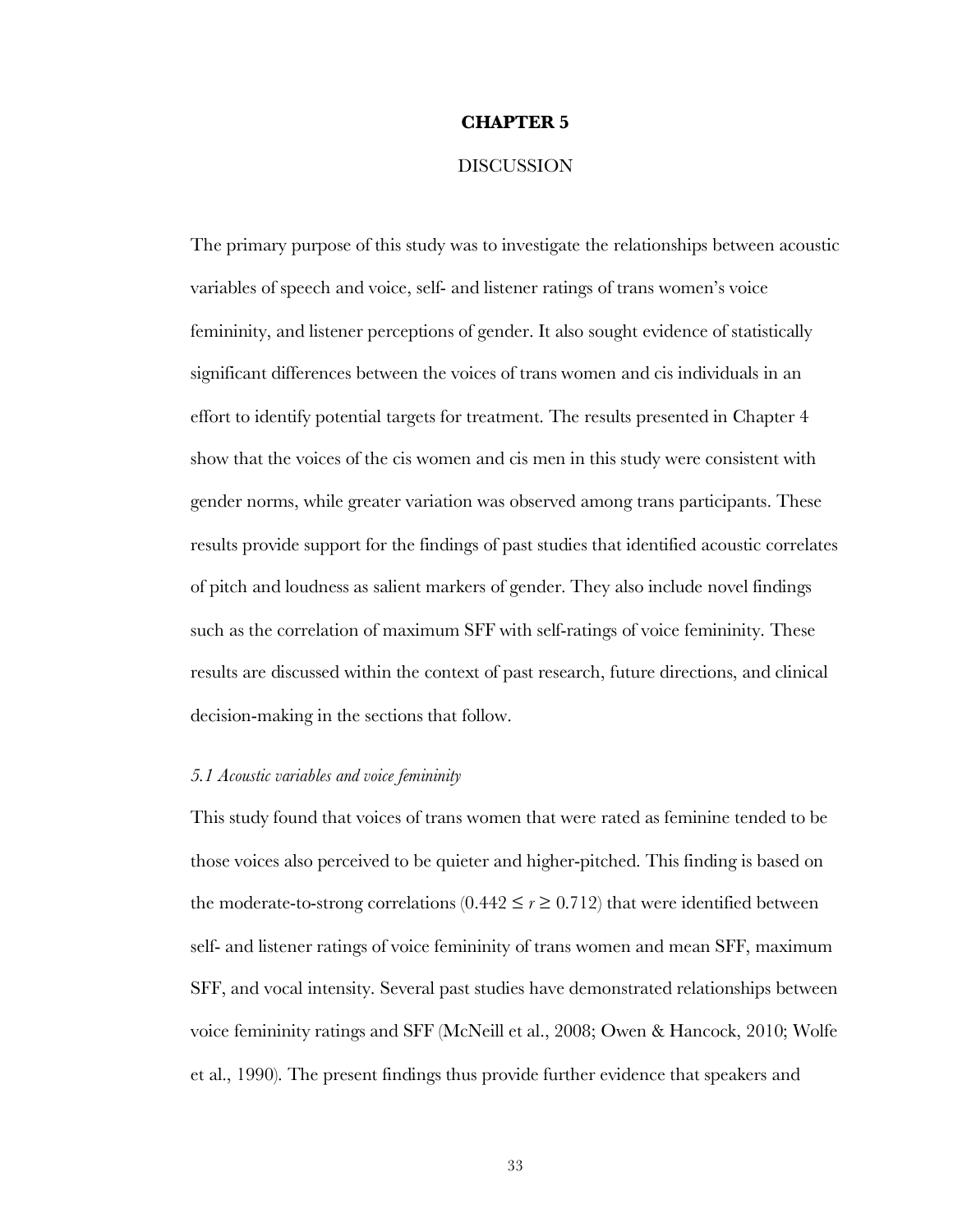# CHAPTER 5

## DISCUSSION

The primary purpose of this study was to investigate the relationships between acoustic variables of speech and voice, self- and listener ratings of trans women's voice femininity, and listener perceptions of gender. It also sought evidence of statistically significant differences between the voices of trans women and cis individuals in an effort to identify potential targets for treatment. The results presented in Chapter 4 show that the voices of the cis women and cis men in this study were consistent with gender norms, while greater variation was observed among trans participants. These results provide support for the findings of past studies that identified acoustic correlates of pitch and loudness as salient markers of gender. They also include novel findings such as the correlation of maximum SFF with self-ratings of voice femininity. These results are discussed within the context of past research, future directions, and clinical decision-making in the sections that follow.

### *5.1 Acoustic variables and voice femininity*

This study found that voices of trans women that were rated as feminine tended to be those voices also perceived to be quieter and higher-pitched. This finding is based on the moderate-to-strong correlations ($0.442 \leq r \geq 0.712$) that were identified between self- and listener ratings of voice femininity of trans women and mean SFF, maximum SFF, and vocal intensity. Several past studies have demonstrated relationships between voice femininity ratings and SFF (McNeill et al., 2008; Owen & Hancock, 2010; Wolfe et al., 1990). The present findings thus provide further evidence that speakers and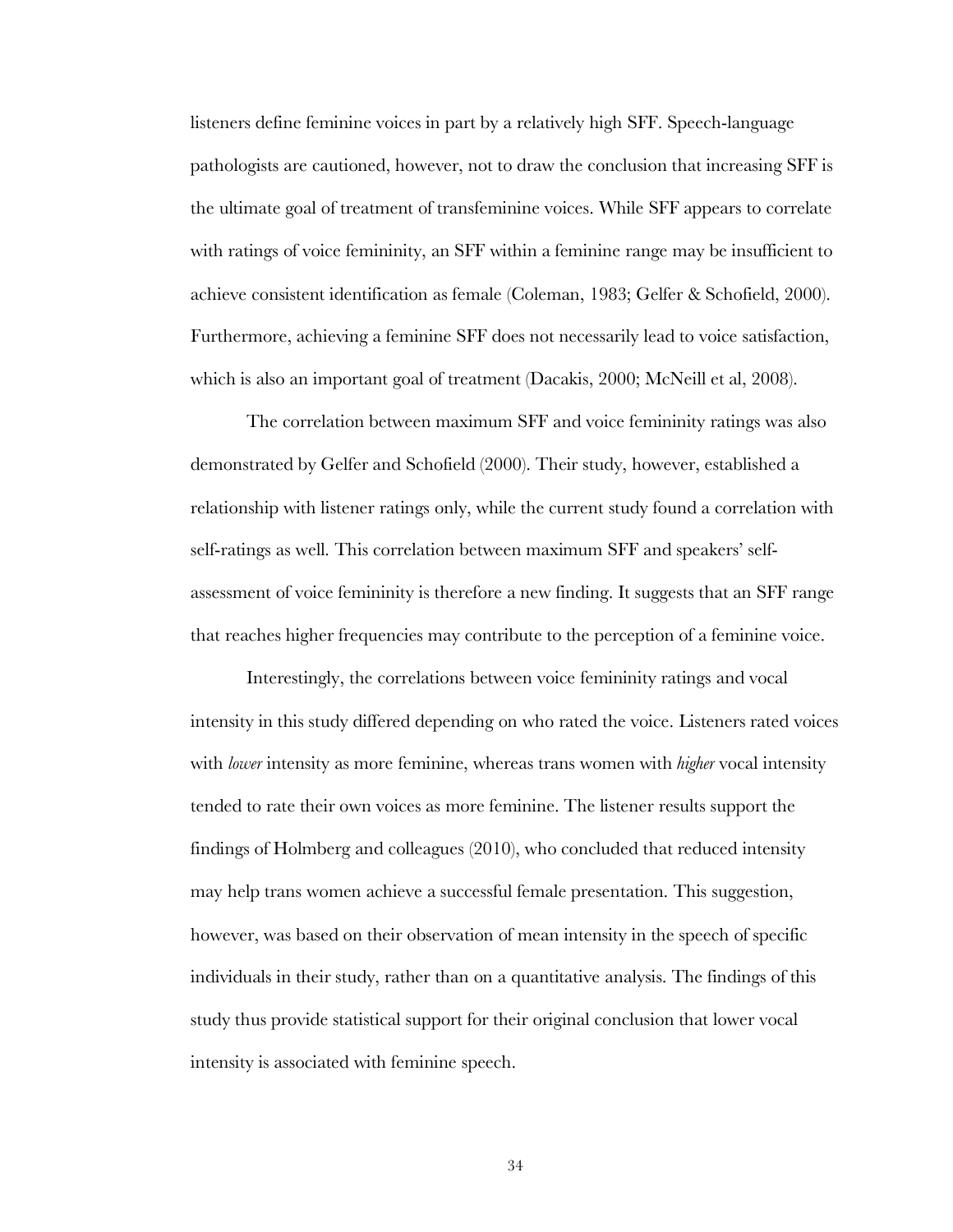listeners define feminine voices in part by a relatively high SFF. Speech-language pathologists are cautioned, however, not to draw the conclusion that increasing SFF is the ultimate goal of treatment of transfeminine voices. While SFF appears to correlate with ratings of voice femininity, an SFF within a feminine range may be insufficient to achieve consistent identification as female (Coleman, 1983; Gelfer & Schofield, 2000). Furthermore, achieving a feminine SFF does not necessarily lead to voice satisfaction, which is also an important goal of treatment (Dacakis, 2000; McNeill et al, 2008).

The correlation between maximum SFF and voice femininity ratings was also demonstrated by Gelfer and Schofield (2000). Their study, however, established a relationship with listener ratings only, while the current study found a correlation with self-ratings as well. This correlation between maximum SFF and speakers' self-assessment of voice femininity is therefore a new finding. It suggests that an SFF range that reaches higher frequencies may contribute to the perception of a feminine voice.

Interestingly, the correlations between voice femininity ratings and vocal intensity in this study differed depending on who rated the voice. Listeners rated voices with *lower* intensity as more feminine, whereas trans women with *higher* vocal intensity tended to rate their own voices as more feminine. The listener results support the findings of Holmberg and colleagues (2010), who concluded that reduced intensity may help trans women achieve a successful female presentation. This suggestion, however, was based on their observation of mean intensity in the speech of specific individuals in their study, rather than on a quantitative analysis. The findings of this study thus provide statistical support for their original conclusion that lower vocal intensity is associated with feminine speech.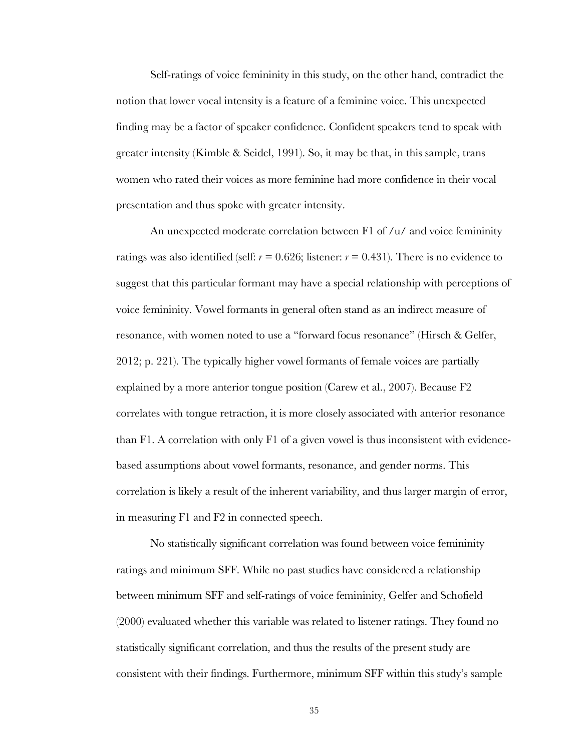Self-ratings of voice femininity in this study, on the other hand, contradict the notion that lower vocal intensity is a feature of a feminine voice. This unexpected finding may be a factor of speaker confidence. Confident speakers tend to speak with greater intensity (Kimble & Seidel, 1991). So, it may be that, in this sample, trans women who rated their voices as more feminine had more confidence in their vocal presentation and thus spoke with greater intensity.

An unexpected moderate correlation between F1 of /u/ and voice femininity ratings was also identified (self: $r = 0.626$; listener: $r = 0.431$). There is no evidence to suggest that this particular formant may have a special relationship with perceptions of voice femininity. Vowel formants in general often stand as an indirect measure of resonance, with women noted to use a "forward focus resonance" (Hirsch & Gelfer, 2012; p. 221). The typically higher vowel formants of female voices are partially explained by a more anterior tongue position (Carew et al., 2007). Because F2 correlates with tongue retraction, it is more closely associated with anterior resonance than F1. A correlation with only F1 of a given vowel is thus inconsistent with evidence-based assumptions about vowel formants, resonance, and gender norms. This correlation is likely a result of the inherent variability, and thus larger margin of error, in measuring F1 and F2 in connected speech.

No statistically significant correlation was found between voice femininity ratings and minimum SFF. While no past studies have considered a relationship between minimum SFF and self-ratings of voice femininity, Gelfer and Schofield (2000) evaluated whether this variable was related to listener ratings. They found no statistically significant correlation, and thus the results of the present study are consistent with their findings. Furthermore, minimum SFF within this study's sample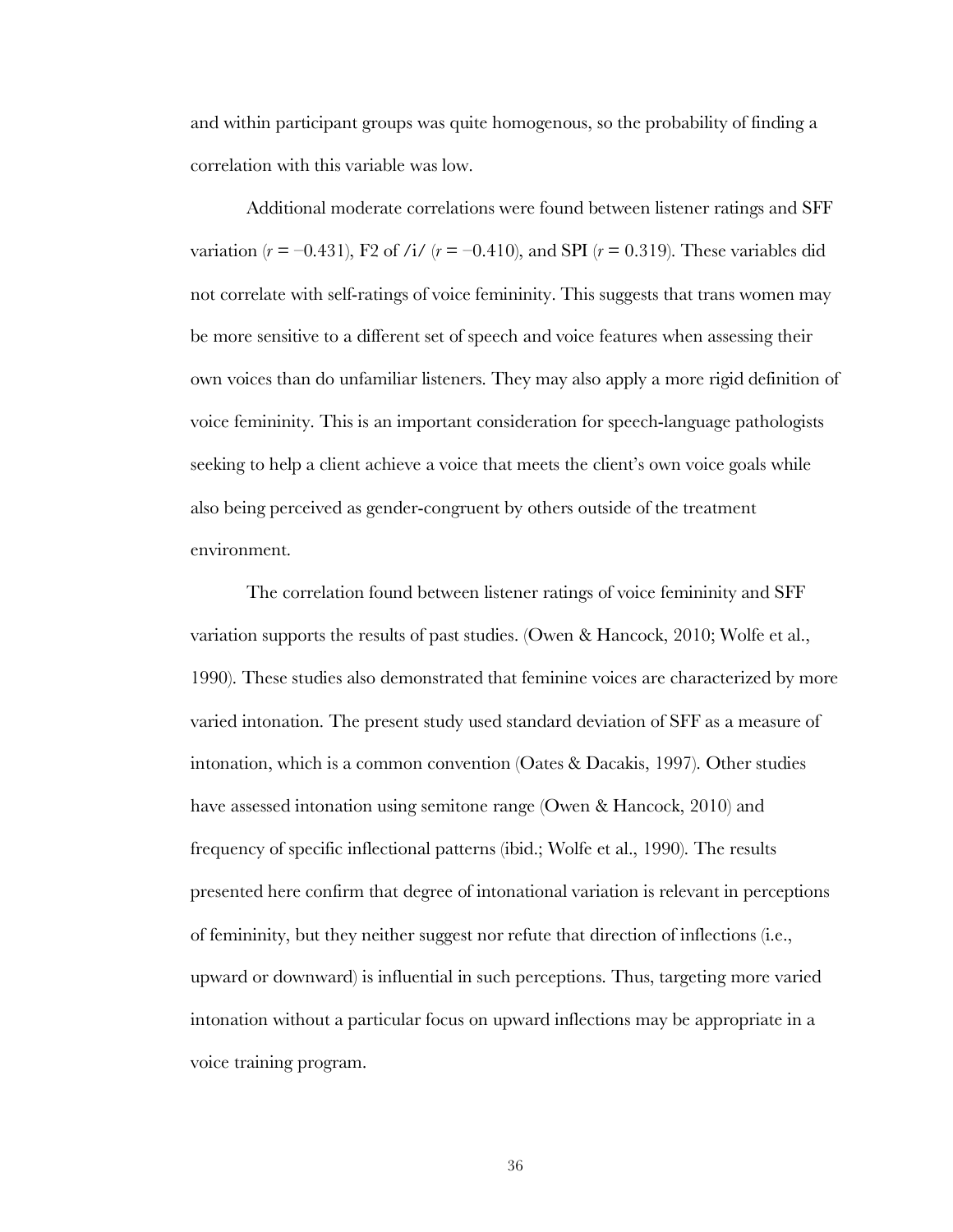and within participant groups was quite homogenous, so the probability of finding a correlation with this variable was low.

Additional moderate correlations were found between listener ratings and SFF variation ($r = -0.431$), F2 of /i/ ($r = -0.410$), and SPI ($r = 0.319$). These variables did not correlate with self-ratings of voice femininity. This suggests that trans women may be more sensitive to a different set of speech and voice features when assessing their own voices than do unfamiliar listeners. They may also apply a more rigid definition of voice femininity. This is an important consideration for speech-language pathologists seeking to help a client achieve a voice that meets the client's own voice goals while also being perceived as gender-congruent by others outside of the treatment environment.

The correlation found between listener ratings of voice femininity and SFF variation supports the results of past studies. (Owen & Hancock, 2010; Wolfe et al., 1990). These studies also demonstrated that feminine voices are characterized by more varied intonation. The present study used standard deviation of SFF as a measure of intonation, which is a common convention (Oates & Dacakis, 1997). Other studies have assessed intonation using semitone range (Owen & Hancock, 2010) and frequency of specific inflectional patterns (ibid.; Wolfe et al., 1990). The results presented here confirm that degree of intonational variation is relevant in perceptions of femininity, but they neither suggest nor refute that direction of inflections (i.e., upward or downward) is influential in such perceptions. Thus, targeting more varied intonation without a particular focus on upward inflections may be appropriate in a voice training program.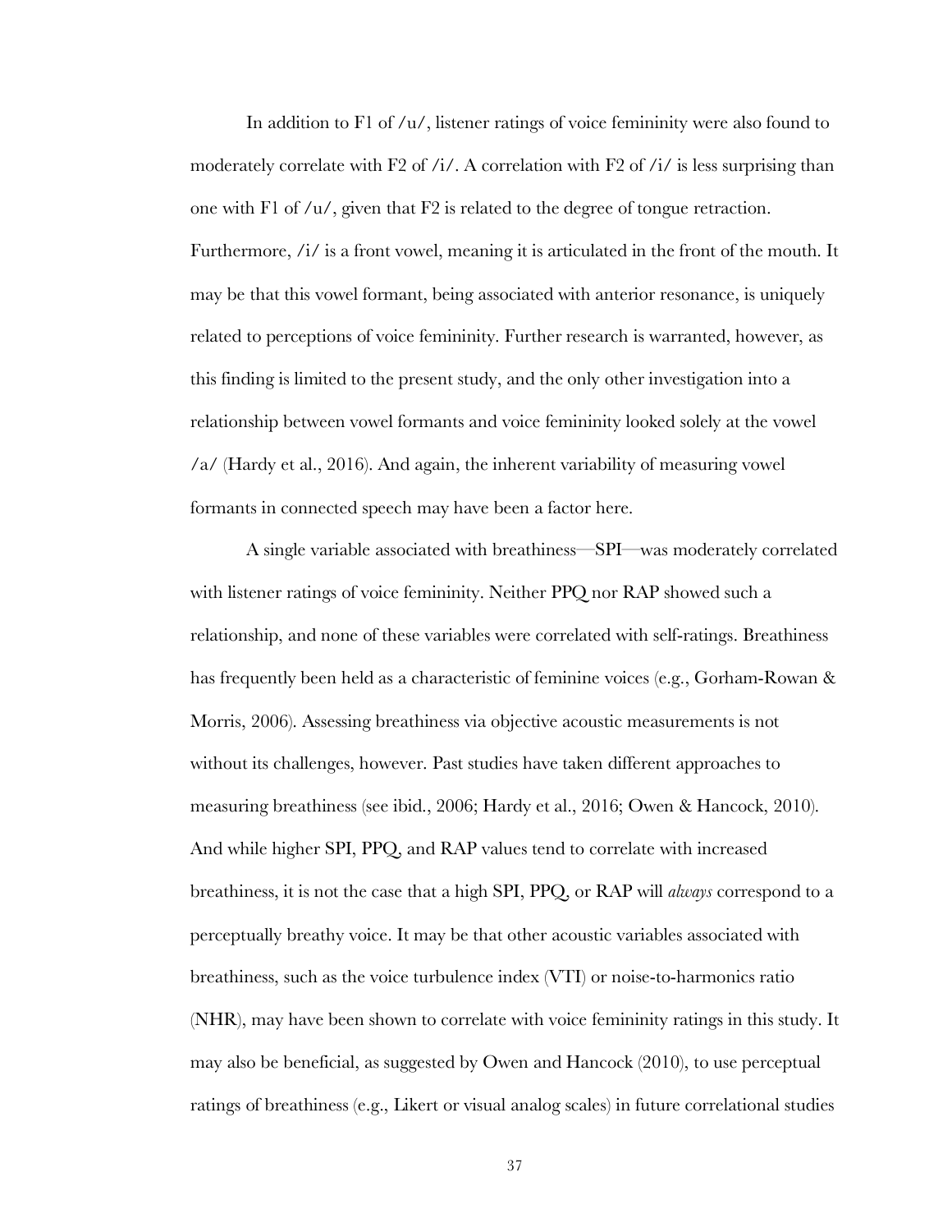In addition to F1 of /u/, listener ratings of voice femininity were also found to moderately correlate with F2 of /i/. A correlation with F2 of /i/ is less surprising than one with F1 of /u/, given that F2 is related to the degree of tongue retraction. Furthermore, /i/ is a front vowel, meaning it is articulated in the front of the mouth. It may be that this vowel formant, being associated with anterior resonance, is uniquely related to perceptions of voice femininity. Further research is warranted, however, as this finding is limited to the present study, and the only other investigation into a relationship between vowel formants and voice femininity looked solely at the vowel /a/ (Hardy et al., 2016). And again, the inherent variability of measuring vowel formants in connected speech may have been a factor here.

A single variable associated with breathiness—SPI—was moderately correlated with listener ratings of voice femininity. Neither PPQ nor RAP showed such a relationship, and none of these variables were correlated with self-ratings. Breathiness has frequently been held as a characteristic of feminine voices (e.g., Gorham-Rowan & Morris, 2006). Assessing breathiness via objective acoustic measurements is not without its challenges, however. Past studies have taken different approaches to measuring breathiness (see ibid., 2006; Hardy et al., 2016; Owen & Hancock, 2010). And while higher SPI, PPQ, and RAP values tend to correlate with increased breathiness, it is not the case that a high SPI, PPQ, or RAP will *always* correspond to a perceptually breathy voice. It may be that other acoustic variables associated with breathiness, such as the voice turbulence index (VTI) or noise-to-harmonics ratio (NHR), may have been shown to correlate with voice femininity ratings in this study. It may also be beneficial, as suggested by Owen and Hancock (2010), to use perceptual ratings of breathiness (e.g., Likert or visual analog scales) in future correlational studies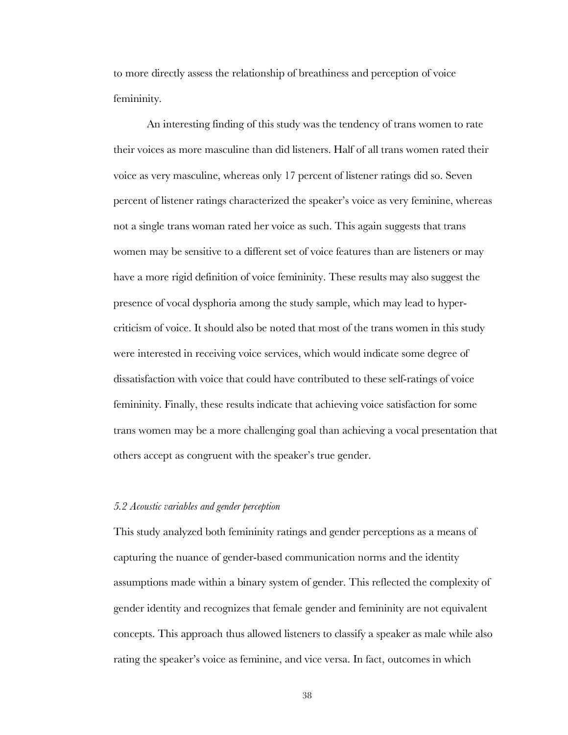to more directly assess the relationship of breathiness and perception of voice femininity.

An interesting finding of this study was the tendency of trans women to rate their voices as more masculine than did listeners. Half of all trans women rated their voice as very masculine, whereas only 17 percent of listener ratings did so. Seven percent of listener ratings characterized the speaker's voice as very feminine, whereas not a single trans woman rated her voice as such. This again suggests that trans women may be sensitive to a different set of voice features than are listeners or may have a more rigid definition of voice femininity. These results may also suggest the presence of vocal dysphoria among the study sample, which may lead to hyper-criticism of voice. It should also be noted that most of the trans women in this study were interested in receiving voice services, which would indicate some degree of dissatisfaction with voice that could have contributed to these self-ratings of voice femininity. Finally, these results indicate that achieving voice satisfaction for some trans women may be a more challenging goal than achieving a vocal presentation that others accept as congruent with the speaker's true gender.

### *5.2 Acoustic variables and gender perception*

This study analyzed both femininity ratings and gender perceptions as a means of capturing the nuance of gender-based communication norms and the identity assumptions made within a binary system of gender. This reflected the complexity of gender identity and recognizes that female gender and femininity are not equivalent concepts. This approach thus allowed listeners to classify a speaker as male while also rating the speaker's voice as feminine, and vice versa. In fact, outcomes in which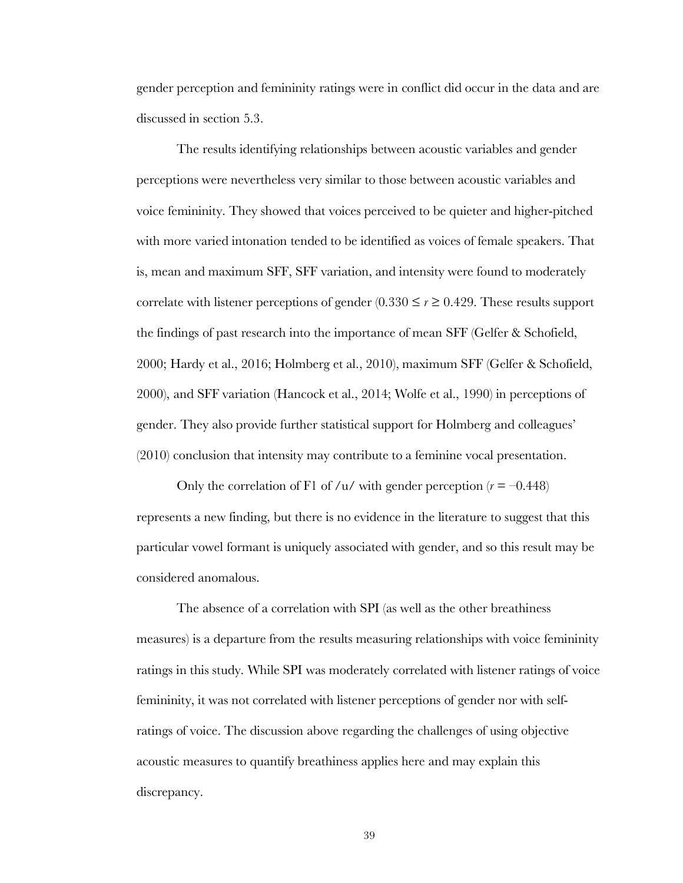gender perception and femininity ratings were in conflict did occur in the data and are discussed in section 5.3.

The results identifying relationships between acoustic variables and gender perceptions were nevertheless very similar to those between acoustic variables and voice femininity. They showed that voices perceived to be quieter and higher-pitched with more varied intonation tended to be identified as voices of female speakers. That is, mean and maximum SFF, SFF variation, and intensity were found to moderately correlate with listener perceptions of gender ($0.330 \leq r \geq 0.429$. These results support the findings of past research into the importance of mean SFF (Gelfer & Schofield, 2000; Hardy et al., 2016; Holmberg et al., 2010), maximum SFF (Gelfer & Schofield, 2000), and SFF variation (Hancock et al., 2014; Wolfe et al., 1990) in perceptions of gender. They also provide further statistical support for Holmberg and colleagues' (2010) conclusion that intensity may contribute to a feminine vocal presentation.

Only the correlation of F1 of /u/ with gender perception ($r = -0.448$) represents a new finding, but there is no evidence in the literature to suggest that this particular vowel formant is uniquely associated with gender, and so this result may be considered anomalous.

The absence of a correlation with SPI (as well as the other breathiness measures) is a departure from the results measuring relationships with voice femininity ratings in this study. While SPI was moderately correlated with listener ratings of voice femininity, it was not correlated with listener perceptions of gender nor with self-ratings of voice. The discussion above regarding the challenges of using objective acoustic measures to quantify breathiness applies here and may explain this discrepancy.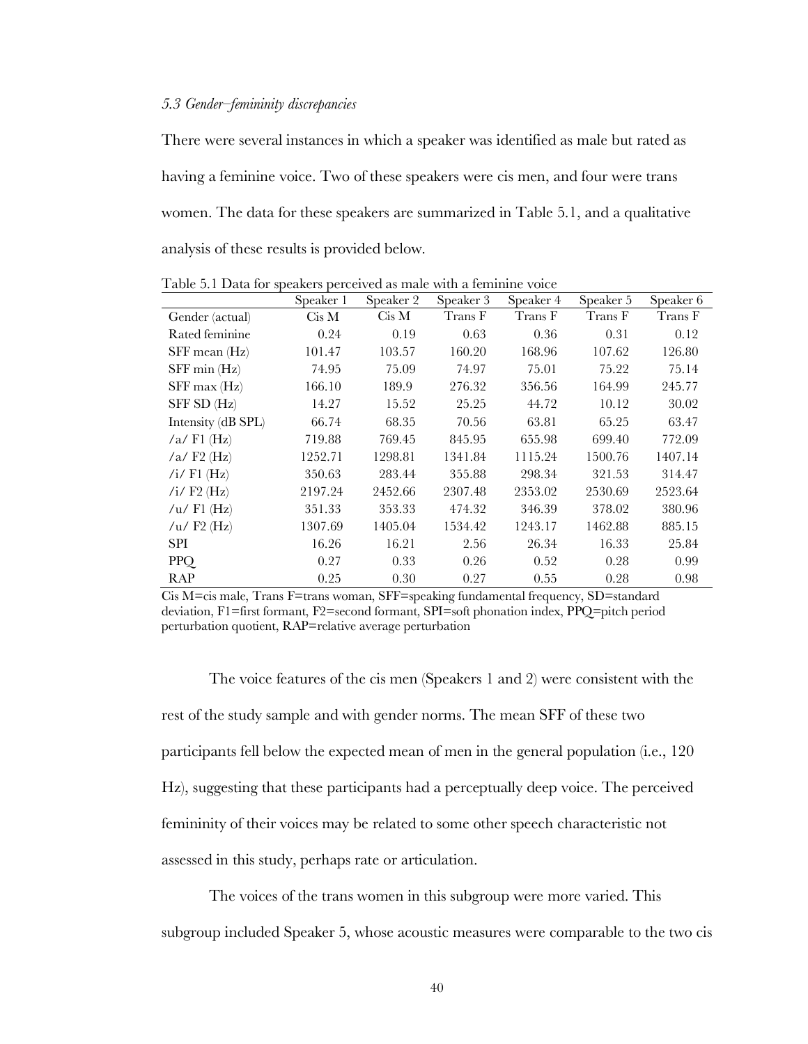### *5.3 Gender–femininity discrepancies*

There were several instances in which a speaker was identified as male but rated as having a feminine voice. Two of these speakers were cis men, and four were trans women. The data for these speakers are summarized in Table 5.1, and a qualitative analysis of these results is provided below.

Table 5.1 Data for speakers perceived as male with a feminine voice

| | Speaker 1 | Speaker 2 | Speaker 3 | Speaker 4 | Speaker 5 | Speaker 6 |
|---|---|---|---|---|---|---|
| Gender (actual) | Cis M | Cis M | Trans F | Trans F | Trans F | Trans F |
| Rated feminine | 0.24 | 0.19 | 0.63 | 0.36 | 0.31 | 0.12 |
| SFF mean (Hz) | 101.47 | 103.57 | 160.20 | 168.96 | 107.62 | 126.80 |
| SFF min (Hz) | 74.95 | 75.09 | 74.97 | 75.01 | 75.22 | 75.14 |
| SFF max (Hz) | 166.10 | 189.9 | 276.32 | 356.56 | 164.99 | 245.77 |
| SFF SD (Hz) | 14.27 | 15.52 | 25.25 | 44.72 | 10.12 | 30.02 |
| Intensity (dB SPL) | 66.74 | 68.35 | 70.56 | 63.81 | 65.25 | 63.47 |
| /a/ F1 (Hz) | 719.88 | 769.45 | 845.95 | 655.98 | 699.40 | 772.09 |
| /a/ F2 (Hz) | 1252.71 | 1298.81 | 1341.84 | 1115.24 | 1500.76 | 1407.14 |
| /i/ F1 (Hz) | 350.63 | 283.44 | 355.88 | 298.34 | 321.53 | 314.47 |
| /i/ F2 (Hz) | 2197.24 | 2452.66 | 2307.48 | 2353.02 | 2530.69 | 2523.64 |
| /u/ F1 (Hz) | 351.33 | 353.33 | 474.32 | 346.39 | 378.02 | 380.96 |
| /u/ F2 (Hz) | 1307.69 | 1405.04 | 1534.42 | 1243.17 | 1462.88 | 885.15 |
| SPI | 16.26 | 16.21 | 2.56 | 26.34 | 16.33 | 25.84 |
| PPQ | 0.27 | 0.33 | 0.26 | 0.52 | 0.28 | 0.99 |
| RAP | 0.25 | 0.30 | 0.27 | 0.55 | 0.28 | 0.98 |

Cis M=cis male, Trans F=trans woman, SFF=speaking fundamental frequency, SD=standard deviation, F1=first formant, F2=second formant, SPI=soft phonation index, PPQ=pitch period perturbation quotient, RAP=relative average perturbation

The voice features of the cis men (Speakers 1 and 2) were consistent with the rest of the study sample and with gender norms. The mean SFF of these two participants fell below the expected mean of men in the general population (i.e., 120 Hz), suggesting that these participants had a perceptually deep voice. The perceived femininity of their voices may be related to some other speech characteristic not assessed in this study, perhaps rate or articulation.

The voices of the trans women in this subgroup were more varied. This subgroup included Speaker 5, whose acoustic measures were comparable to the two cis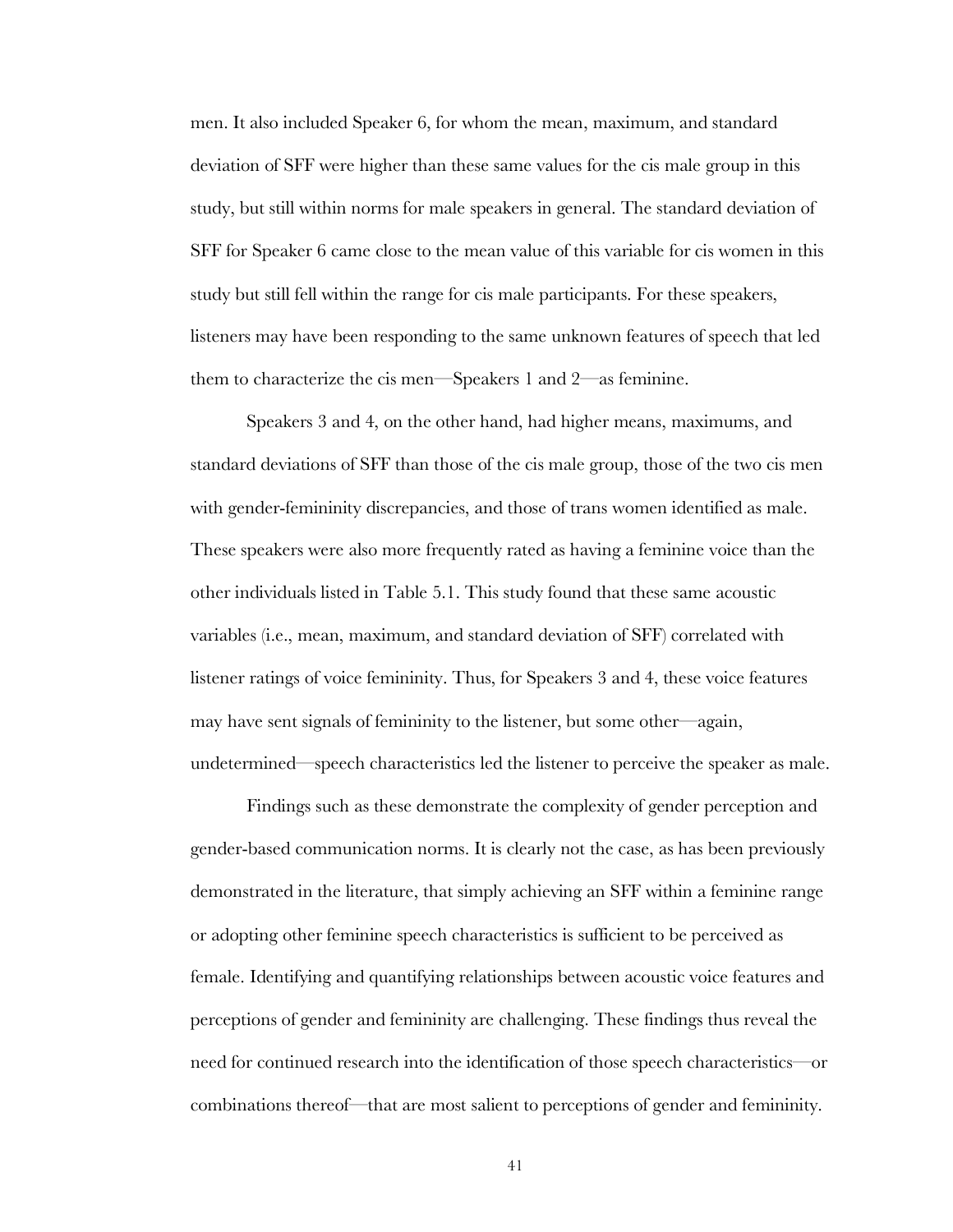men. It also included Speaker 6, for whom the mean, maximum, and standard deviation of SFF were higher than these same values for the cis male group in this study, but still within norms for male speakers in general. The standard deviation of SFF for Speaker 6 came close to the mean value of this variable for cis women in this study but still fell within the range for cis male participants. For these speakers, listeners may have been responding to the same unknown features of speech that led them to characterize the cis men—Speakers 1 and 2—as feminine.

Speakers 3 and 4, on the other hand, had higher means, maximums, and standard deviations of SFF than those of the cis male group, those of the two cis men with gender-femininity discrepancies, and those of trans women identified as male. These speakers were also more frequently rated as having a feminine voice than the other individuals listed in Table 5.1. This study found that these same acoustic variables (i.e., mean, maximum, and standard deviation of SFF) correlated with listener ratings of voice femininity. Thus, for Speakers 3 and 4, these voice features may have sent signals of femininity to the listener, but some other—again, undetermined—speech characteristics led the listener to perceive the speaker as male.

Findings such as these demonstrate the complexity of gender perception and gender-based communication norms. It is clearly not the case, as has been previously demonstrated in the literature, that simply achieving an SFF within a feminine range or adopting other feminine speech characteristics is sufficient to be perceived as female. Identifying and quantifying relationships between acoustic voice features and perceptions of gender and femininity are challenging. These findings thus reveal the need for continued research into the identification of those speech characteristics—or combinations thereof—that are most salient to perceptions of gender and femininity.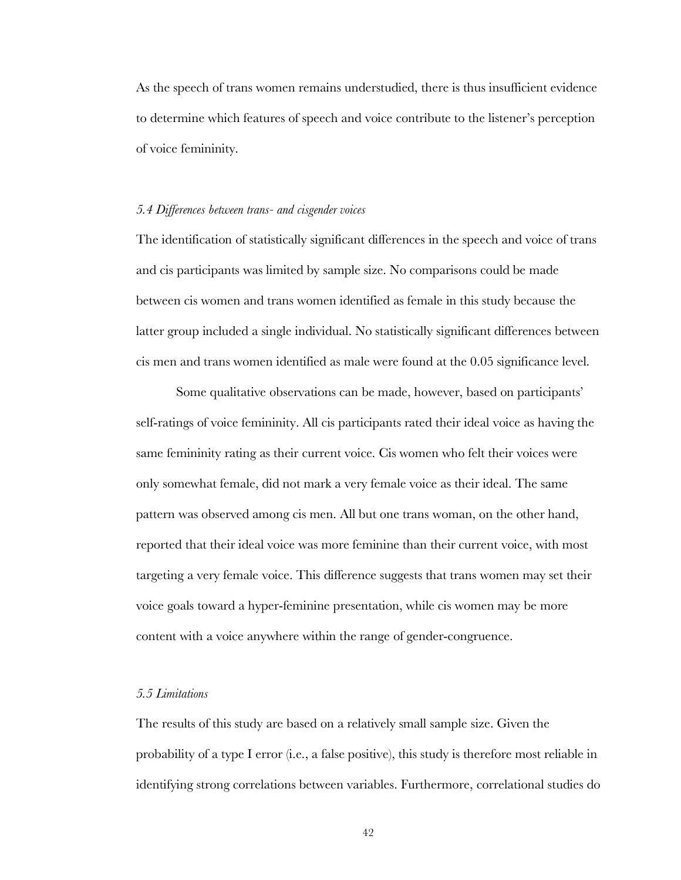As the speech of trans women remains understudied, there is thus insufficient evidence to determine which features of speech and voice contribute to the listener's perception of voice femininity.

### *5.4 Differences between trans- and cisgender voices*

The identification of statistically significant differences in the speech and voice of trans and cis participants was limited by sample size. No comparisons could be made between cis women and trans women identified as female in this study because the latter group included a single individual. No statistically significant differences between cis men and trans women identified as male were found at the 0.05 significance level.

Some qualitative observations can be made, however, based on participants' self-ratings of voice femininity. All cis participants rated their ideal voice as having the same femininity rating as their current voice. Cis women who felt their voices were only somewhat female, did not mark a very female voice as their ideal. The same pattern was observed among cis men. All but one trans woman, on the other hand, reported that their ideal voice was more feminine than their current voice, with most targeting a very female voice. This difference suggests that trans women may set their voice goals toward a hyper-feminine presentation, while cis women may be more content with a voice anywhere within the range of gender-congruence.

### *5.5 Limitations*

The results of this study are based on a relatively small sample size. Given the probability of a type I error (i.e., a false positive), this study is therefore most reliable in identifying strong correlations between variables. Furthermore, correlational studies do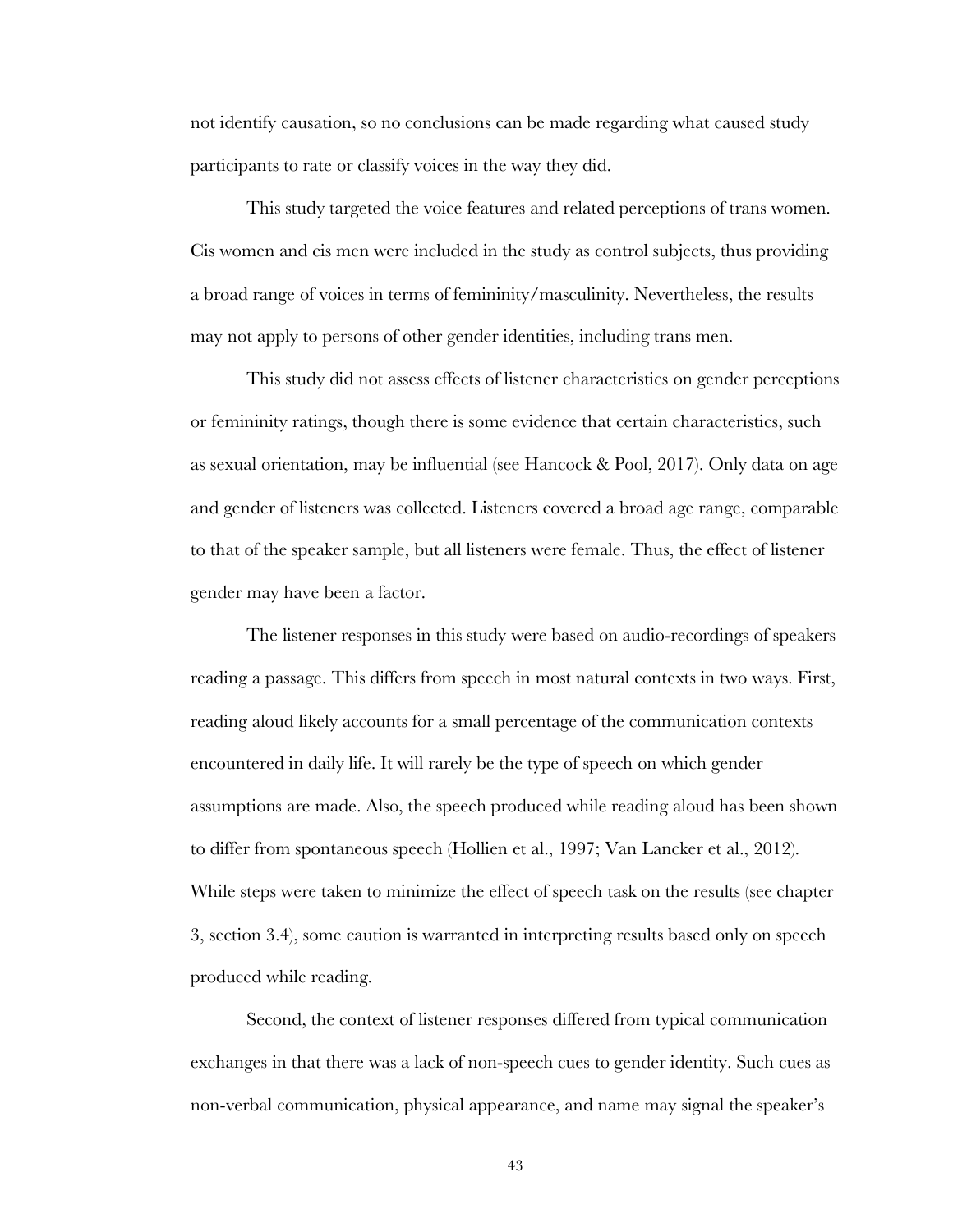not identify causation, so no conclusions can be made regarding what caused study participants to rate or classify voices in the way they did.

This study targeted the voice features and related perceptions of trans women. Cis women and cis men were included in the study as control subjects, thus providing a broad range of voices in terms of femininity/masculinity. Nevertheless, the results may not apply to persons of other gender identities, including trans men.

This study did not assess effects of listener characteristics on gender perceptions or femininity ratings, though there is some evidence that certain characteristics, such as sexual orientation, may be influential (see Hancock & Pool, 2017). Only data on age and gender of listeners was collected. Listeners covered a broad age range, comparable to that of the speaker sample, but all listeners were female. Thus, the effect of listener gender may have been a factor.

The listener responses in this study were based on audio-recordings of speakers reading a passage. This differs from speech in most natural contexts in two ways. First, reading aloud likely accounts for a small percentage of the communication contexts encountered in daily life. It will rarely be the type of speech on which gender assumptions are made. Also, the speech produced while reading aloud has been shown to differ from spontaneous speech (Hollien et al., 1997; Van Lancker et al., 2012). While steps were taken to minimize the effect of speech task on the results (see chapter 3, section 3.4), some caution is warranted in interpreting results based only on speech produced while reading.

Second, the context of listener responses differed from typical communication exchanges in that there was a lack of non-speech cues to gender identity. Such cues as non-verbal communication, physical appearance, and name may signal the speaker's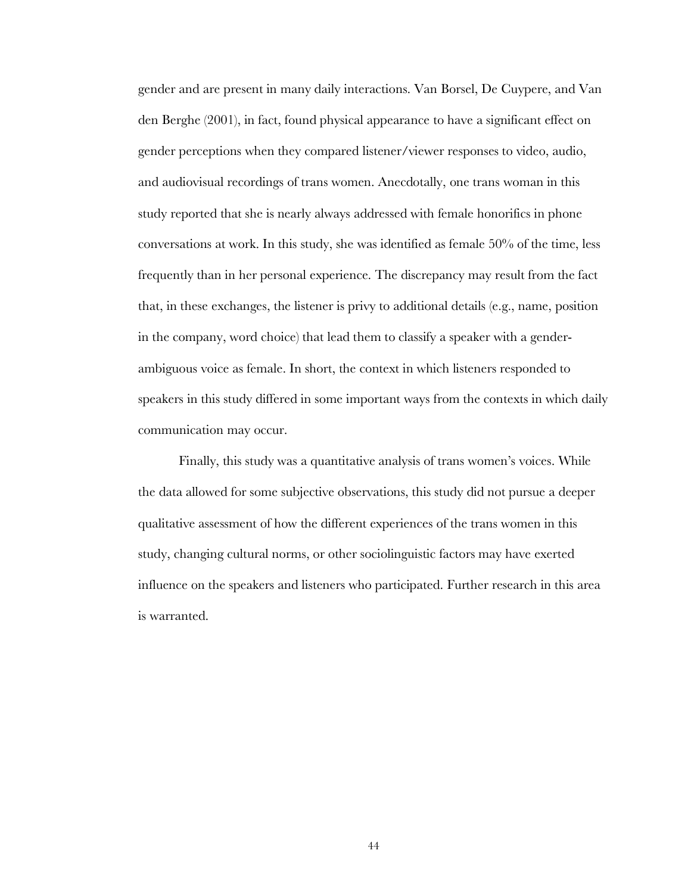gender and are present in many daily interactions. Van Borsel, De Cuypere, and Van den Berghe (2001), in fact, found physical appearance to have a significant effect on gender perceptions when they compared listener/viewer responses to video, audio, and audiovisual recordings of trans women. Anecdotally, one trans woman in this study reported that she is nearly always addressed with female honorifics in phone conversations at work. In this study, she was identified as female 50% of the time, less frequently than in her personal experience. The discrepancy may result from the fact that, in these exchanges, the listener is privy to additional details (e.g., name, position in the company, word choice) that lead them to classify a speaker with a gender-ambiguous voice as female. In short, the context in which listeners responded to speakers in this study differed in some important ways from the contexts in which daily communication may occur.

Finally, this study was a quantitative analysis of trans women's voices. While the data allowed for some subjective observations, this study did not pursue a deeper qualitative assessment of how the different experiences of the trans women in this study, changing cultural norms, or other sociolinguistic factors may have exerted influence on the speakers and listeners who participated. Further research in this area is warranted.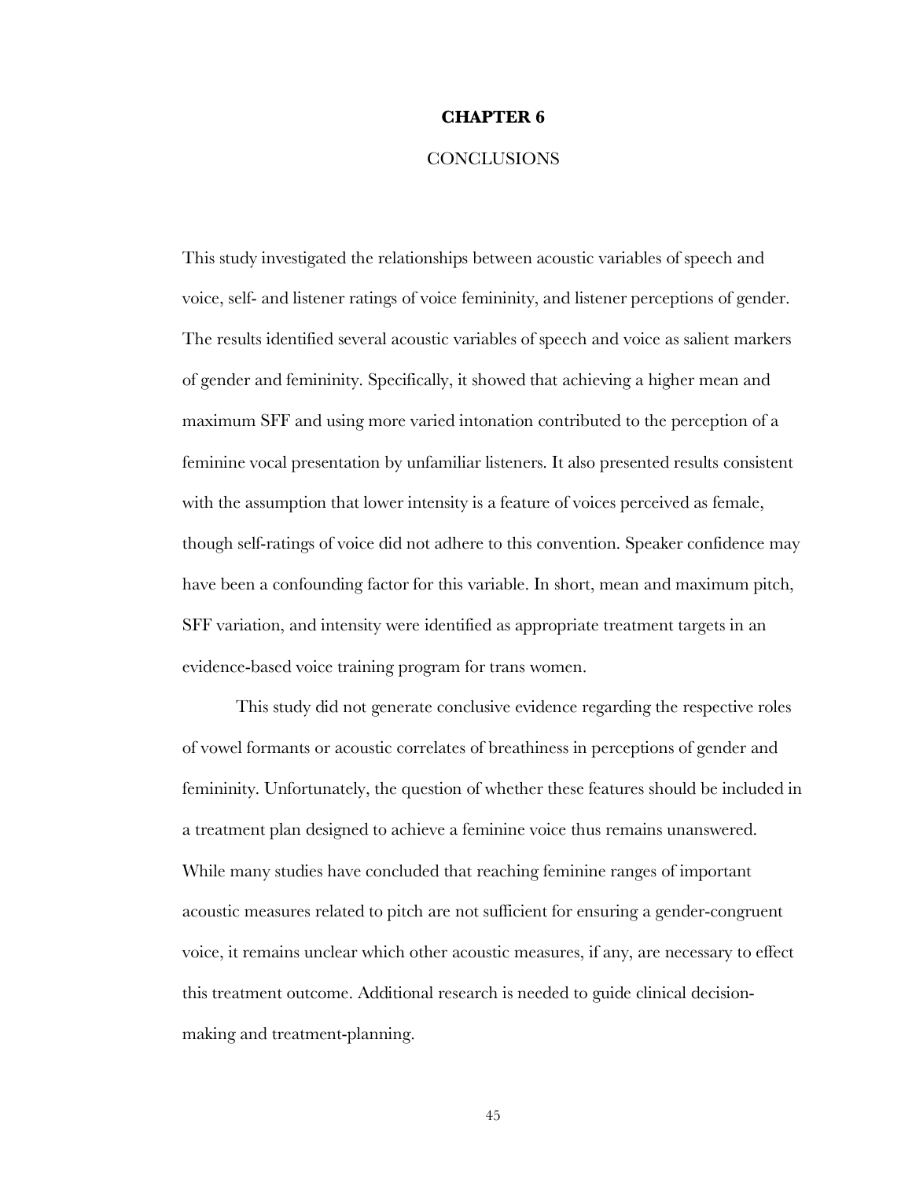# CHAPTER 6

## CONCLUSIONS

This study investigated the relationships between acoustic variables of speech and voice, self- and listener ratings of voice femininity, and listener perceptions of gender. The results identified several acoustic variables of speech and voice as salient markers of gender and femininity. Specifically, it showed that achieving a higher mean and maximum SFF and using more varied intonation contributed to the perception of a feminine vocal presentation by unfamiliar listeners. It also presented results consistent with the assumption that lower intensity is a feature of voices perceived as female, though self-ratings of voice did not adhere to this convention. Speaker confidence may have been a confounding factor for this variable. In short, mean and maximum pitch, SFF variation, and intensity were identified as appropriate treatment targets in an evidence-based voice training program for trans women.

This study did not generate conclusive evidence regarding the respective roles of vowel formants or acoustic correlates of breathiness in perceptions of gender and femininity. Unfortunately, the question of whether these features should be included in a treatment plan designed to achieve a feminine voice thus remains unanswered. While many studies have concluded that reaching feminine ranges of important acoustic measures related to pitch are not sufficient for ensuring a gender-congruent voice, it remains unclear which other acoustic measures, if any, are necessary to effect this treatment outcome. Additional research is needed to guide clinical decision-making and treatment-planning.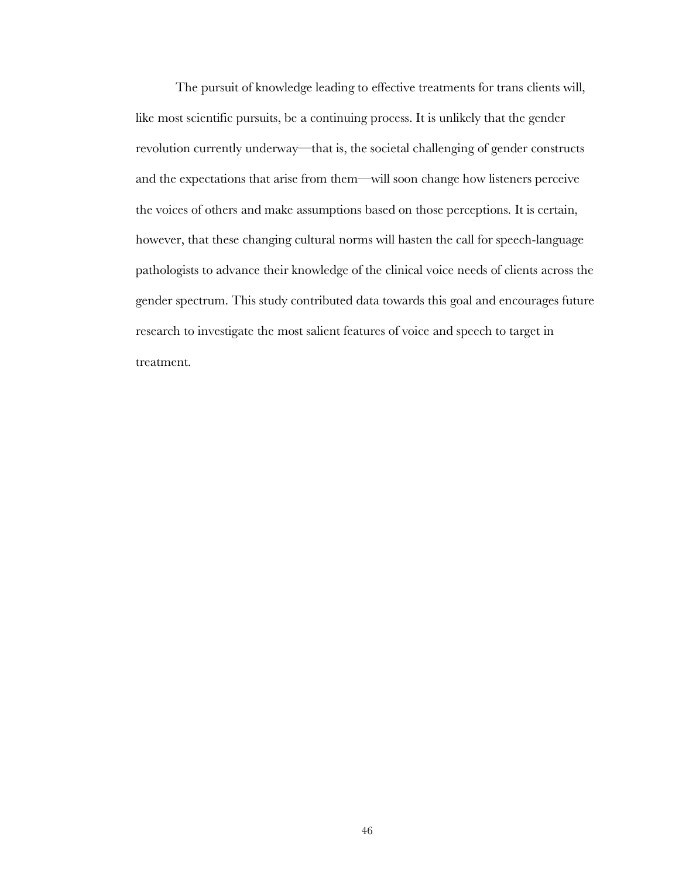The pursuit of knowledge leading to effective treatments for trans clients will, like most scientific pursuits, be a continuing process. It is unlikely that the gender revolution currently underway—that is, the societal challenging of gender constructs and the expectations that arise from them—will soon change how listeners perceive the voices of others and make assumptions based on those perceptions. It is certain, however, that these changing cultural norms will hasten the call for speech-language pathologists to advance their knowledge of the clinical voice needs of clients across the gender spectrum. This study contributed data towards this goal and encourages future research to investigate the most salient features of voice and speech to target in treatment.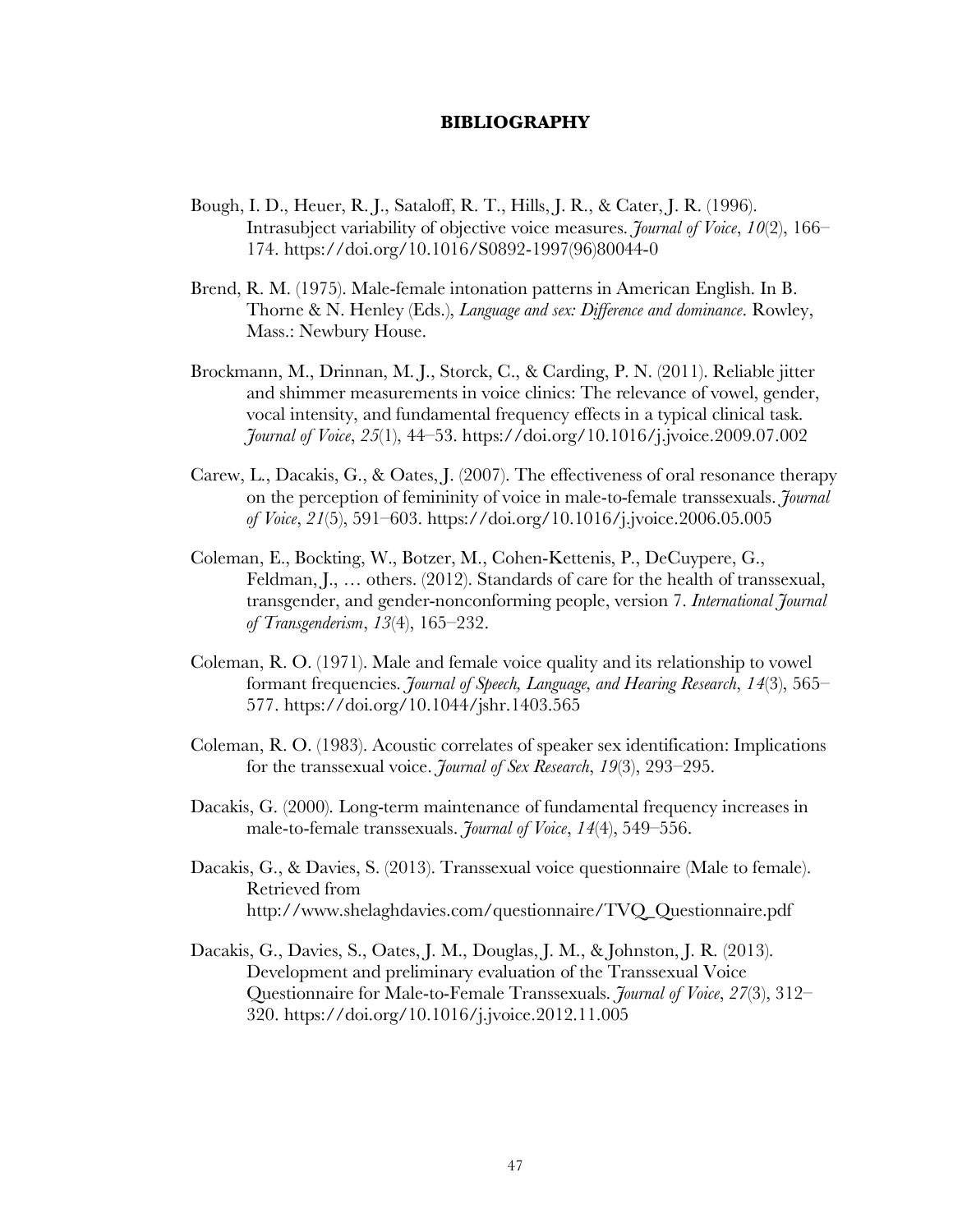# BIBLIOGRAPHY

Bough, I. D., Heuer, R. J., Sataloff, R. T., Hills, J. R., & Cater, J. R. (1996). Intrasubject variability of objective voice measures. *Journal of Voice*, *10*(2), 166–174. https://doi.org/10.1016/S0892-1997(96)80044-0

Brend, R. M. (1975). Male-female intonation patterns in American English. In B. Thorne & N. Henley (Eds.), *Language and sex: Difference and dominance*. Rowley, Mass.: Newbury House.

Brockmann, M., Drinnan, M. J., Storck, C., & Carding, P. N. (2011). Reliable jitter and shimmer measurements in voice clinics: The relevance of vowel, gender, vocal intensity, and fundamental frequency effects in a typical clinical task. *Journal of Voice*, *25*(1), 44–53. https://doi.org/10.1016/j.jvoice.2009.07.002

Carew, L., Dacakis, G., & Oates, J. (2007). The effectiveness of oral resonance therapy on the perception of femininity of voice in male-to-female transsexuals. *Journal of Voice*, *21*(5), 591–603. https://doi.org/10.1016/j.jvoice.2006.05.005

Coleman, E., Bockting, W., Botzer, M., Cohen-Kettenis, P., DeCuypere, G., Feldman, J., … others. (2012). Standards of care for the health of transsexual, transgender, and gender-nonconforming people, version 7. *International Journal of Transgenderism*, *13*(4), 165–232.

Coleman, R. O. (1971). Male and female voice quality and its relationship to vowel formant frequencies. *Journal of Speech, Language, and Hearing Research*, *14*(3), 565–577. https://doi.org/10.1044/jshr.1403.565

Coleman, R. O. (1983). Acoustic correlates of speaker sex identification: Implications for the transsexual voice. *Journal of Sex Research*, *19*(3), 293–295.

Dacakis, G. (2000). Long-term maintenance of fundamental frequency increases in male-to-female transsexuals. *Journal of Voice*, *14*(4), 549–556.

Dacakis, G., & Davies, S. (2013). Transsexual voice questionnaire (Male to female). Retrieved from http://www.shelaghdavies.com/questionnaire/TVQ_Questionnaire.pdf

Dacakis, G., Davies, S., Oates, J. M., Douglas, J. M., & Johnston, J. R. (2013). Development and preliminary evaluation of the Transsexual Voice Questionnaire for Male-to-Female Transsexuals. *Journal of Voice*, *27*(3), 312–320. https://doi.org/10.1016/j.jvoice.2012.11.005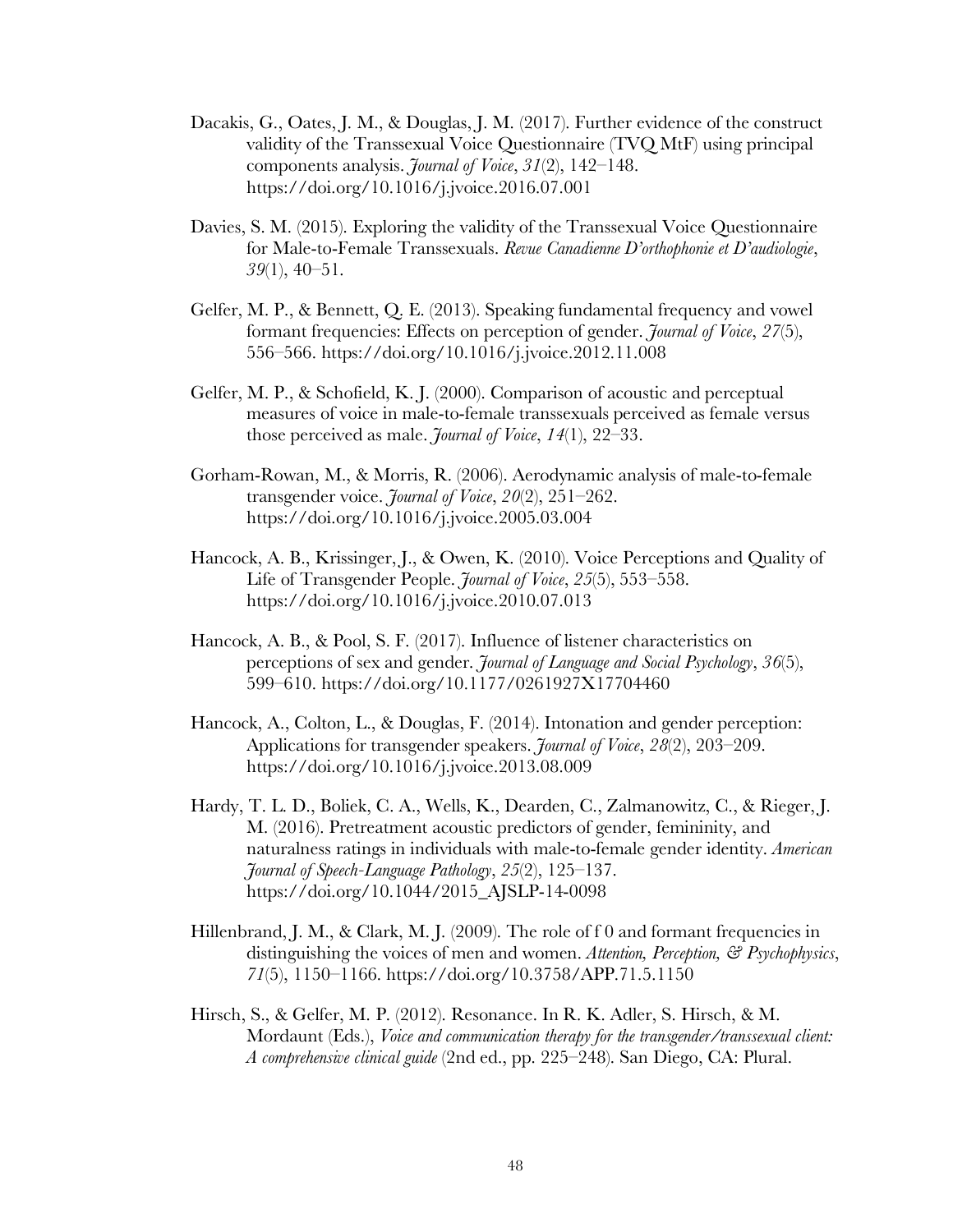Dacakis, G., Oates, J. M., & Douglas, J. M. (2017). Further evidence of the construct validity of the Transsexual Voice Questionnaire (TVQ MtF) using principal components analysis. *Journal of Voice*, *31*(2), 142–148. https://doi.org/10.1016/j.jvoice.2016.07.001

Davies, S. M. (2015). Exploring the validity of the Transsexual Voice Questionnaire for Male-to-Female Transsexuals. *Revue Canadienne D'orthophonie et D'audiologie*, *39*(1), 40–51.

Gelfer, M. P., & Bennett, Q. E. (2013). Speaking fundamental frequency and vowel formant frequencies: Effects on perception of gender. *Journal of Voice*, *27*(5), 556–566. https://doi.org/10.1016/j.jvoice.2012.11.008

Gelfer, M. P., & Schofield, K. J. (2000). Comparison of acoustic and perceptual measures of voice in male-to-female transsexuals perceived as female versus those perceived as male. *Journal of Voice*, *14*(1), 22–33.

Gorham-Rowan, M., & Morris, R. (2006). Aerodynamic analysis of male-to-female transgender voice. *Journal of Voice*, *20*(2), 251–262. https://doi.org/10.1016/j.jvoice.2005.03.004

Hancock, A. B., Krissinger, J., & Owen, K. (2010). Voice Perceptions and Quality of Life of Transgender People. *Journal of Voice*, *25*(5), 553–558. https://doi.org/10.1016/j.jvoice.2010.07.013

Hancock, A. B., & Pool, S. F. (2017). Influence of listener characteristics on perceptions of sex and gender. *Journal of Language and Social Psychology*, *36*(5), 599–610. https://doi.org/10.1177/0261927X17704460

Hancock, A., Colton, L., & Douglas, F. (2014). Intonation and gender perception: Applications for transgender speakers. *Journal of Voice*, *28*(2), 203–209. https://doi.org/10.1016/j.jvoice.2013.08.009

Hardy, T. L. D., Boliek, C. A., Wells, K., Dearden, C., Zalmanowitz, C., & Rieger, J. M. (2016). Pretreatment acoustic predictors of gender, femininity, and naturalness ratings in individuals with male-to-female gender identity. *American Journal of Speech-Language Pathology*, *25*(2), 125–137. https://doi.org/10.1044/2015_AJSLP-14-0098

Hillenbrand, J. M., & Clark, M. J. (2009). The role of f 0 and formant frequencies in distinguishing the voices of men and women. *Attention, Perception, & Psychophysics*, *71*(5), 1150–1166. https://doi.org/10.3758/APP.71.5.1150

Hirsch, S., & Gelfer, M. P. (2012). Resonance. In R. K. Adler, S. Hirsch, & M. Mordaunt (Eds.), *Voice and communication therapy for the transgender/transsexual client: A comprehensive clinical guide* (2nd ed., pp. 225–248). San Diego, CA: Plural.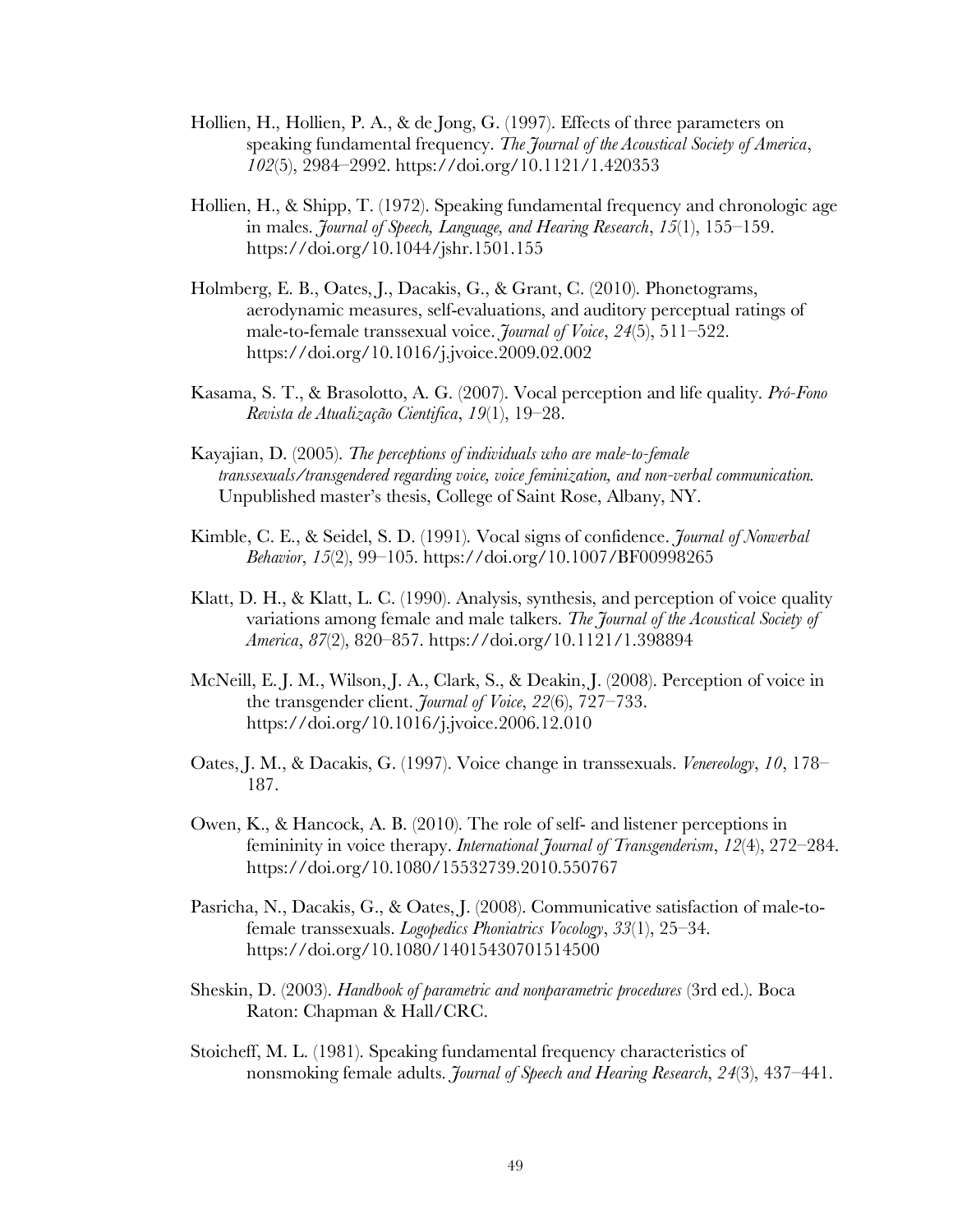Hollien, H., Hollien, P. A., & de Jong, G. (1997). Effects of three parameters on speaking fundamental frequency. *The Journal of the Acoustical Society of America*, *102*(5), 2984–2992. https://doi.org/10.1121/1.420353

Hollien, H., & Shipp, T. (1972). Speaking fundamental frequency and chronologic age in males. *Journal of Speech, Language, and Hearing Research*, *15*(1), 155–159. https://doi.org/10.1044/jshr.1501.155

Holmberg, E. B., Oates, J., Dacakis, G., & Grant, C. (2010). Phonetograms, aerodynamic measures, self-evaluations, and auditory perceptual ratings of male-to-female transsexual voice. *Journal of Voice*, *24*(5), 511–522. https://doi.org/10.1016/j.jvoice.2009.02.002

Kasama, S. T., & Brasolotto, A. G. (2007). Vocal perception and life quality. *Pró-Fono Revista de Atualização Cientifica*, *19*(1), 19–28.

Kayajian, D. (2005). *The perceptions of individuals who are male-to-female transsexuals/transgendered regarding voice, voice feminization, and non-verbal communication.* Unpublished master's thesis, College of Saint Rose, Albany, NY.

Kimble, C. E., & Seidel, S. D. (1991). Vocal signs of confidence. *Journal of Nonverbal Behavior*, *15*(2), 99–105. https://doi.org/10.1007/BF00998265

Klatt, D. H., & Klatt, L. C. (1990). Analysis, synthesis, and perception of voice quality variations among female and male talkers. *The Journal of the Acoustical Society of America*, *87*(2), 820–857. https://doi.org/10.1121/1.398894

McNeill, E. J. M., Wilson, J. A., Clark, S., & Deakin, J. (2008). Perception of voice in the transgender client. *Journal of Voice*, *22*(6), 727–733. https://doi.org/10.1016/j.jvoice.2006.12.010

Oates, J. M., & Dacakis, G. (1997). Voice change in transsexuals. *Venereology*, *10*, 178–187.

Owen, K., & Hancock, A. B. (2010). The role of self- and listener perceptions in femininity in voice therapy. *International Journal of Transgenderism*, *12*(4), 272–284. https://doi.org/10.1080/15532739.2010.550767

Pasricha, N., Dacakis, G., & Oates, J. (2008). Communicative satisfaction of male-to-female transsexuals. *Logopedics Phoniatrics Vocology*, *33*(1), 25–34. https://doi.org/10.1080/14015430701514500

Sheskin, D. (2003). *Handbook of parametric and nonparametric procedures* (3rd ed.). Boca Raton: Chapman & Hall/CRC.

Stoicheff, M. L. (1981). Speaking fundamental frequency characteristics of nonsmoking female adults. *Journal of Speech and Hearing Research*, *24*(3), 437–441.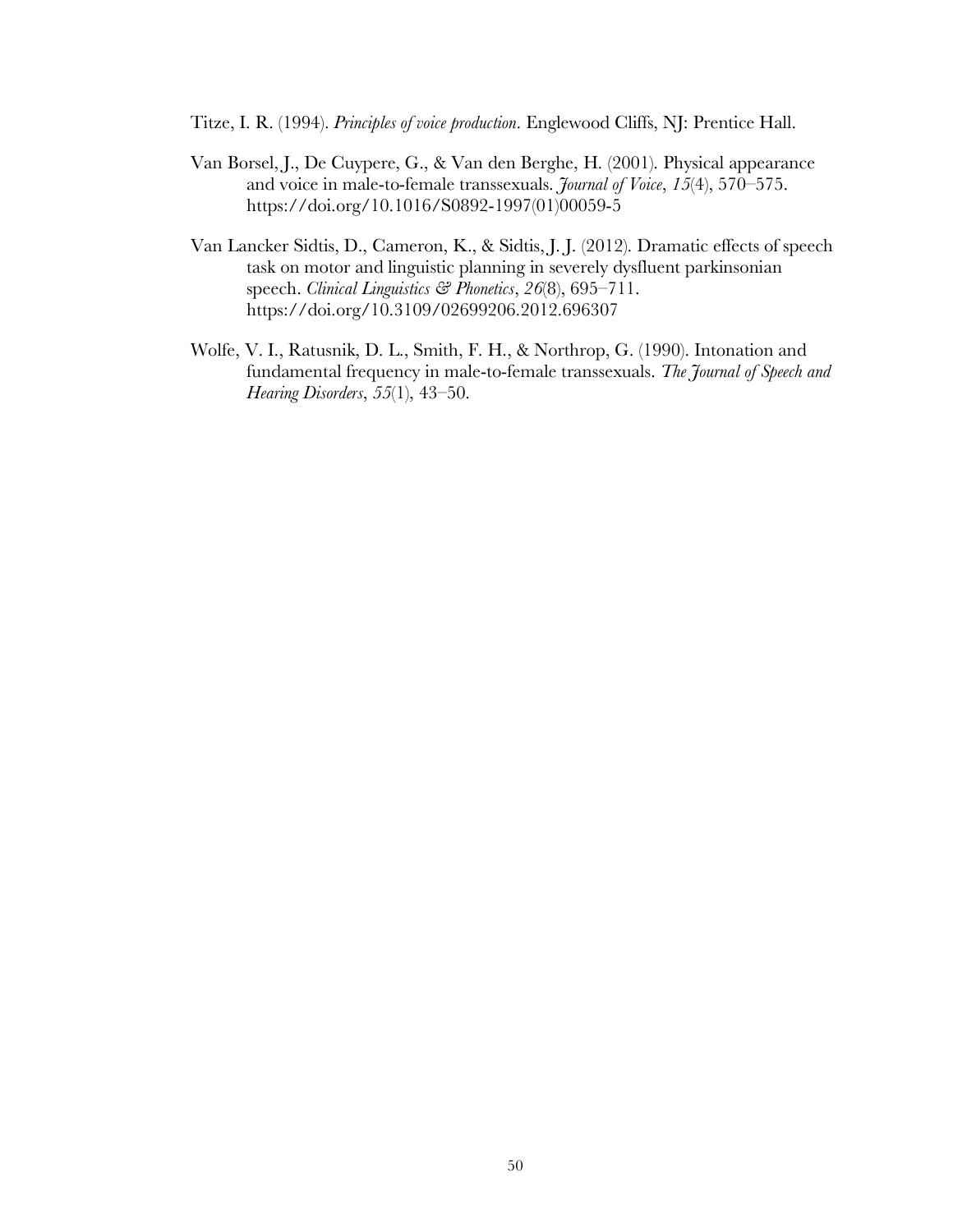Titze, I. R. (1994). *Principles of voice production*. Englewood Cliffs, NJ: Prentice Hall.

Van Borsel, J., De Cuypere, G., & Van den Berghe, H. (2001). Physical appearance and voice in male-to-female transsexuals. *Journal of Voice*, *15*(4), 570–575. https://doi.org/10.1016/S0892-1997(01)00059-5

Van Lancker Sidtis, D., Cameron, K., & Sidtis, J. J. (2012). Dramatic effects of speech task on motor and linguistic planning in severely dysfluent parkinsonian speech. *Clinical Linguistics & Phonetics*, *26*(8), 695–711. https://doi.org/10.3109/02699206.2012.696307

Wolfe, V. I., Ratusnik, D. L., Smith, F. H., & Northrop, G. (1990). Intonation and fundamental frequency in male-to-female transsexuals. *The Journal of Speech and Hearing Disorders*, *55*(1), 43–50.